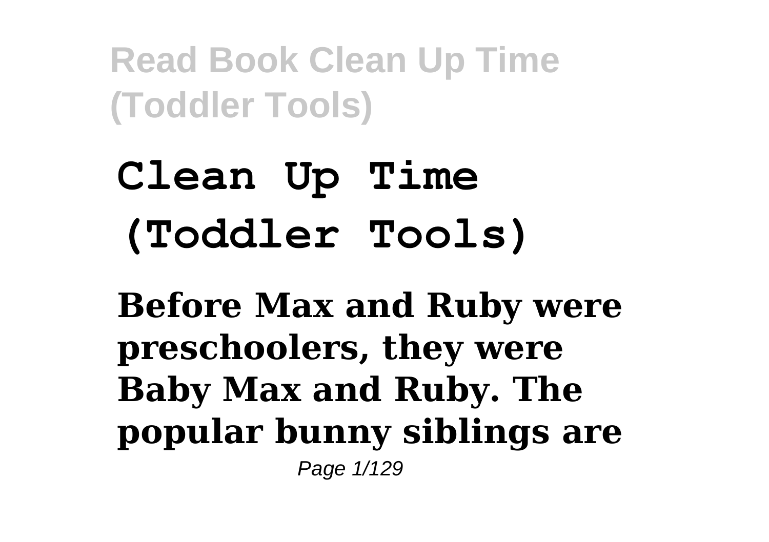# Clean Up Time (Toddler Tools)

**Before Max and Ruby were preschoolers, they were Baby Max and Ruby. The popular bunny siblings are**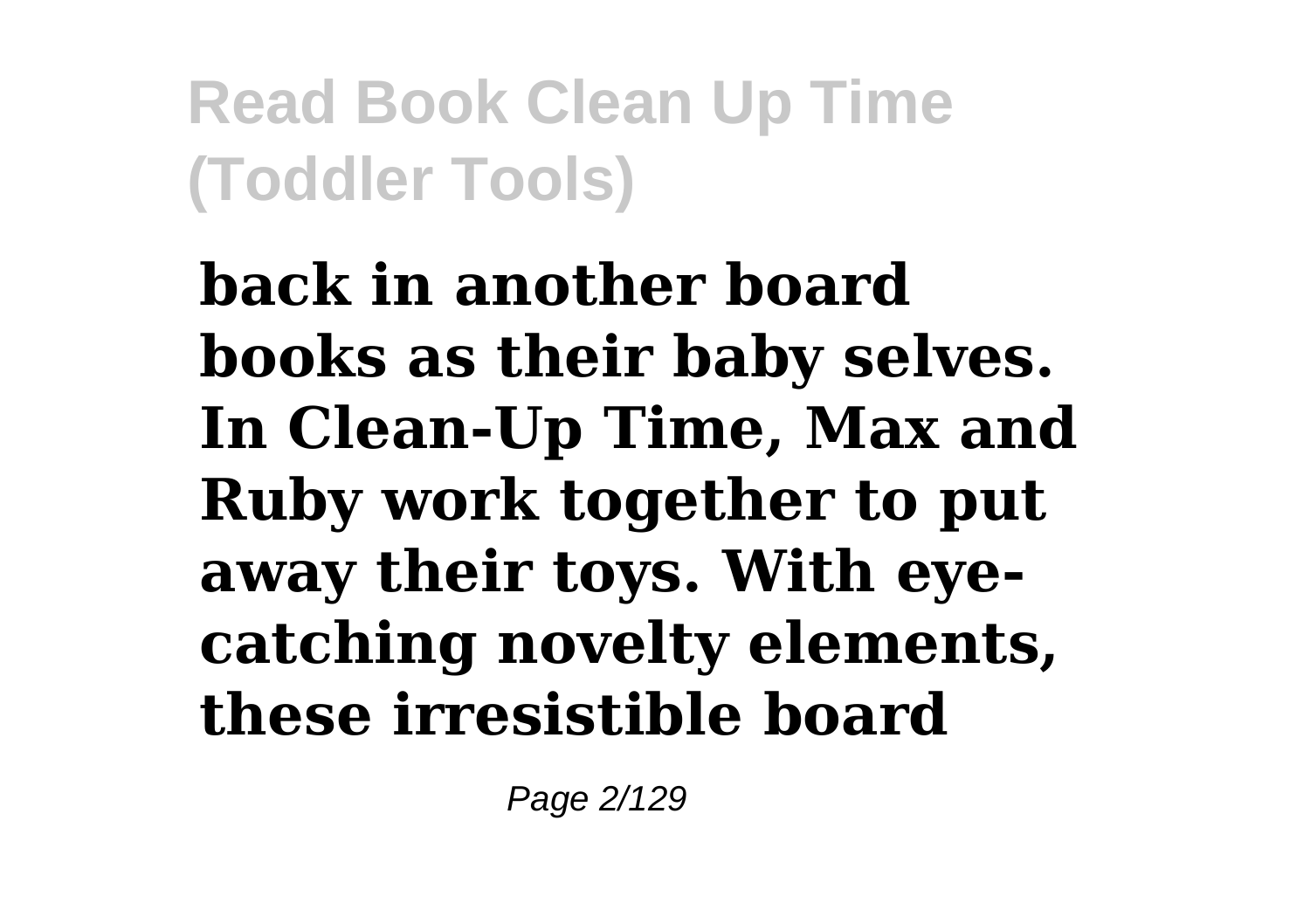**back in another board books as their baby selves. In Clean-Up Time, Max and Ruby work together to put away their toys. With eye-catching novelty elements, these irresistible board**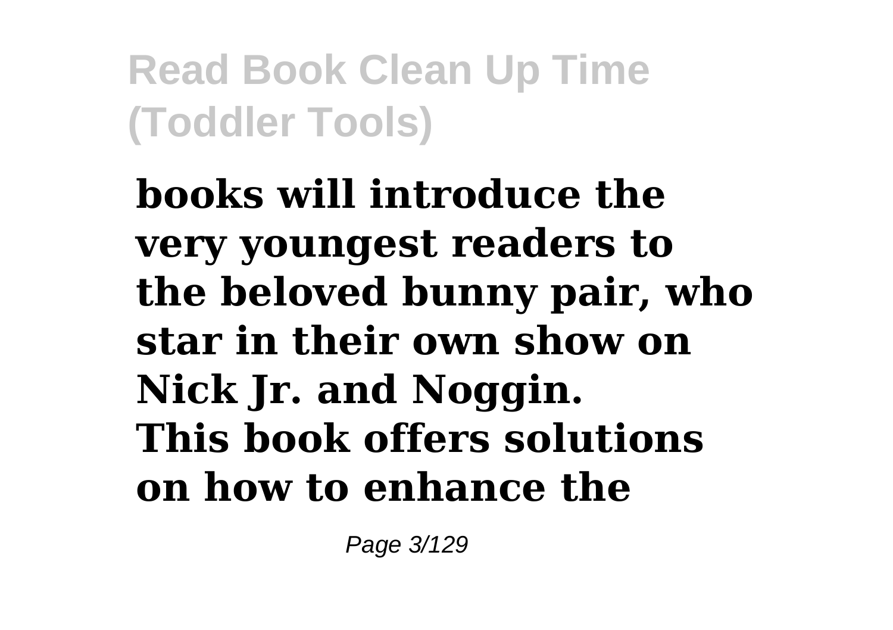**books will introduce the very youngest readers to the beloved bunny pair, who star in their own show on Nick Jr. and Noggin.**
**This book offers solutions on how to enhance the**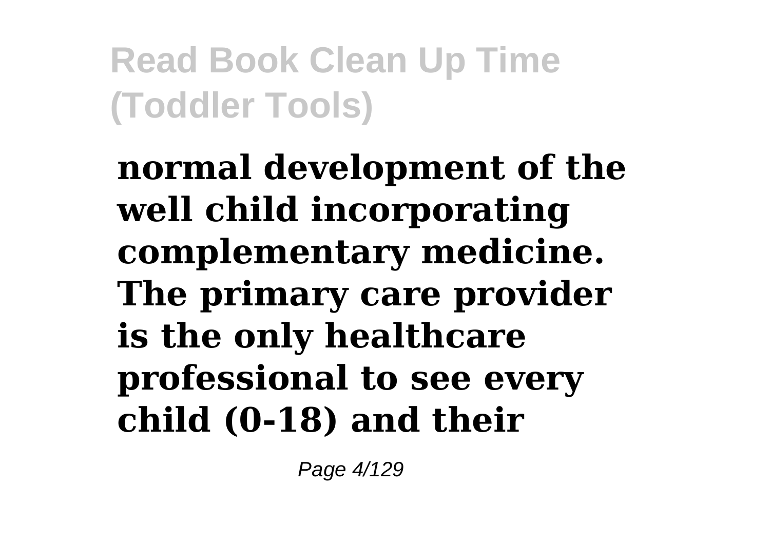**normal development of the well child incorporating complementary medicine. The primary care provider is the only healthcare professional to see every child (0-18) and their**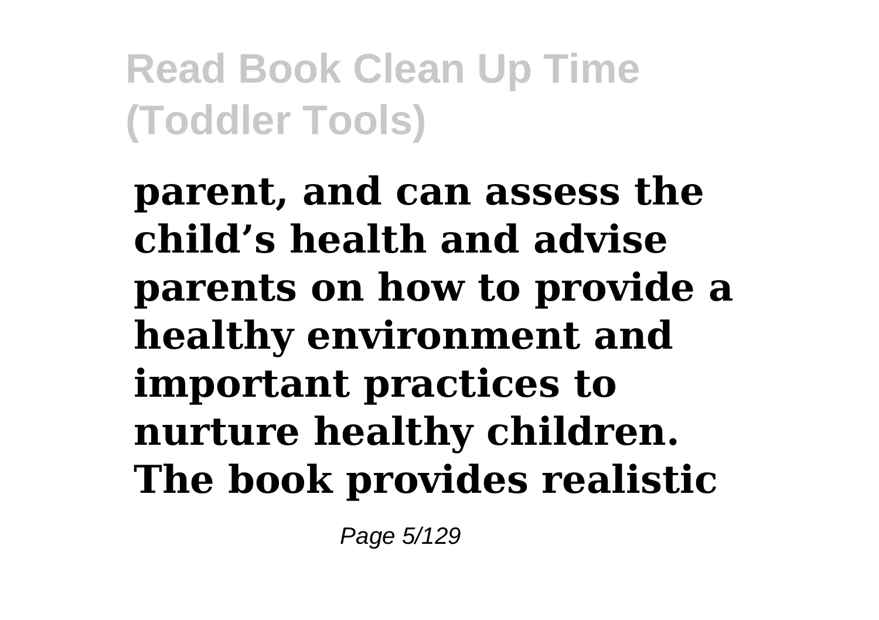**parent, and can assess the child’s health and advise parents on how to provide a healthy environment and important practices to nurture healthy children. The book provides realistic**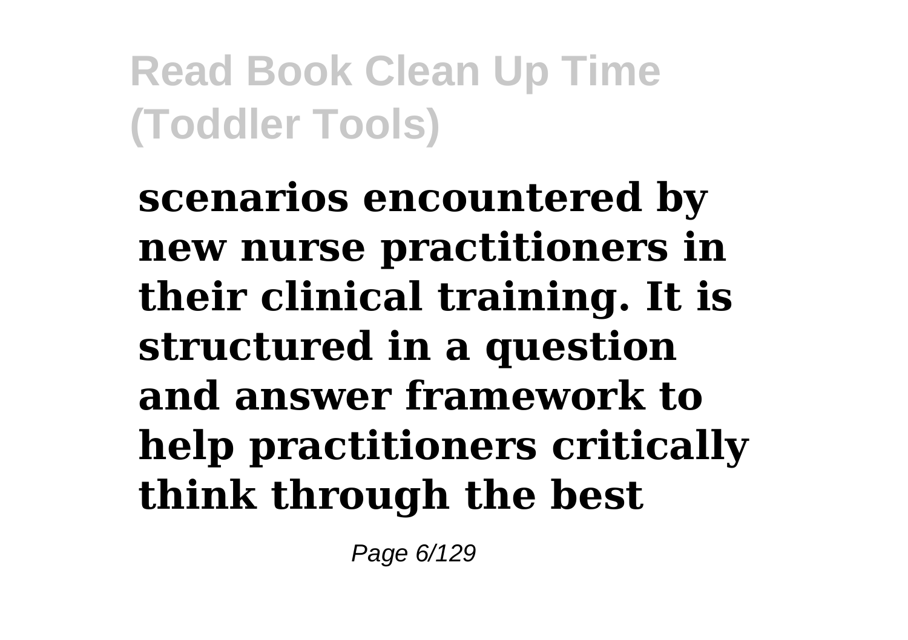**scenarios encountered by new nurse practitioners in their clinical training. It is structured in a question and answer framework to help practitioners critically think through the best**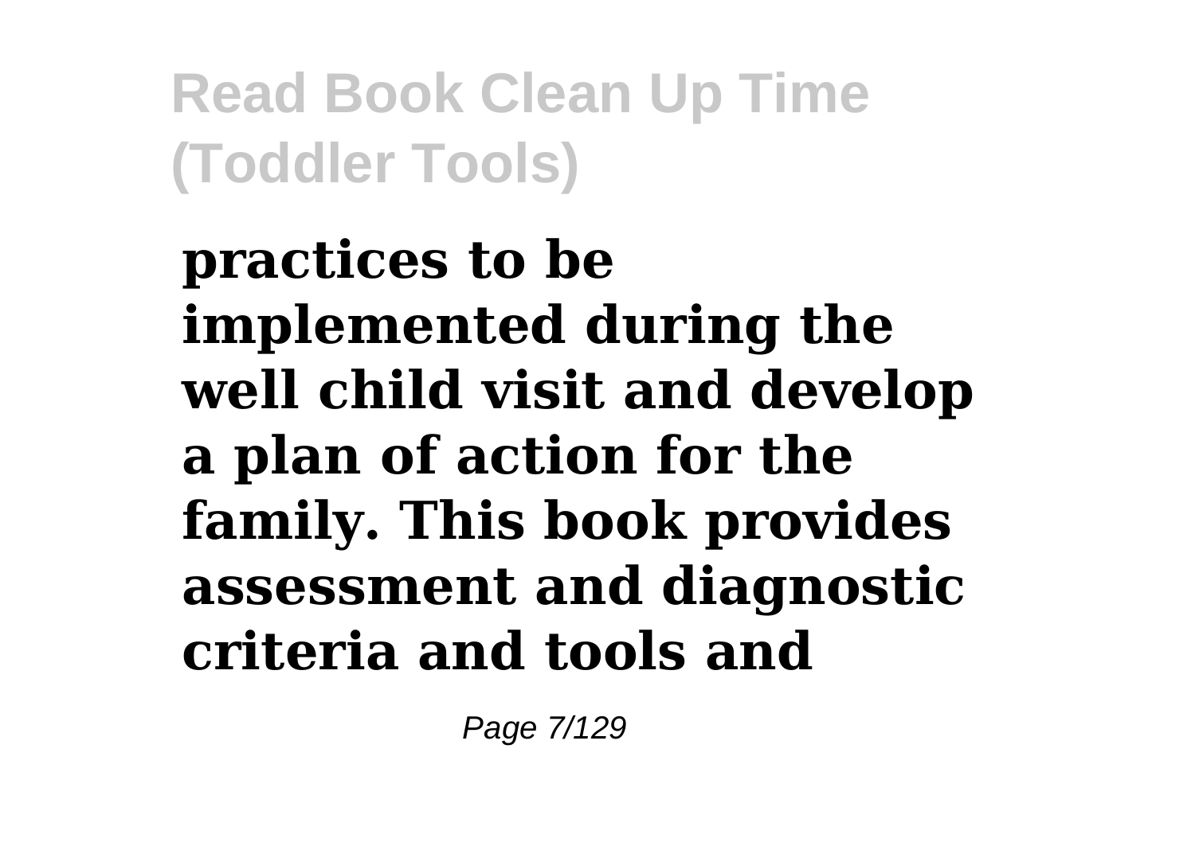**practices to be implemented during the well child visit and develop a plan of action for the family. This book provides assessment and diagnostic criteria and tools and**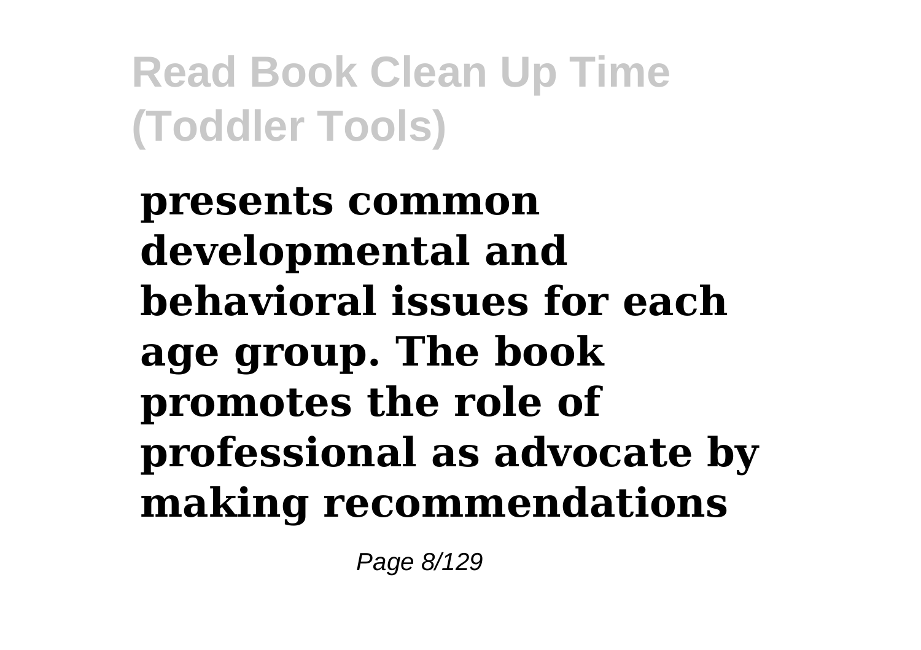**presents common developmental and behavioral issues for each age group. The book promotes the role of professional as advocate by making recommendations**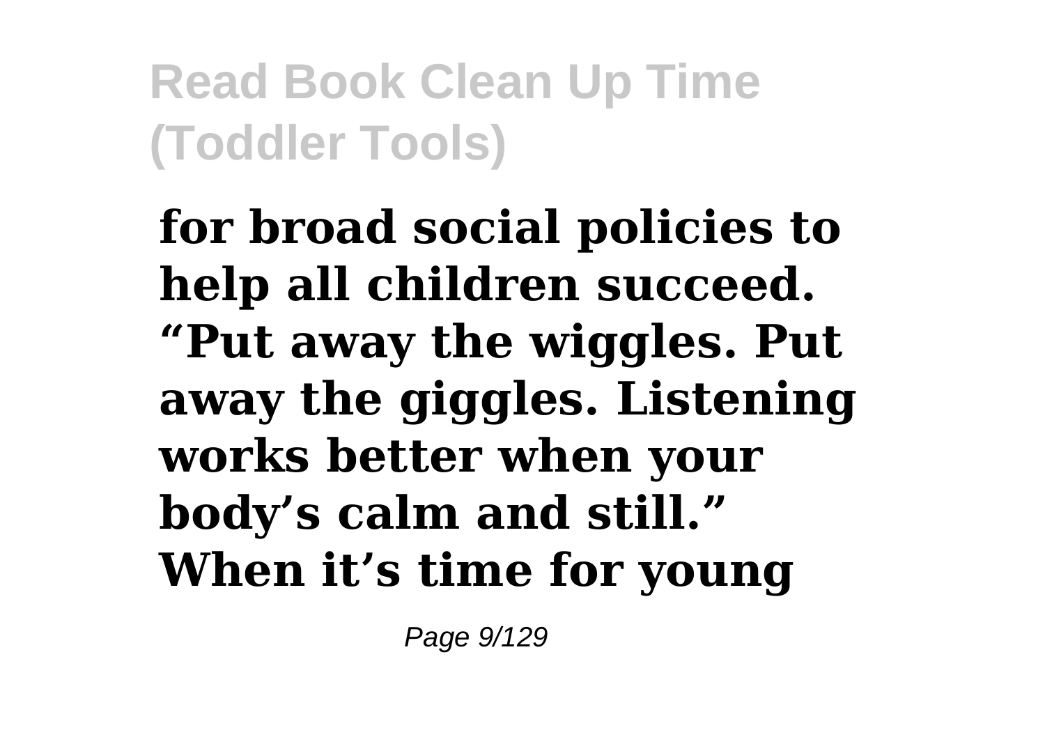**for broad social policies to help all children succeed. “Put away the wiggles. Put away the giggles. Listening works better when your body’s calm and still.” When it’s time for young**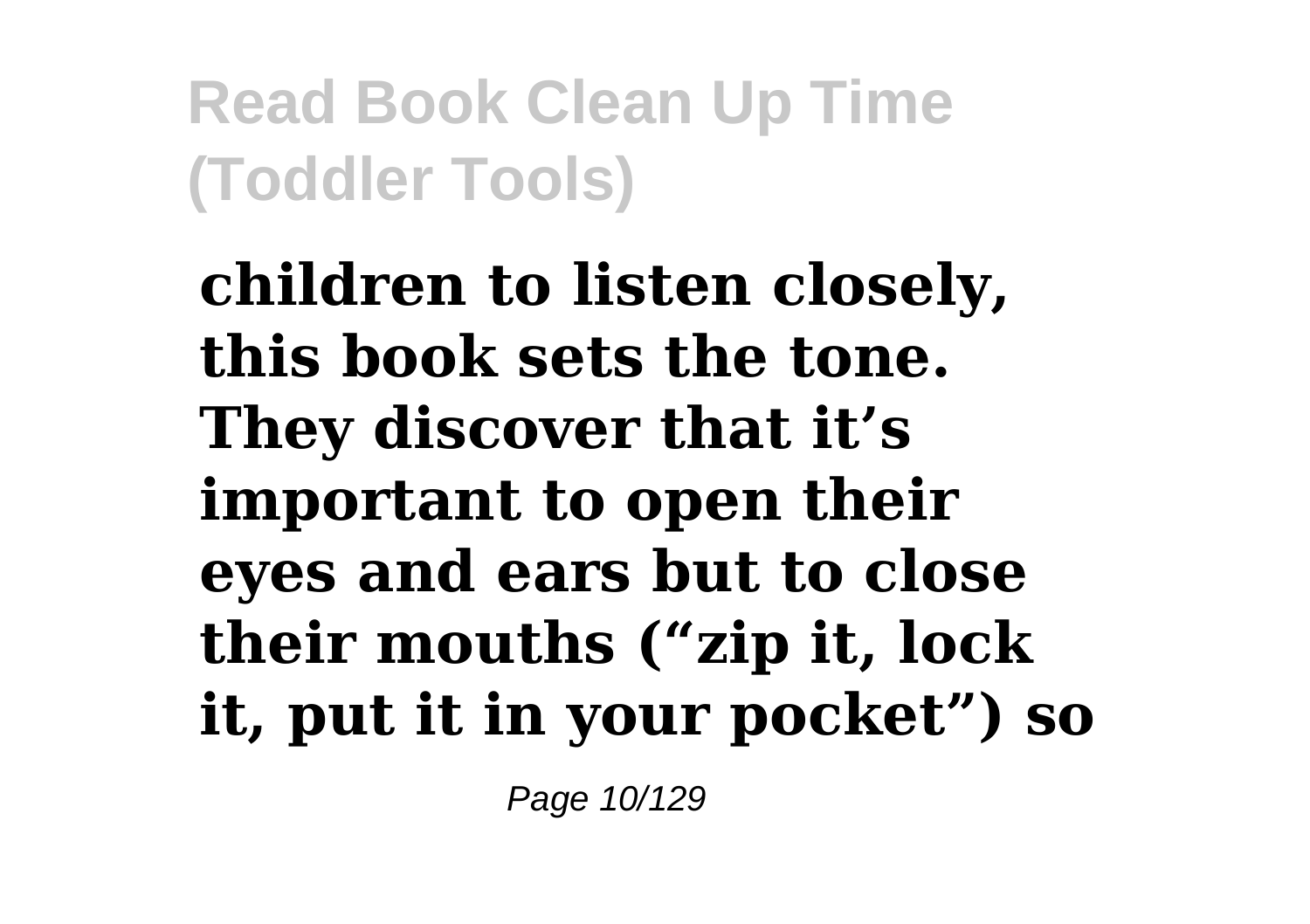**children to listen closely, this book sets the tone. They discover that it's important to open their eyes and ears but to close their mouths ("zip it, lock it, put it in your pocket") so**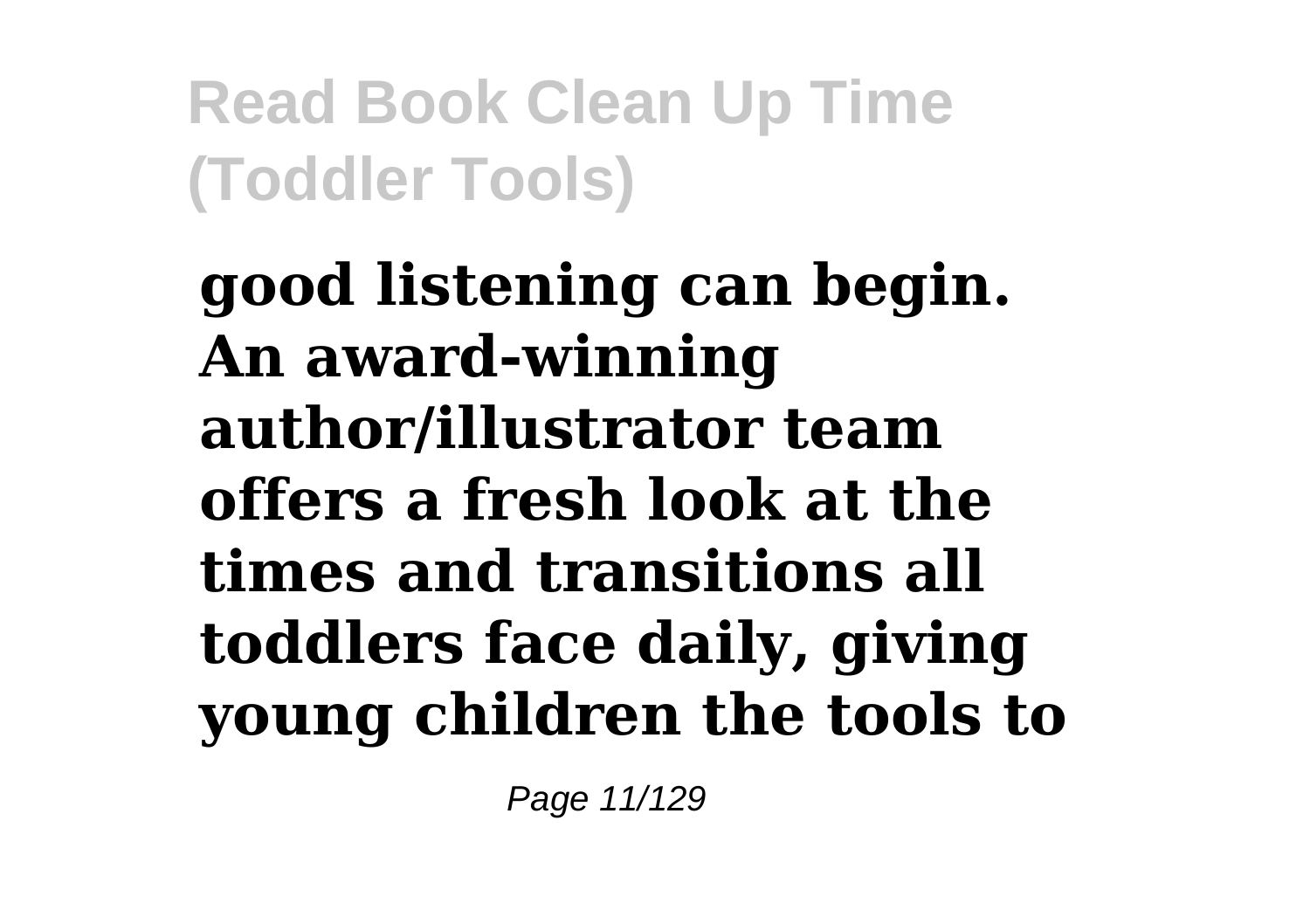**good listening can begin. An award-winning author/illustrator team offers a fresh look at the times and transitions all toddlers face daily, giving young children the tools to**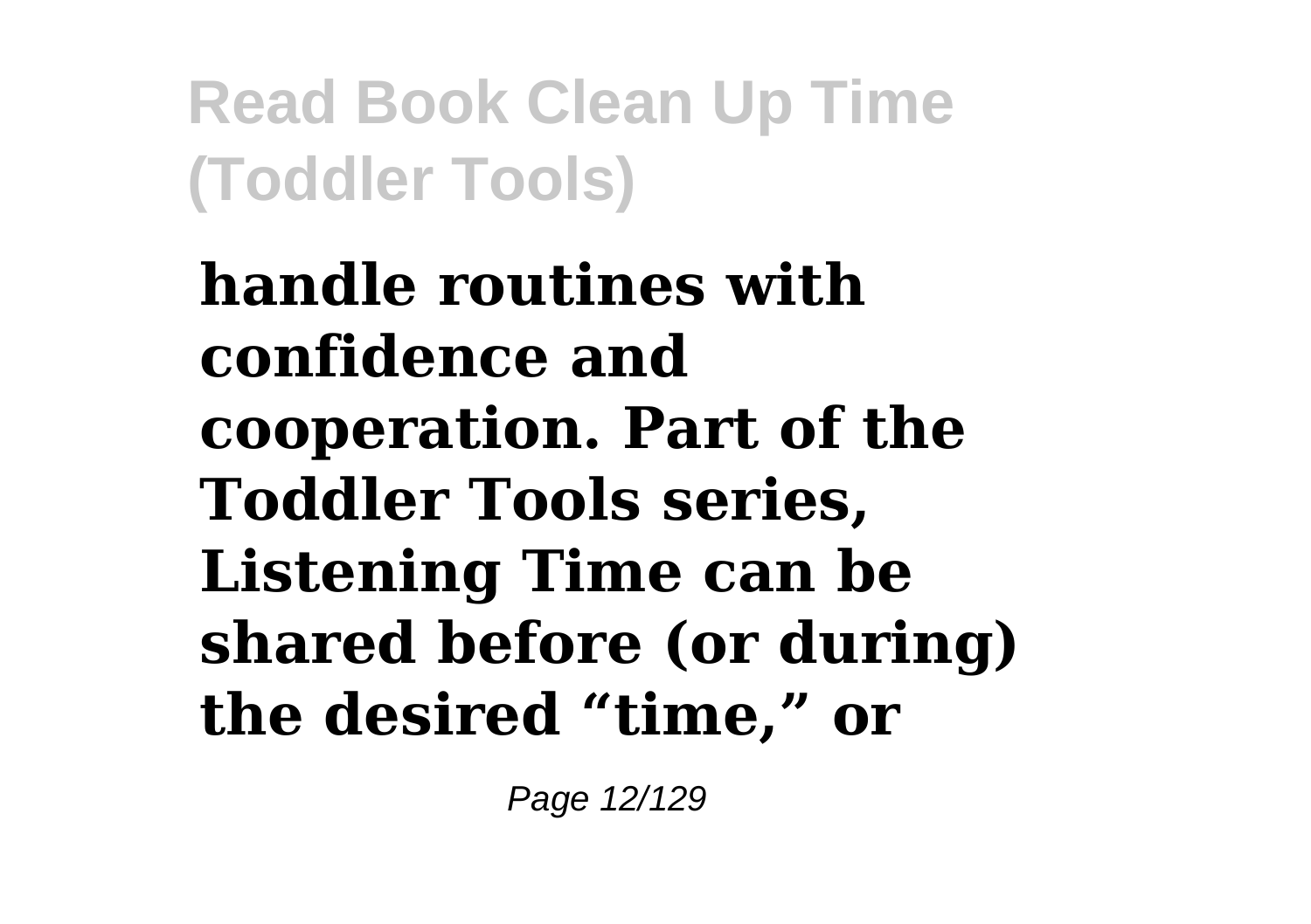**handle routines with confidence and cooperation. Part of the Toddler Tools series, Listening Time can be shared before (or during) the desired “time,” or**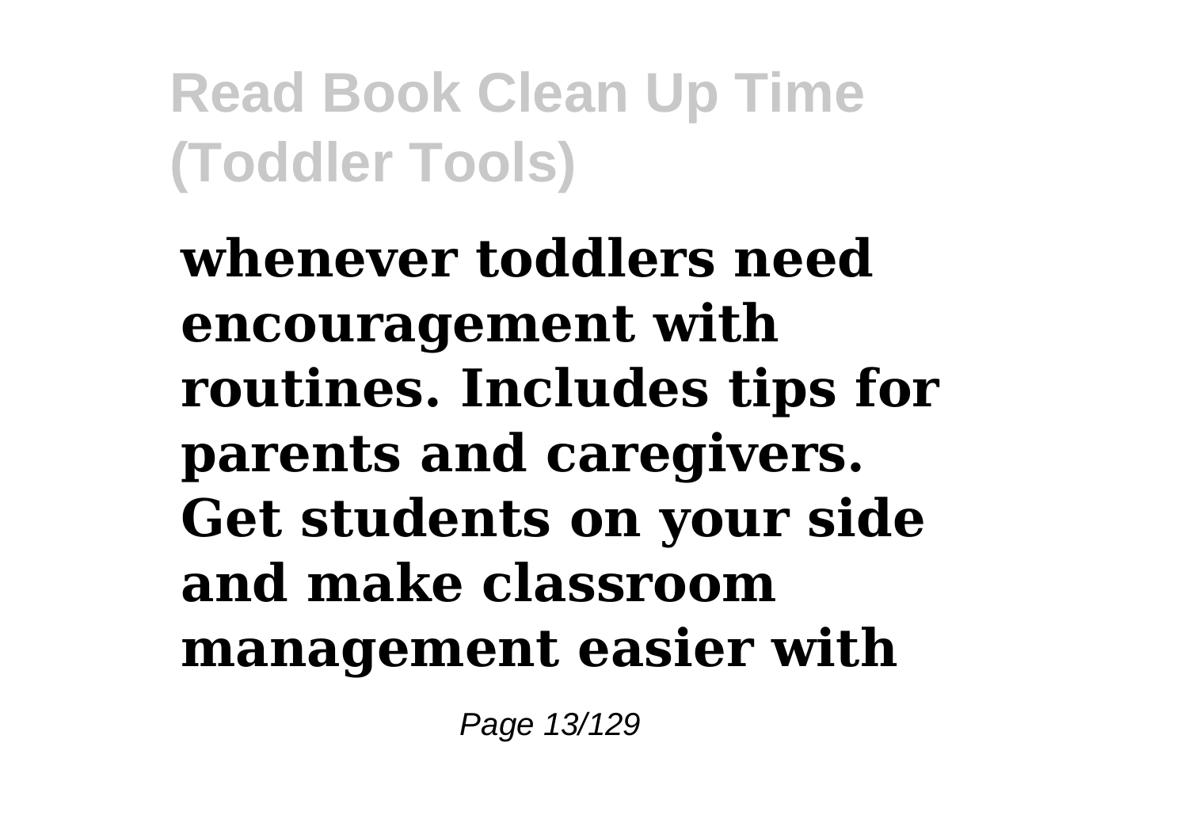**whenever toddlers need encouragement with routines. Includes tips for parents and caregivers. Get students on your side and make classroom management easier with**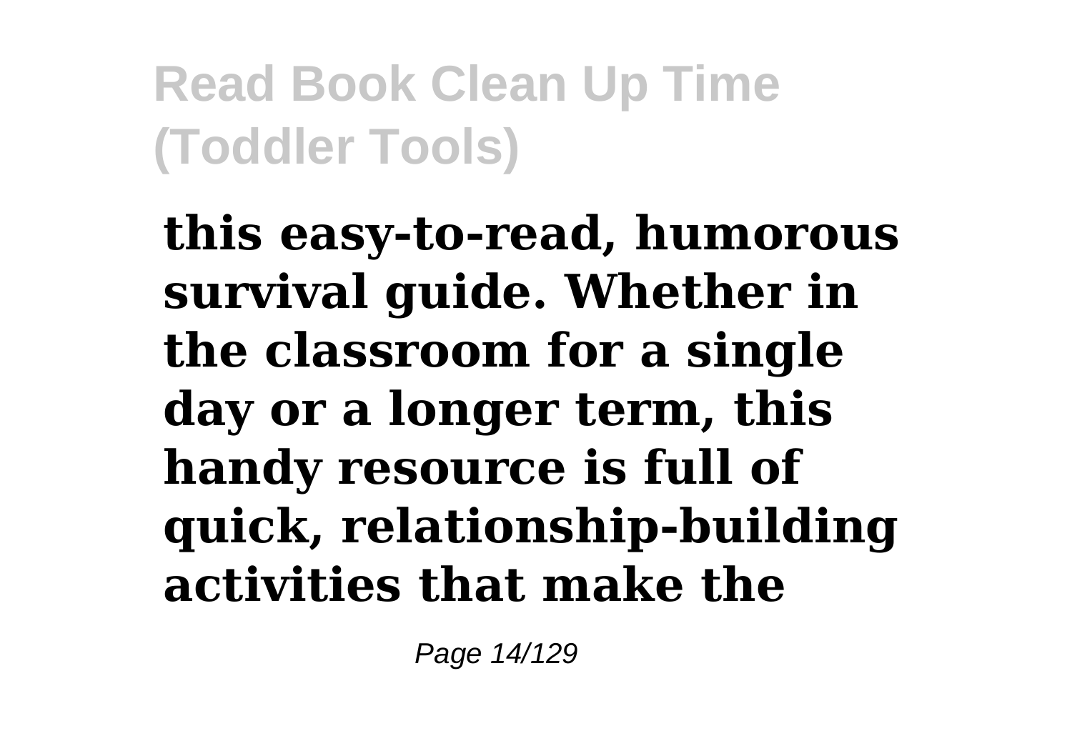**this easy-to-read, humorous survival guide. Whether in the classroom for a single day or a longer term, this handy resource is full of quick, relationship-building activities that make the**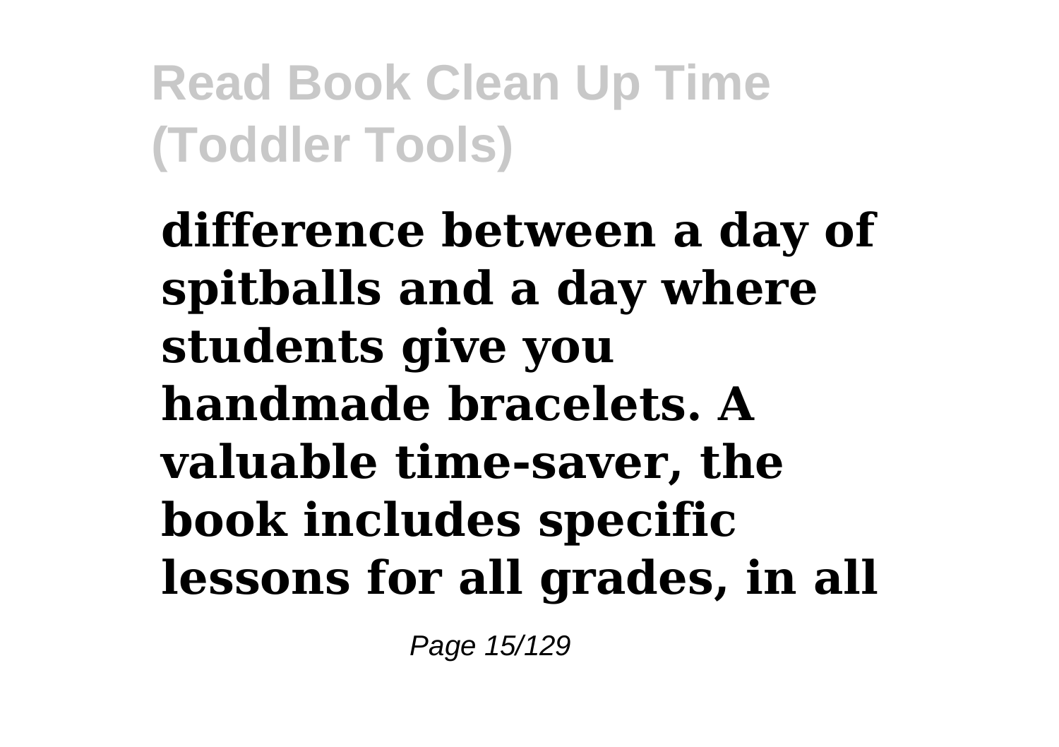**difference between a day of spitballs and a day where students give you handmade bracelets. A valuable time-saver, the book includes specific lessons for all grades, in all**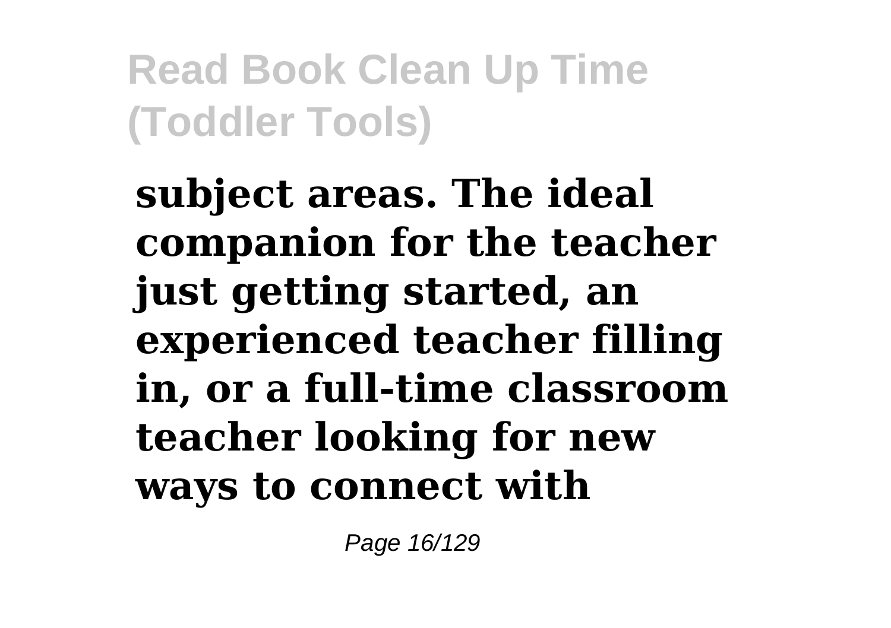**subject areas. The ideal companion for the teacher just getting started, an experienced teacher filling in, or a full-time classroom teacher looking for new ways to connect with**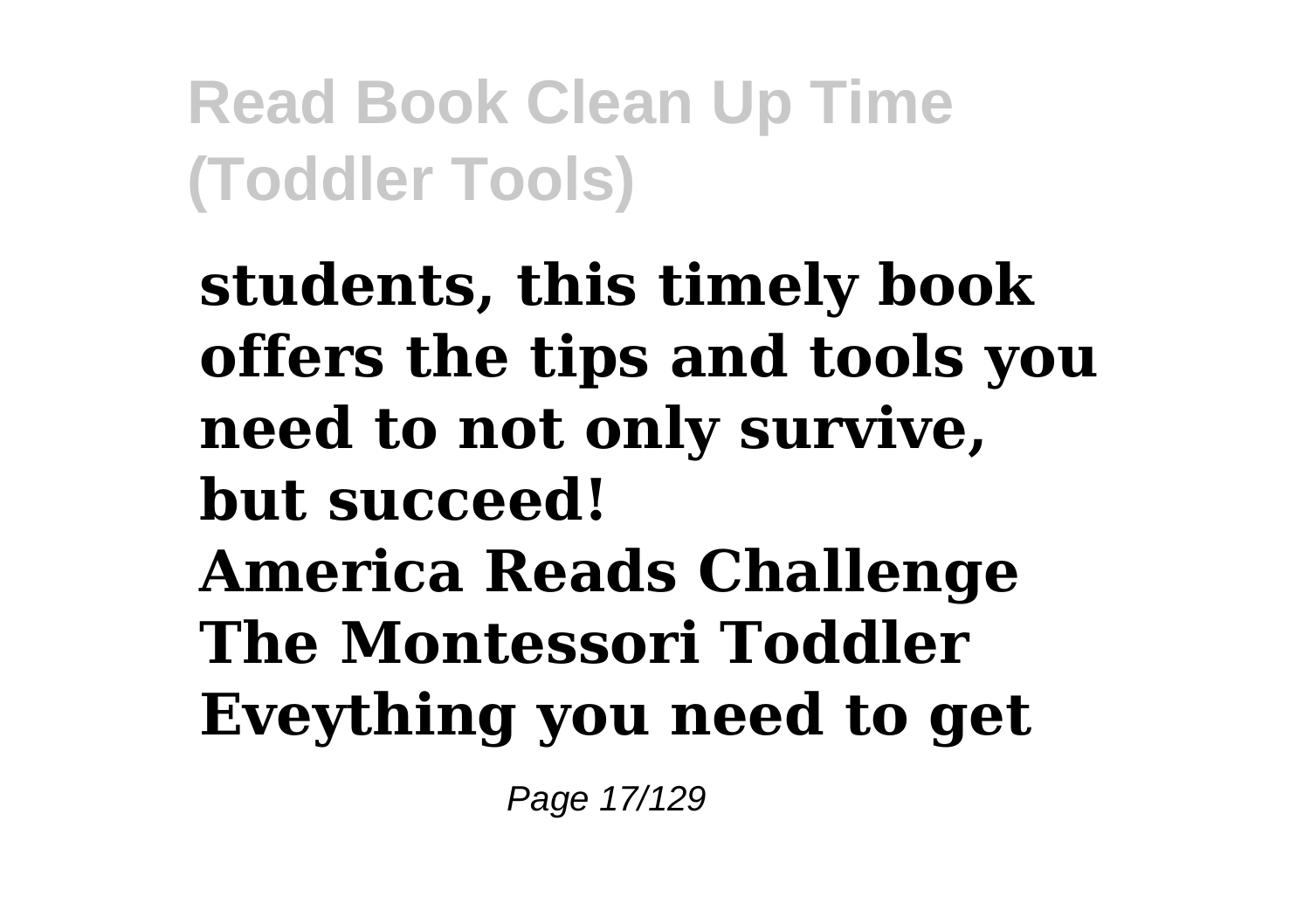**students, this timely book offers the tips and tools you need to not only survive, but succeed!**

**America Reads Challenge**

**The Montessori Toddler**

**Eveything you need to get**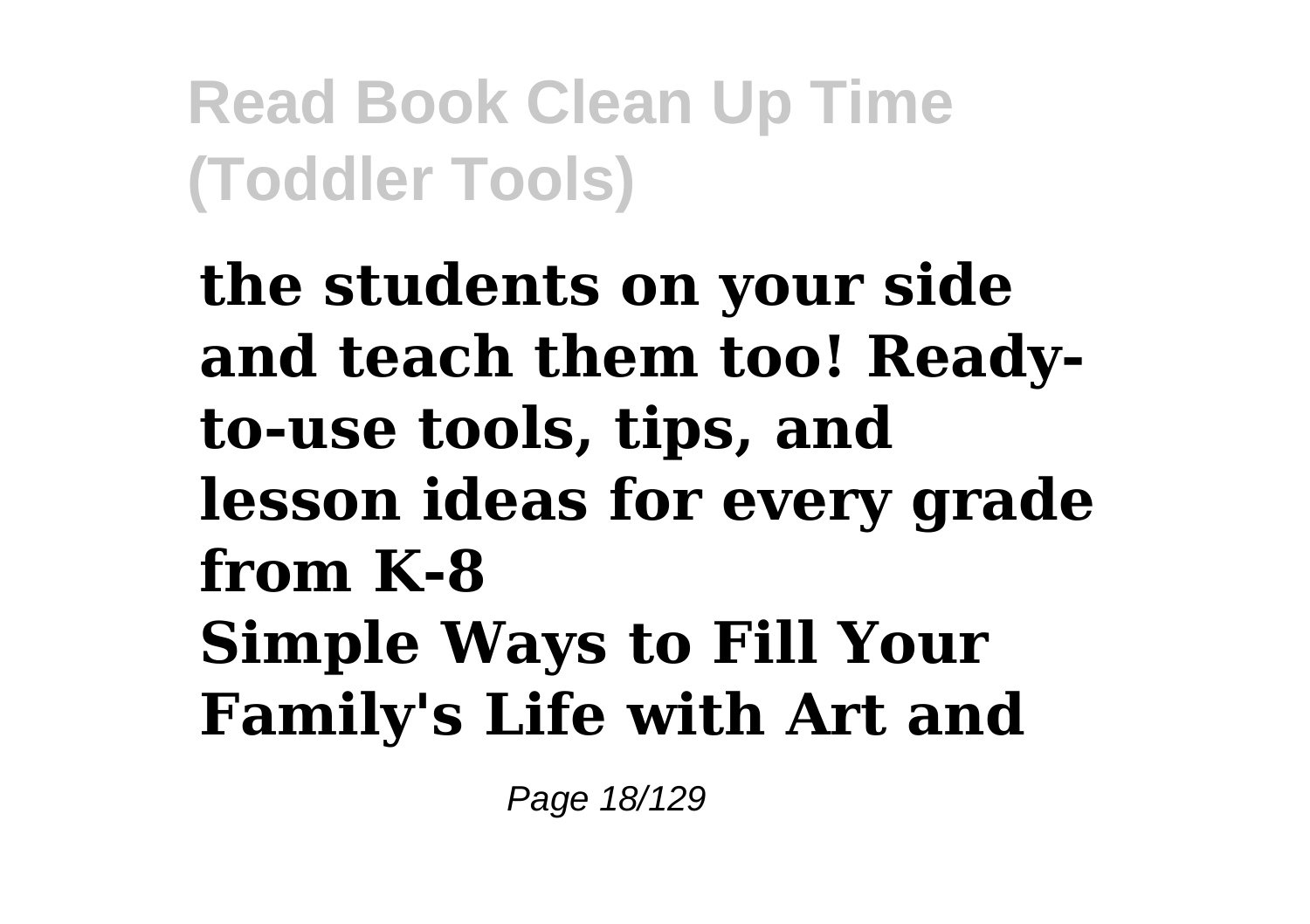**the students on your side and teach them too! Ready-to-use tools, tips, and lesson ideas for every grade from K-8**

**Simple Ways to Fill Your Family's Life with Art and**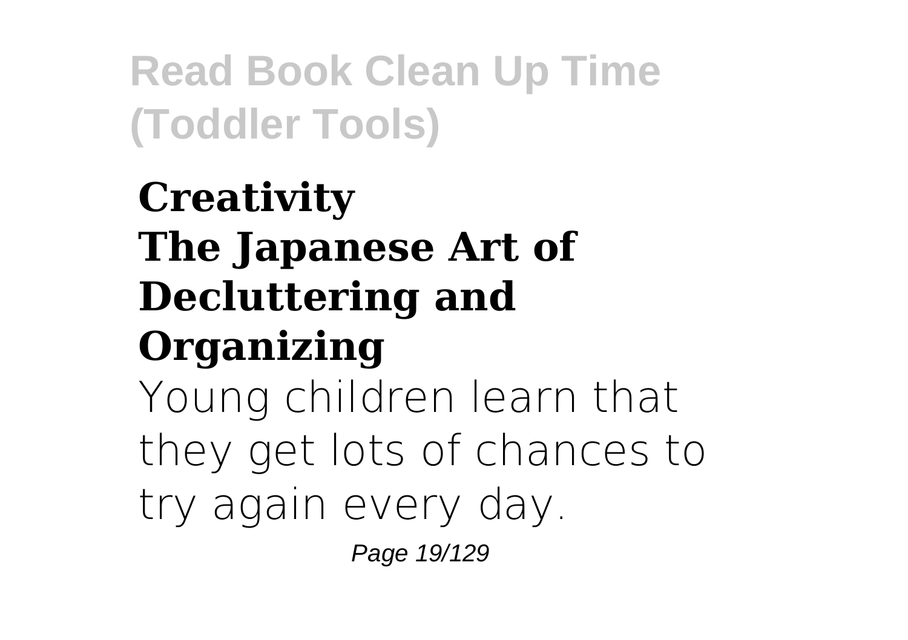## Creativity

## The Japanese Art of Decluttering and Organizing

Young children learn that they get lots of chances to try again every day.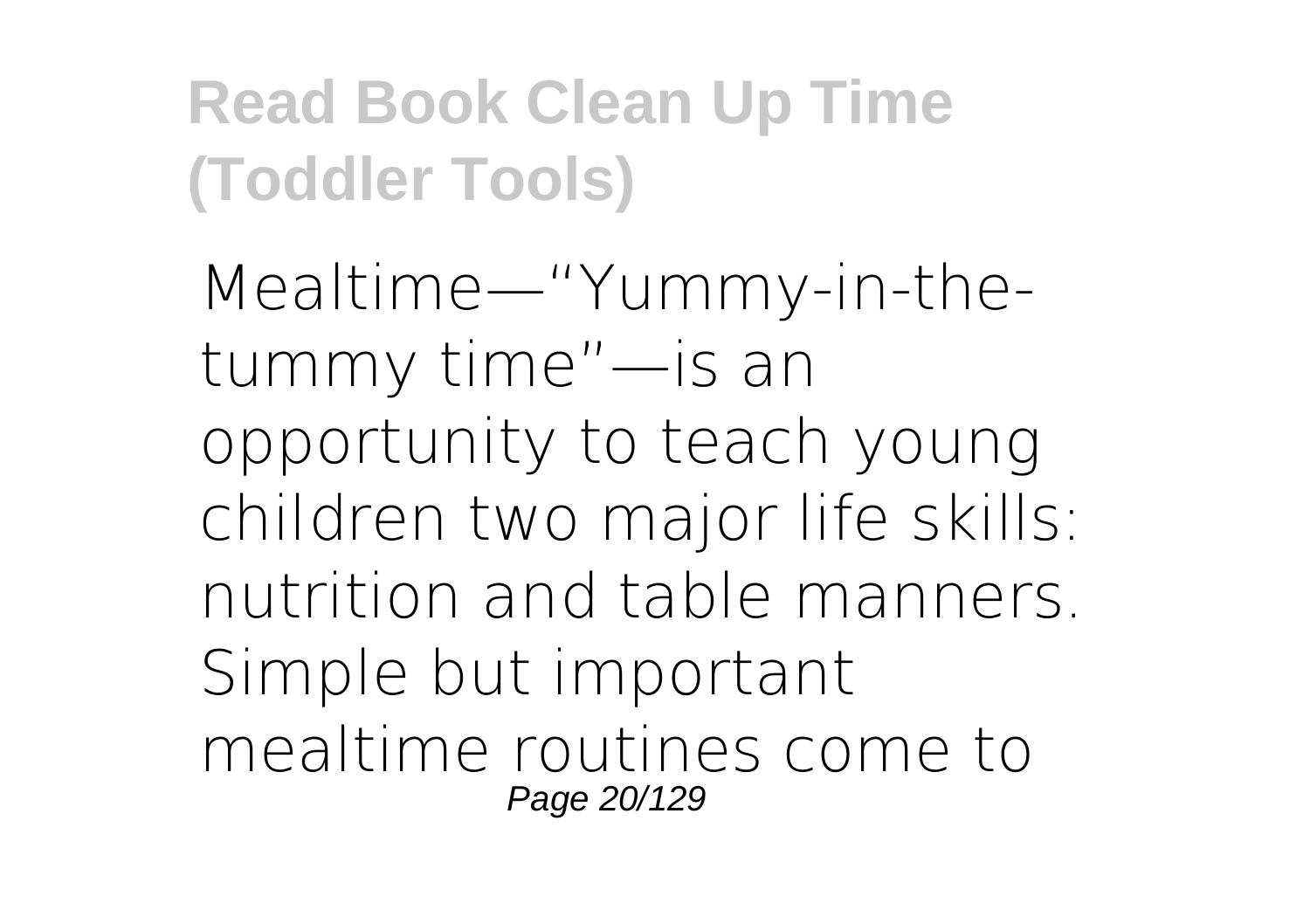Mealtime—"Yummy-in-the-tummy time"—is an opportunity to teach young children two major life skills: nutrition and table manners. Simple but important mealtime routines come to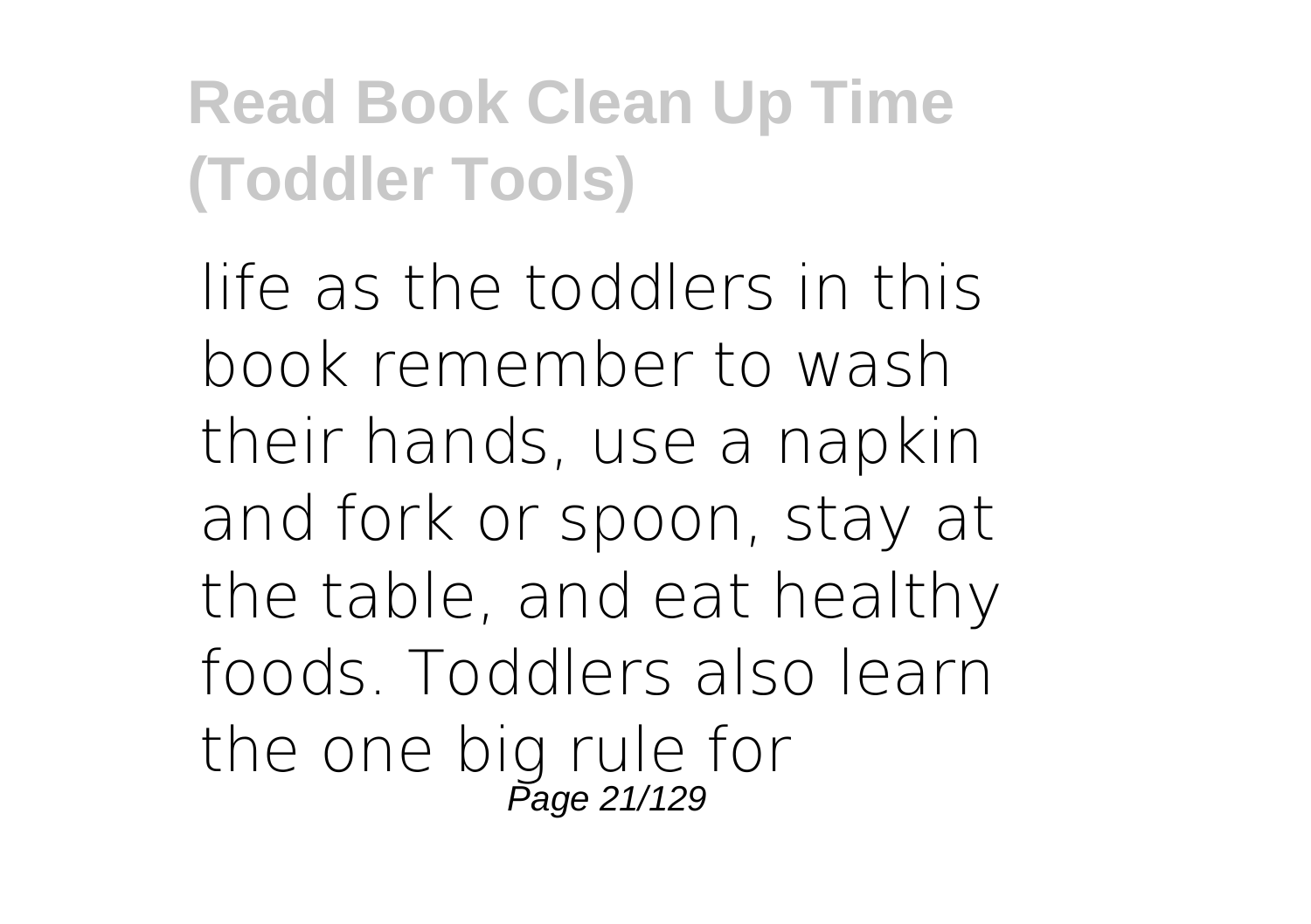life as the toddlers in this book remember to wash their hands, use a napkin and fork or spoon, stay at the table, and eat healthy foods. Toddlers also learn the one big rule for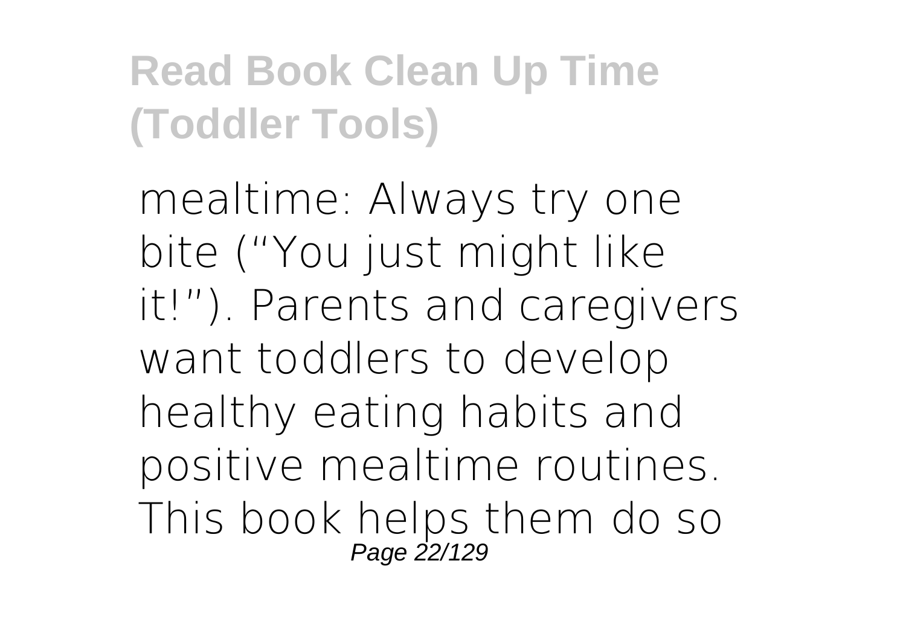mealtime: Always try one bite ("You just might like it!"). Parents and caregivers want toddlers to develop healthy eating habits and positive mealtime routines. This book helps them do so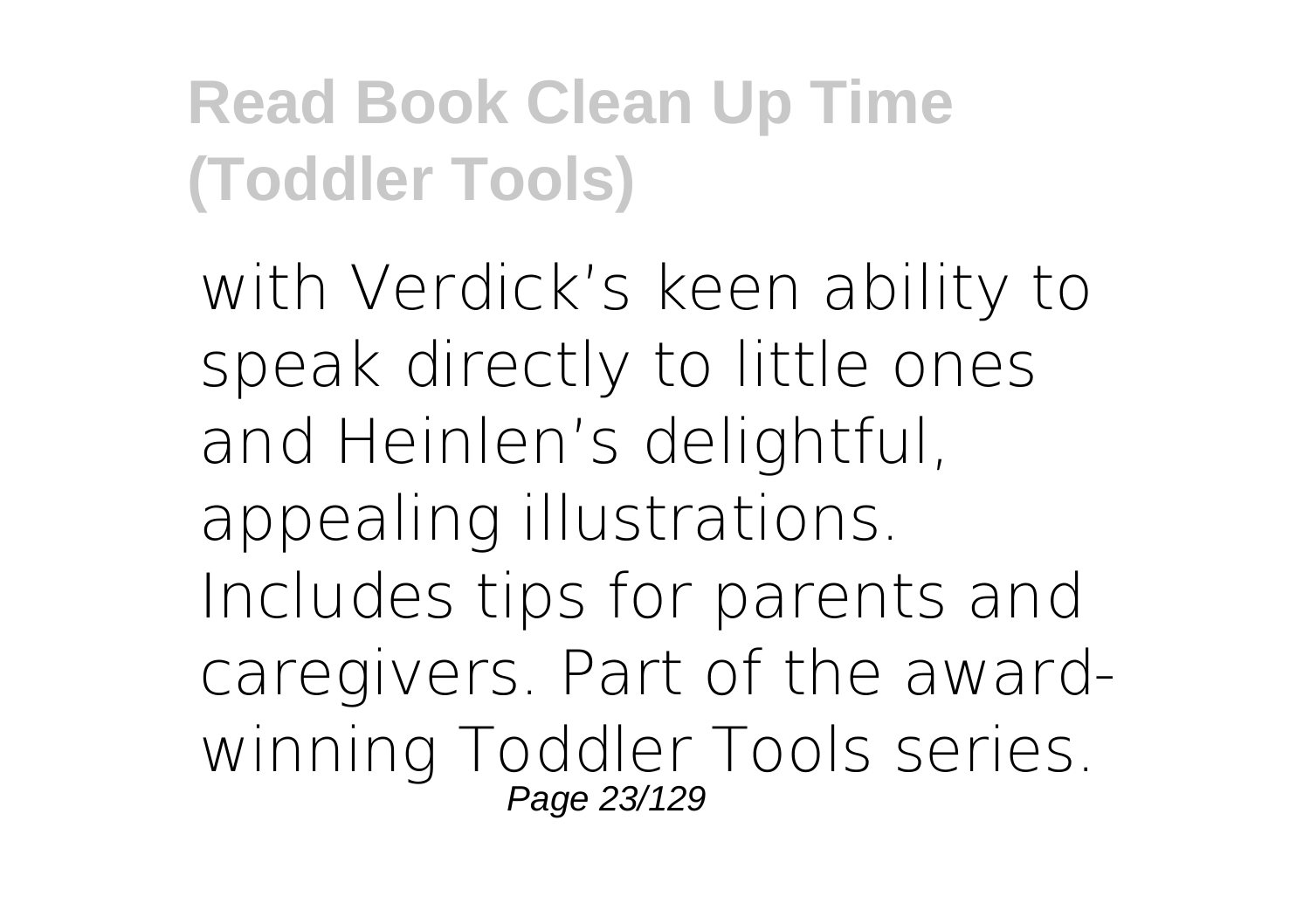with Verdick's keen ability to speak directly to little ones and Heinlen's delightful, appealing illustrations. Includes tips for parents and caregivers. Part of the award-winning Toddler Tools series.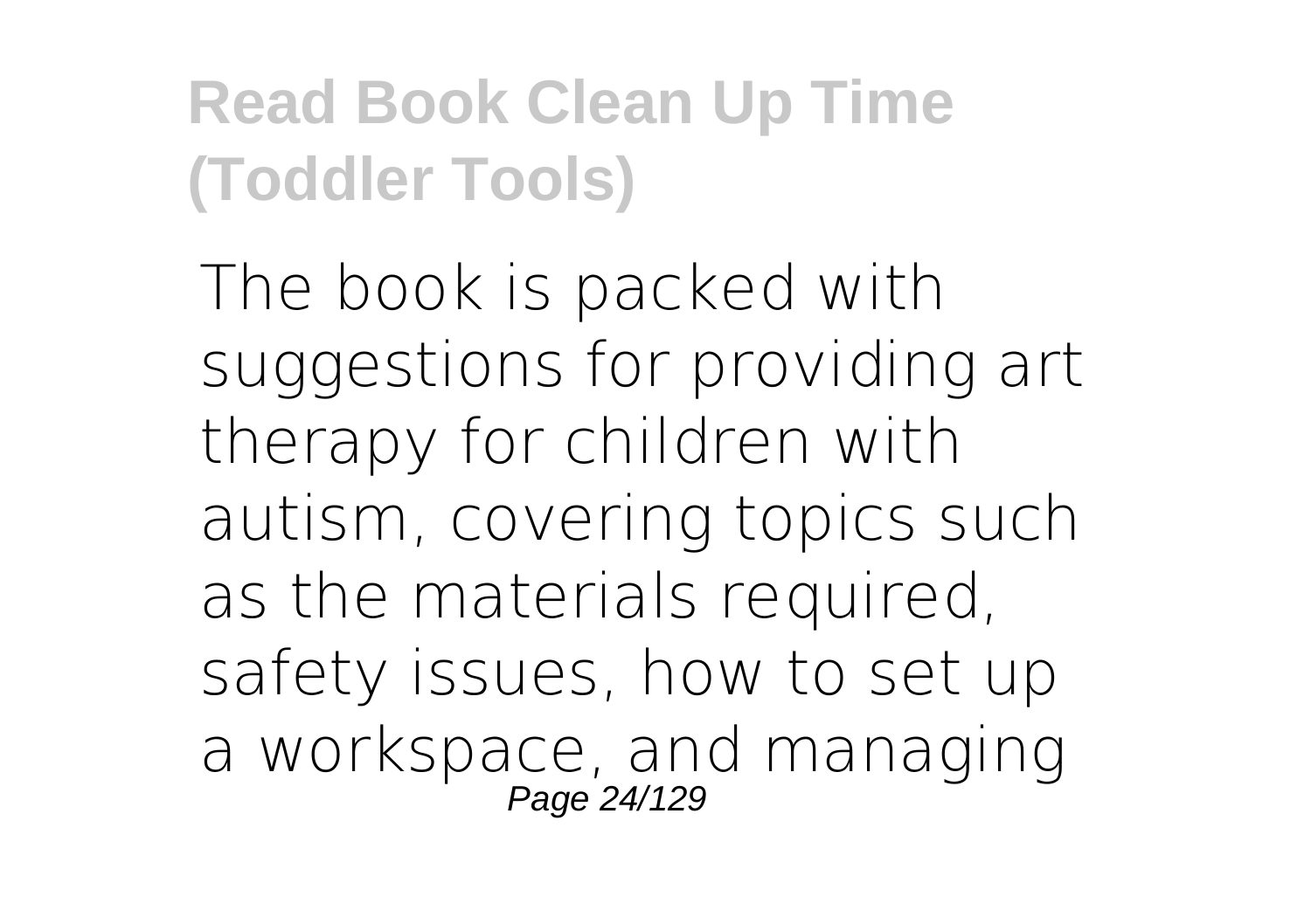The book is packed with suggestions for providing art therapy for children with autism, covering topics such as the materials required, safety issues, how to set up a workspace, and managing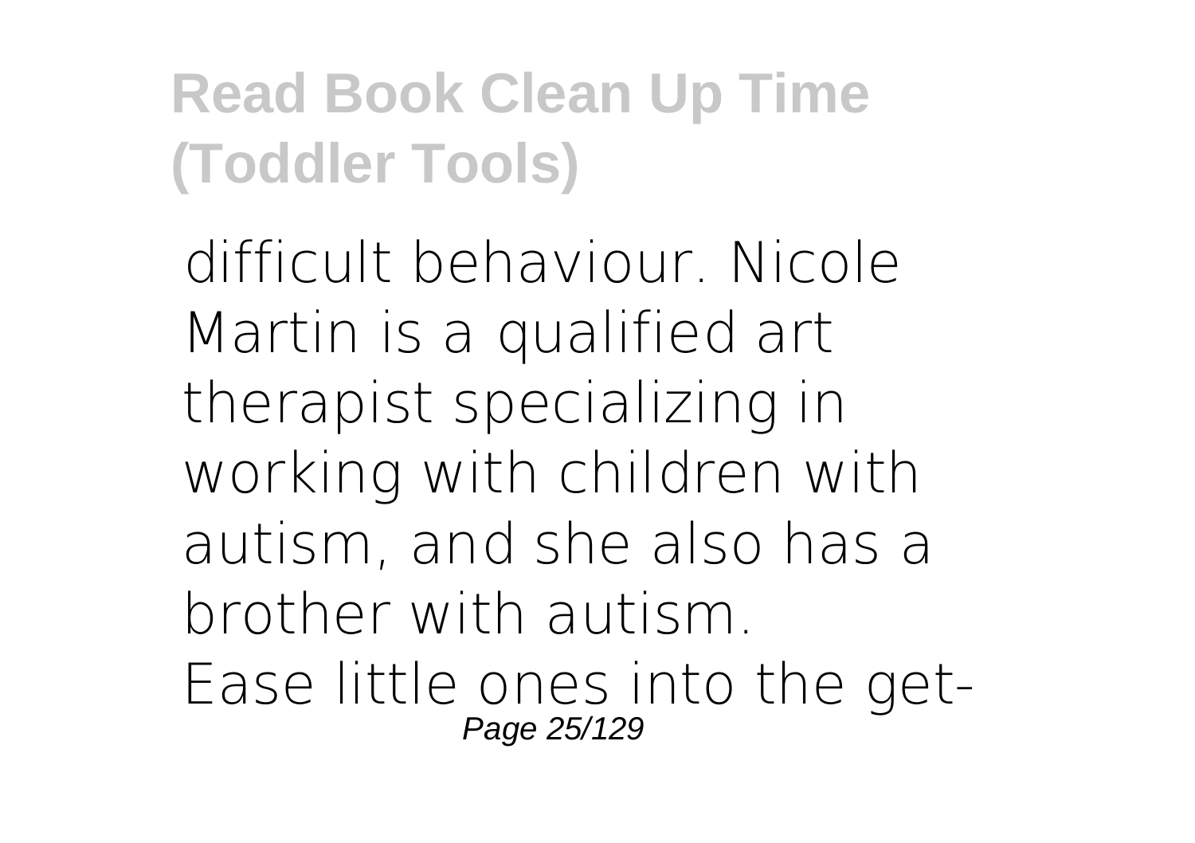difficult behaviour. Nicole Martin is a qualified art therapist specializing in working with children with autism, and she also has a brother with autism.

Ease little ones into the get-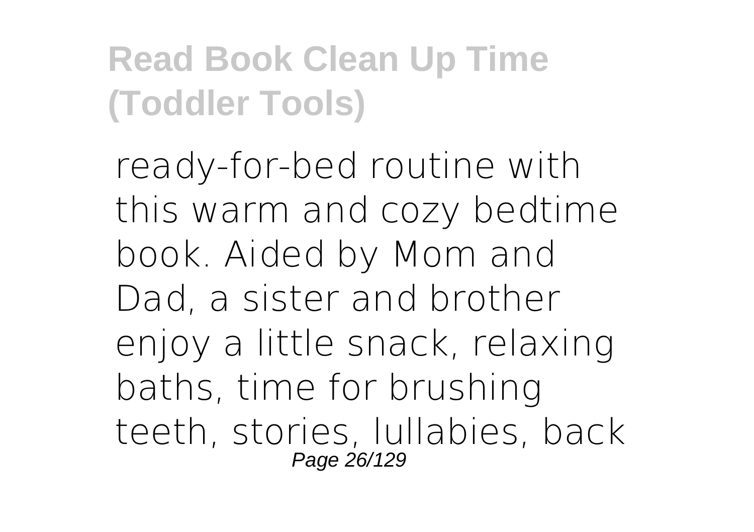ready-for-bed routine with this warm and cozy bedtime book. Aided by Mom and Dad, a sister and brother enjoy a little snack, relaxing baths, time for brushing teeth, stories, lullabies, back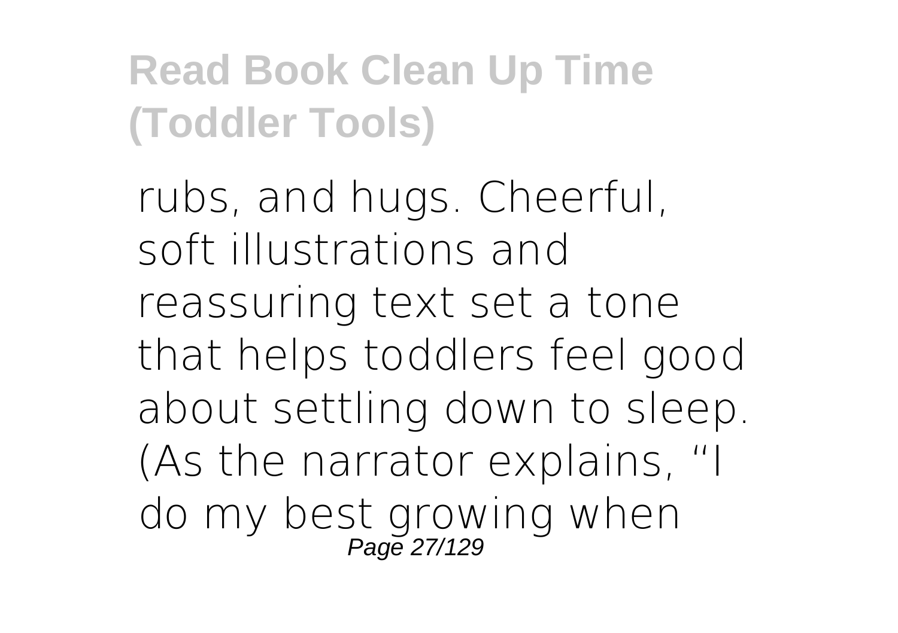rubs, and hugs. Cheerful, soft illustrations and reassuring text set a tone that helps toddlers feel good about settling down to sleep. (As the narrator explains, "I do my best growing when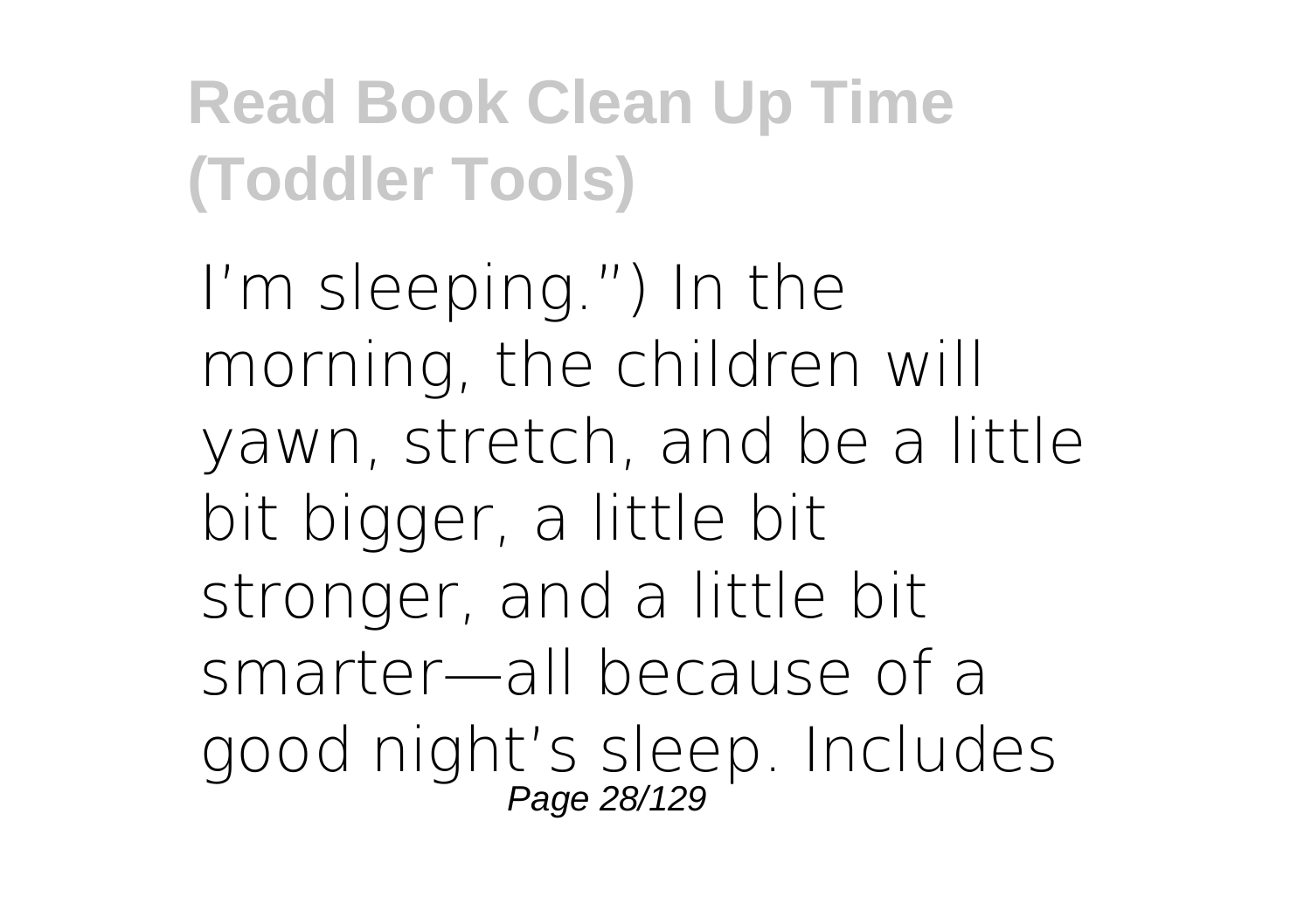I'm sleeping.") In the morning, the children will yawn, stretch, and be a little bit bigger, a little bit stronger, and a little bit smarter—all because of a good night's sleep. Includes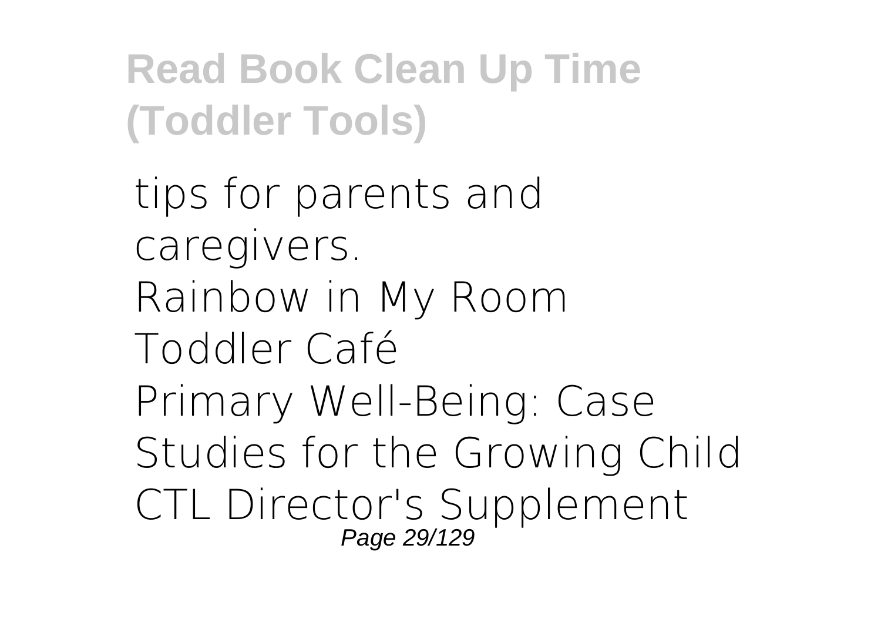tips for parents and caregivers.

Rainbow in My Room

Toddler Café

Primary Well-Being: Case Studies for the Growing Child

CTL Director's Supplement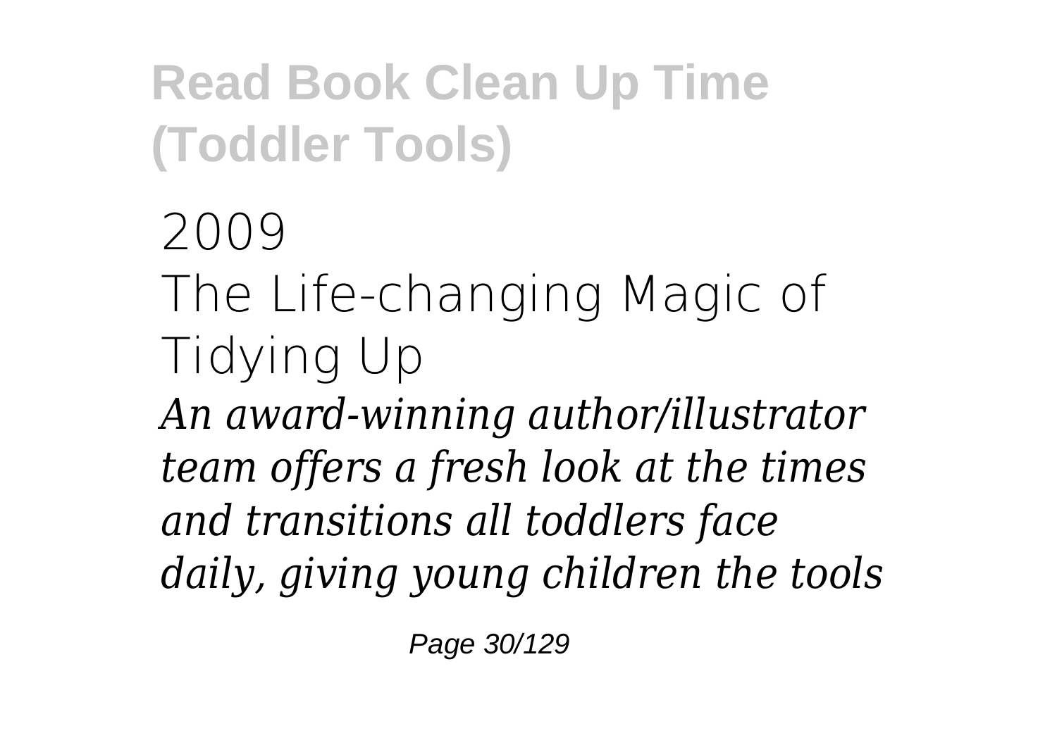2009
The Life-changing Magic of Tidying Up

*An award-winning author/illustrator team offers a fresh look at the times and transitions all toddlers face daily, giving young children the tools*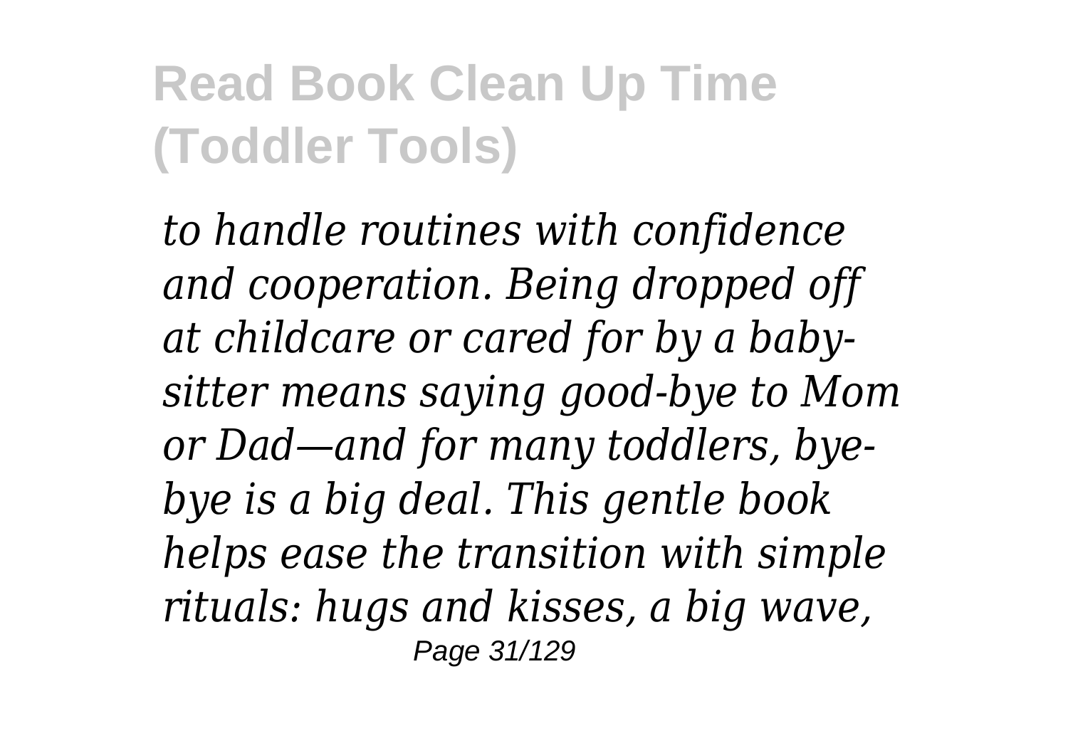*to handle routines with confidence and cooperation. Being dropped off at childcare or cared for by a baby-sitter means saying good-bye to Mom or Dad—and for many toddlers, bye-bye is a big deal. This gentle book helps ease the transition with simple rituals: hugs and kisses, a big wave,*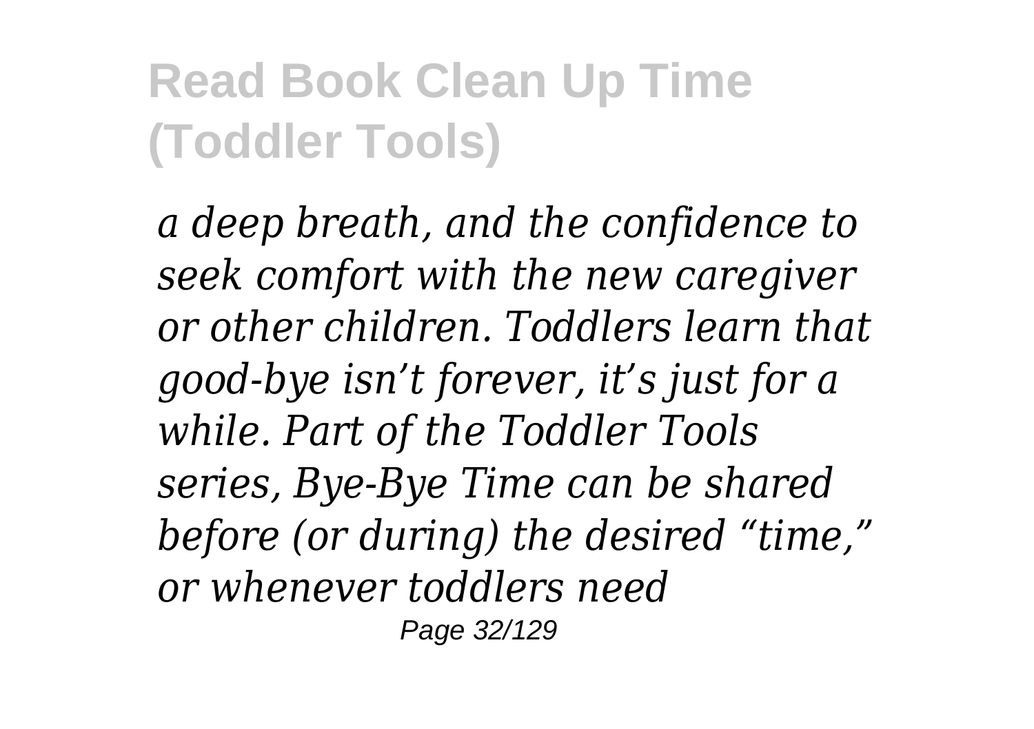*a deep breath, and the confidence to seek comfort with the new caregiver or other children. Toddlers learn that good-bye isn't forever, it's just for a while. Part of the Toddler Tools series, Bye-Bye Time can be shared before (or during) the desired "time," or whenever toddlers need*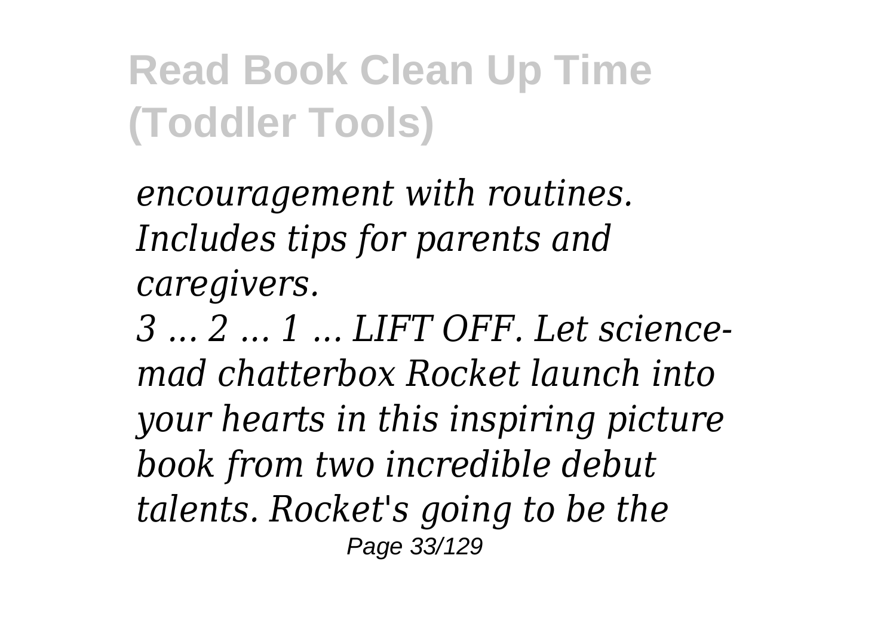*encouragement with routines. Includes tips for parents and caregivers.*

*3 ... 2 ... 1 ... LIFT OFF. Let science-mad chatterbox Rocket launch into your hearts in this inspiring picture book from two incredible debut talents. Rocket's going to be the*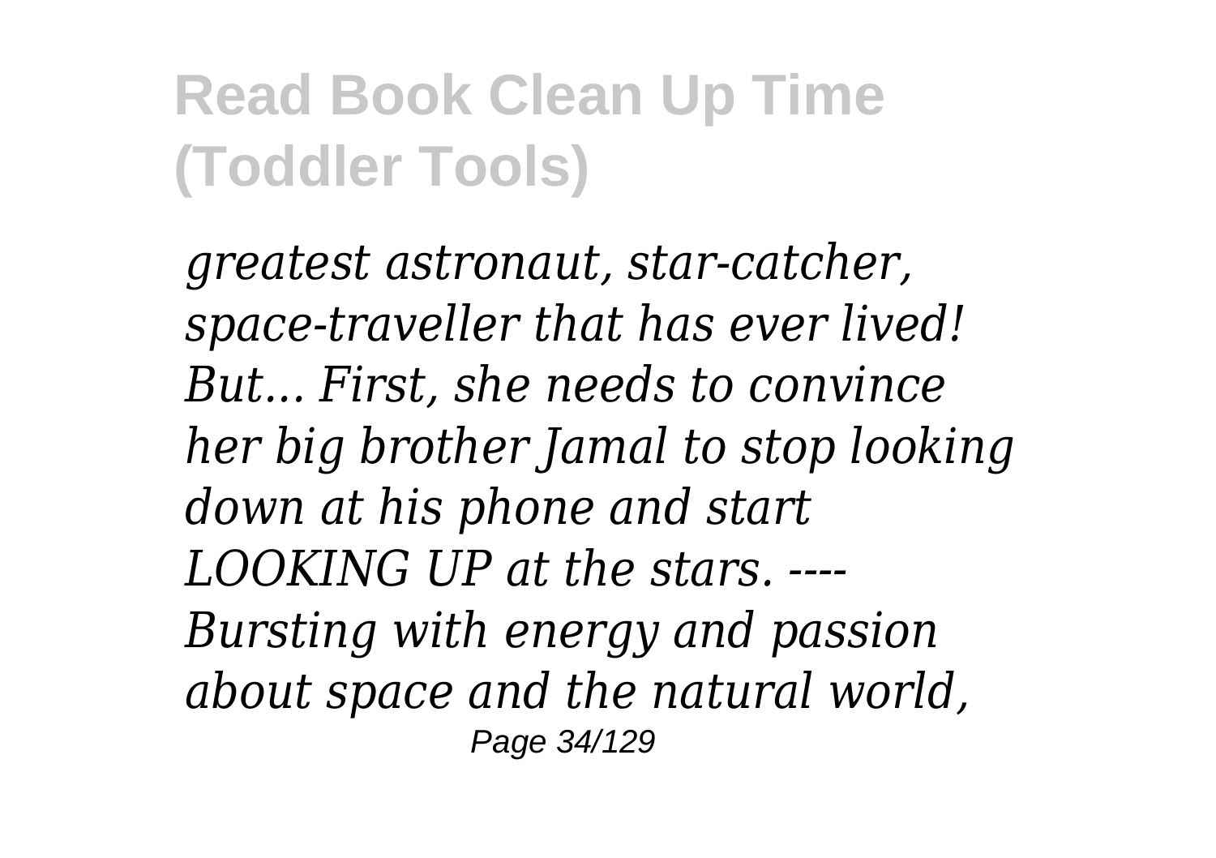*greatest astronaut, star-catcher, space-traveller that has ever lived! But... First, she needs to convince her big brother Jamal to stop looking down at his phone and start LOOKING UP at the stars. ---- Bursting with energy and passion about space and the natural world,*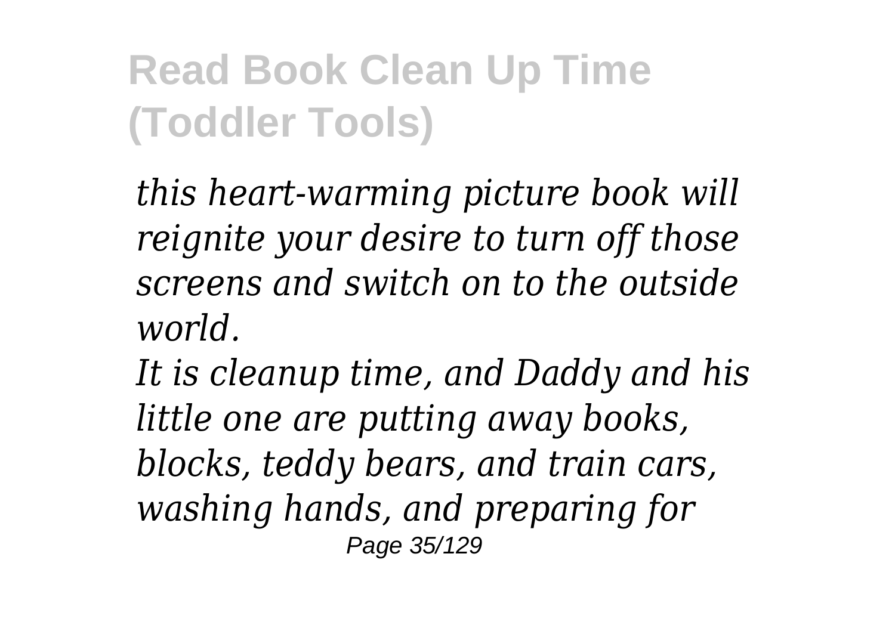*this heart-warming picture book will reignite your desire to turn off those screens and switch on to the outside world.*

*It is cleanup time, and Daddy and his little one are putting away books, blocks, teddy bears, and train cars, washing hands, and preparing for*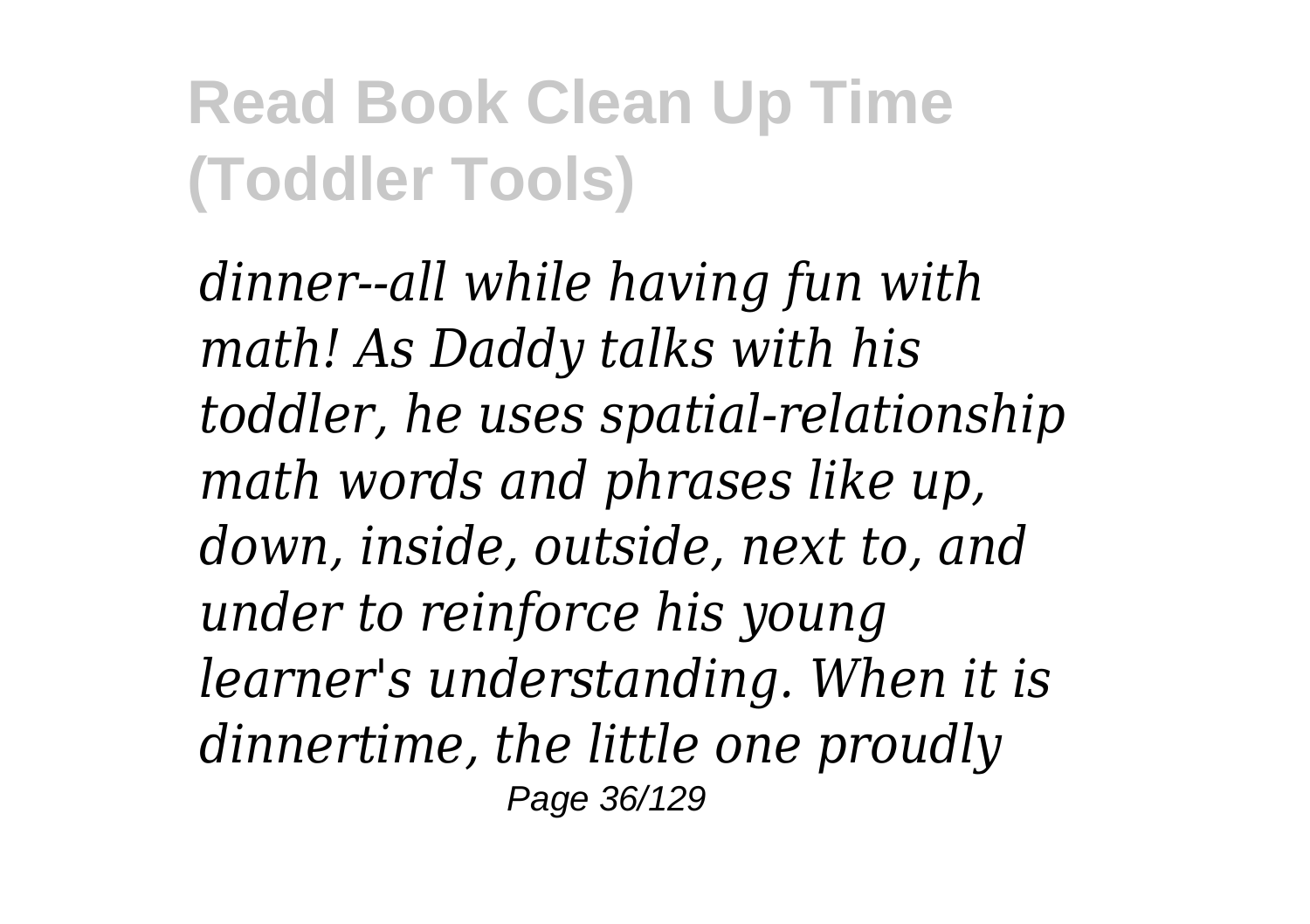*dinner--all while having fun with math! As Daddy talks with his toddler, he uses spatial-relationship math words and phrases like up, down, inside, outside, next to, and under to reinforce his young learner's understanding. When it is dinnertime, the little one proudly*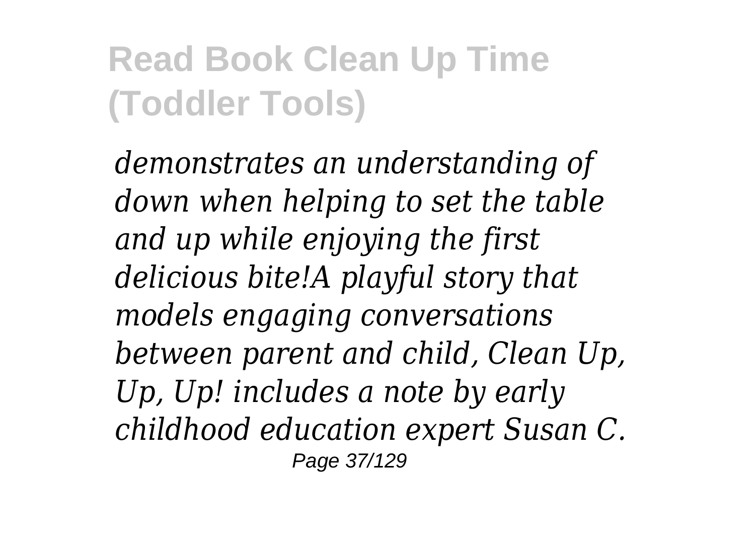*demonstrates an understanding of down when helping to set the table and up while enjoying the first delicious bite!A playful story that models engaging conversations between parent and child, Clean Up, Up, Up! includes a note by early childhood education expert Susan C.*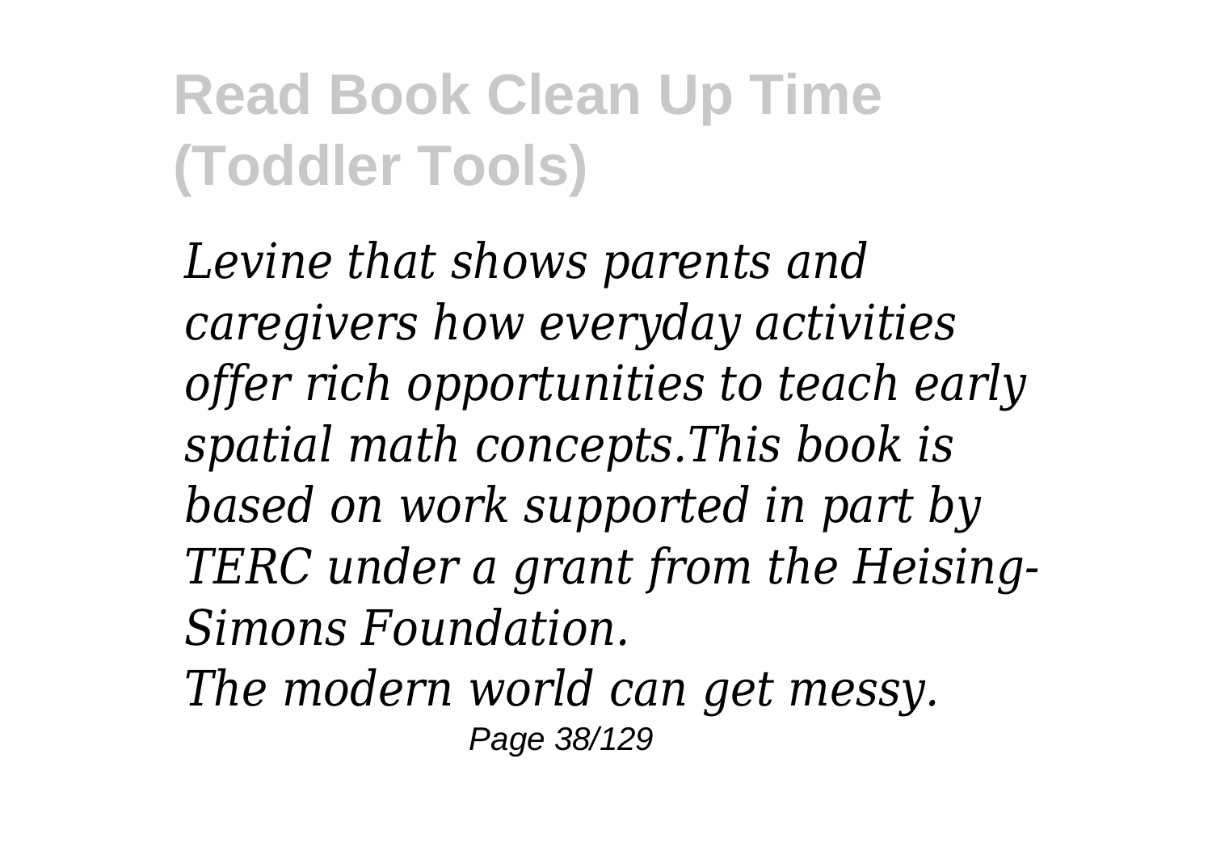*Levine that shows parents and caregivers how everyday activities offer rich opportunities to teach early spatial math concepts.This book is based on work supported in part by TERC under a grant from the Heising-Simons Foundation.*

*The modern world can get messy.*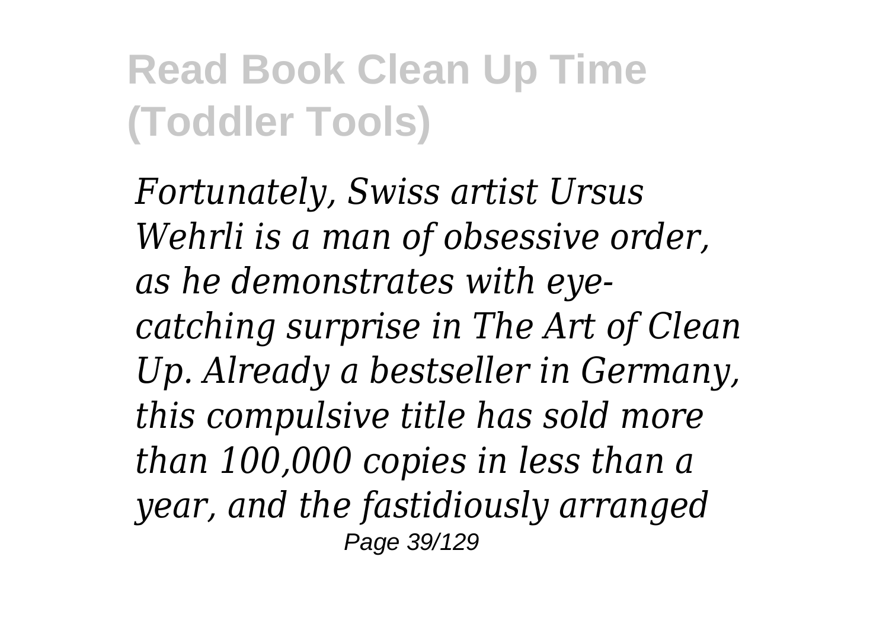*Fortunately, Swiss artist Ursus Wehrli is a man of obsessive order, as he demonstrates with eye-catching surprise in The Art of Clean Up. Already a bestseller in Germany, this compulsive title has sold more than 100,000 copies in less than a year, and the fastidiously arranged*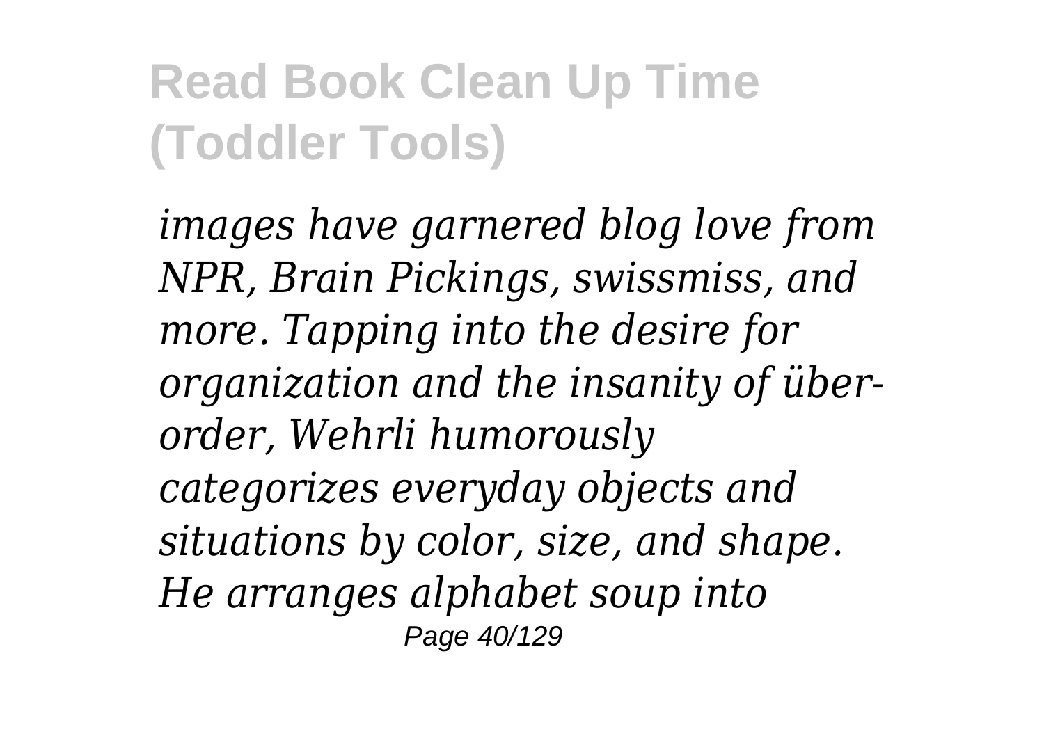*images have garnered blog love from NPR, Brain Pickings, swissmiss, and more. Tapping into the desire for organization and the insanity of über-order, Wehrli humorously categorizes everyday objects and situations by color, size, and shape. He arranges alphabet soup into*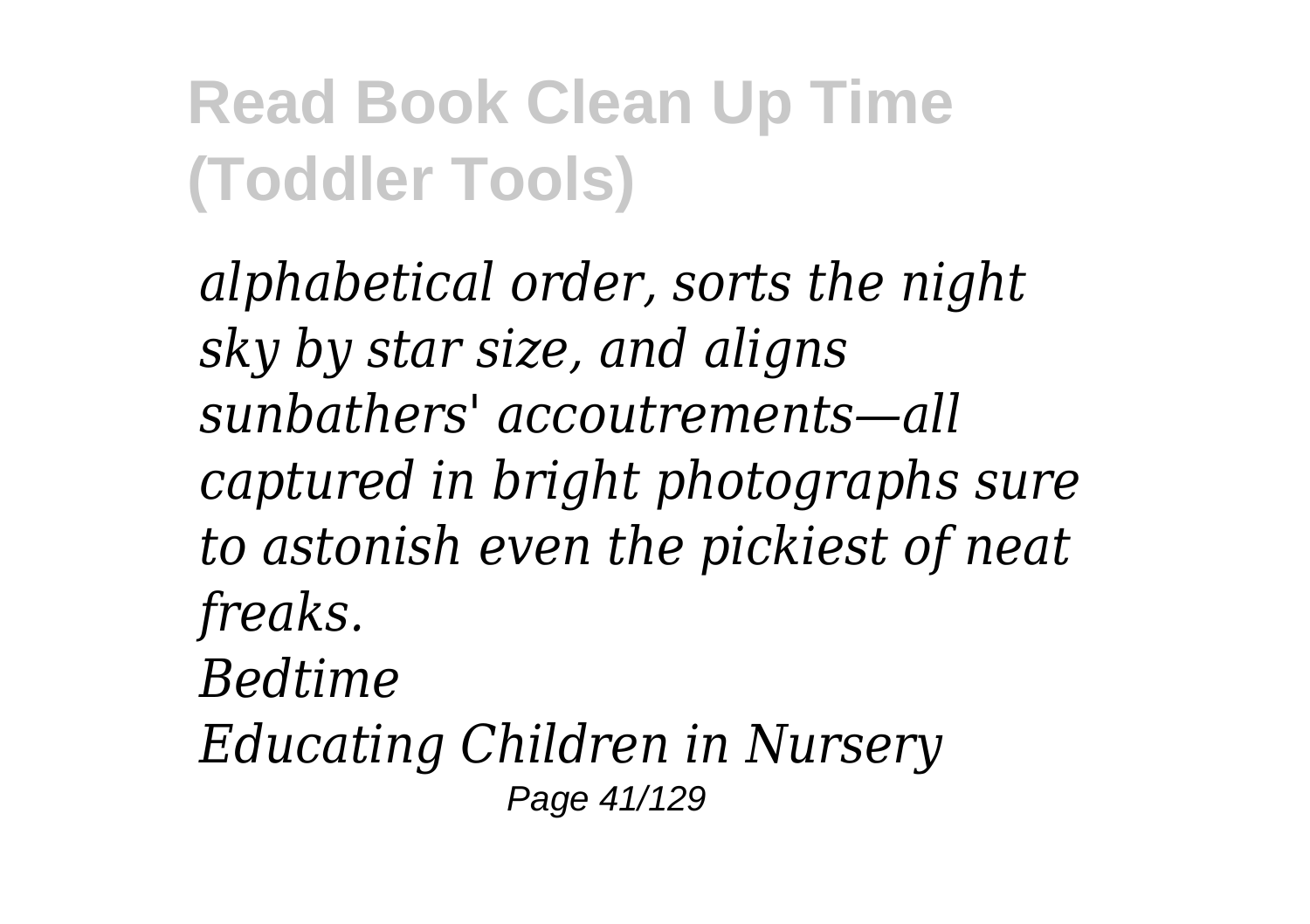*alphabetical order, sorts the night sky by star size, and aligns sunbathers' accoutrements—all captured in bright photographs sure to astonish even the pickiest of neat freaks.*

*Bedtime*

*Educating Children in Nursery*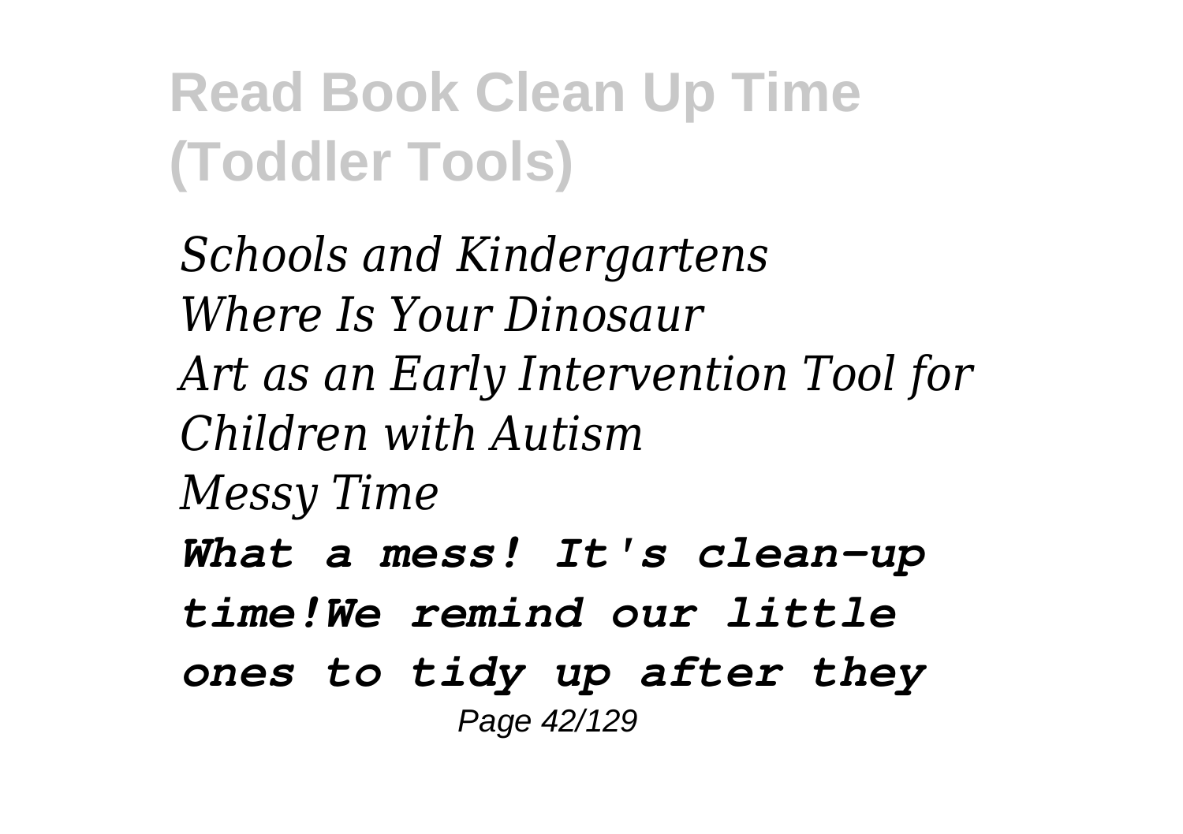**Read Book Clean Up Time (Toddler Tools)**

*Schools and Kindergartens*
*Where Is Your Dinosaur*
*Art as an Early Intervention Tool for Children with Autism*
*Messy Time*

***What a mess! It's clean-up time!We remind our little ones to tidy up after they***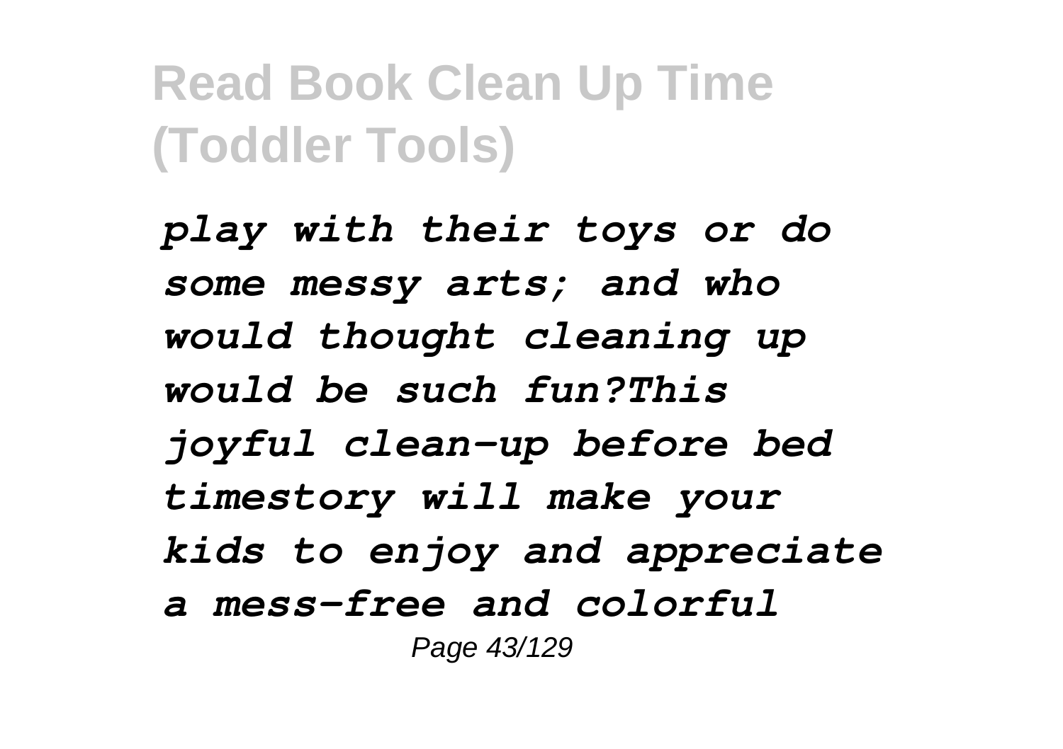*play with their toys or do some messy arts; and who would thought cleaning up would be such fun?This joyful clean-up before bed timestory will make your kids to enjoy and appreciate a mess-free and colorful*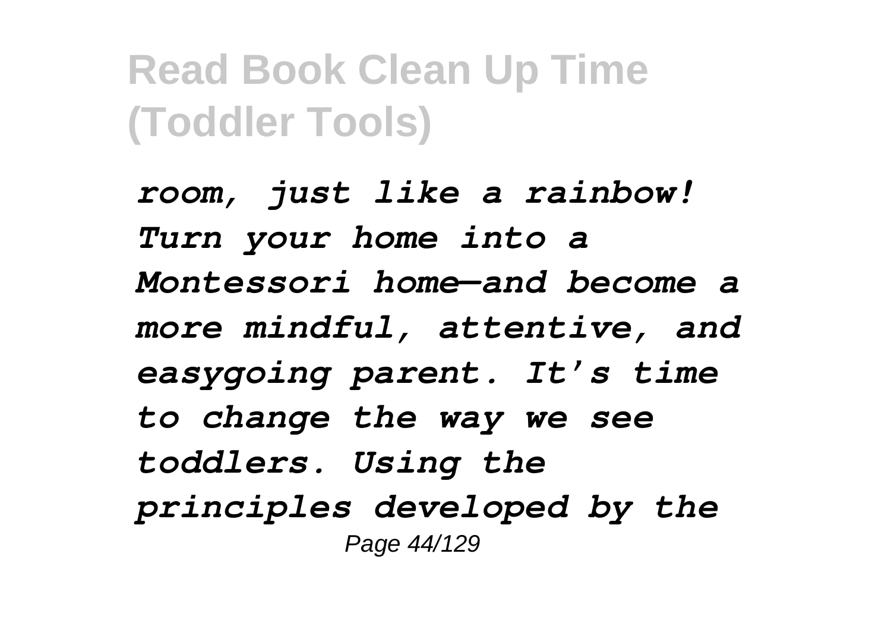*room, just like a rainbow! Turn your home into a Montessori home—and become a more mindful, attentive, and easygoing parent. It's time to change the way we see toddlers. Using the principles developed by the*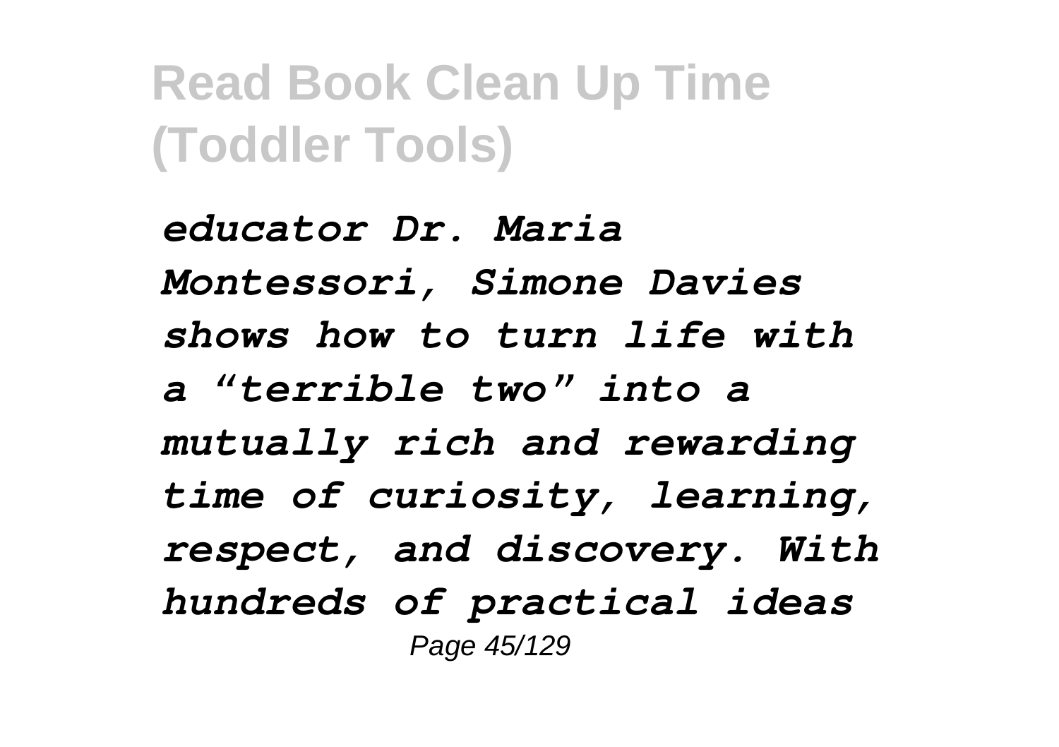*educator Dr. Maria Montessori, Simone Davies shows how to turn life with a "terrible two" into a mutually rich and rewarding time of curiosity, learning, respect, and discovery. With hundreds of practical ideas*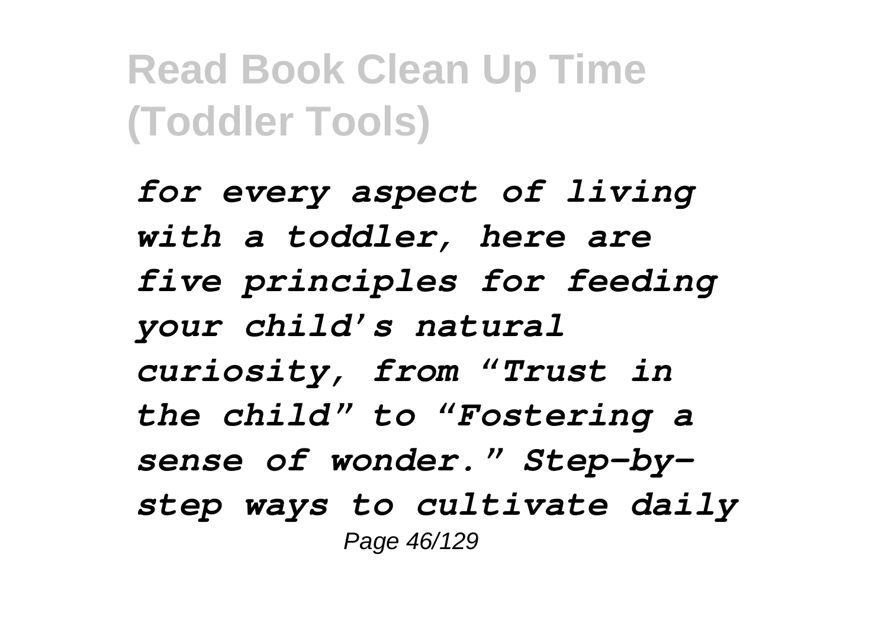*for every aspect of living with a toddler, here are five principles for feeding your child's natural curiosity, from "Trust in the child" to "Fostering a sense of wonder." Step-by-step ways to cultivate daily*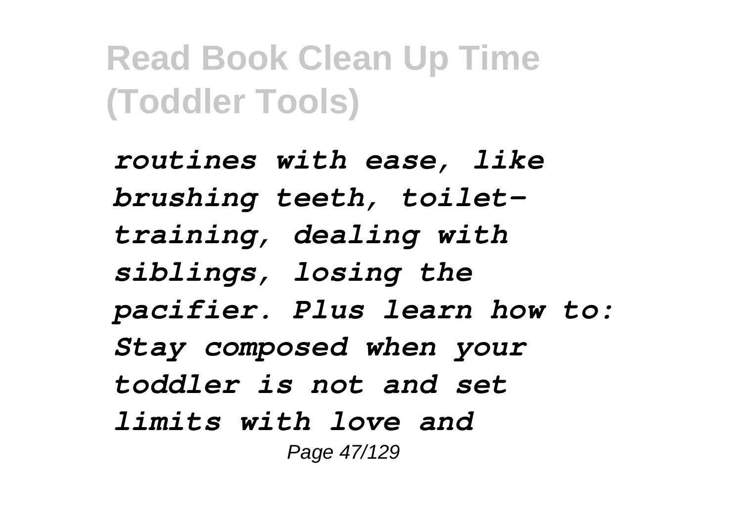*routines with ease, like brushing teeth, toilet-training, dealing with siblings, losing the pacifier. Plus learn how to: Stay composed when your toddler is not and set limits with love and*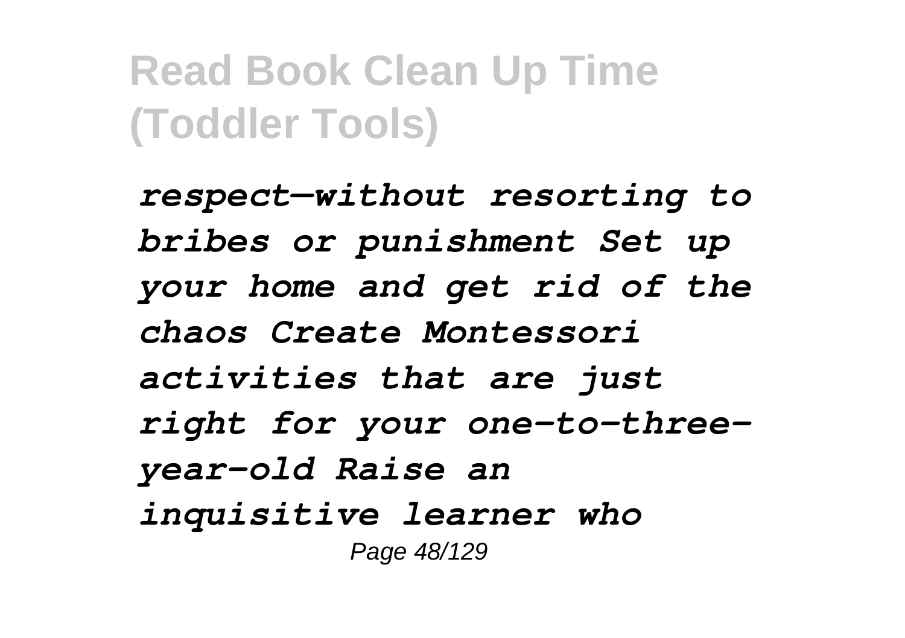*respect—without resorting to bribes or punishment Set up your home and get rid of the chaos Create Montessori activities that are just right for your one-to-three-year-old Raise an inquisitive learner who*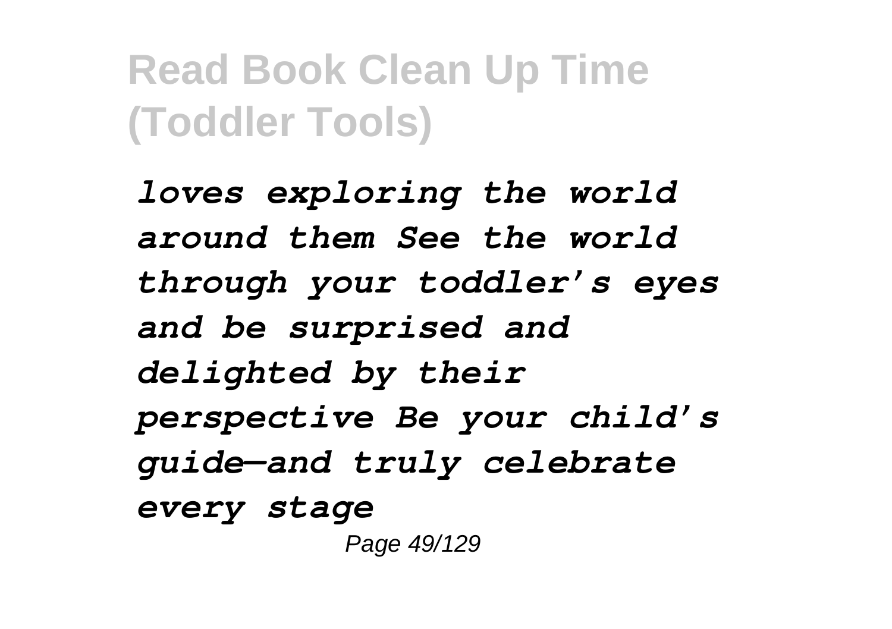*loves exploring the world around them See the world through your toddler's eyes and be surprised and delighted by their perspective Be your child's guide—and truly celebrate every stage*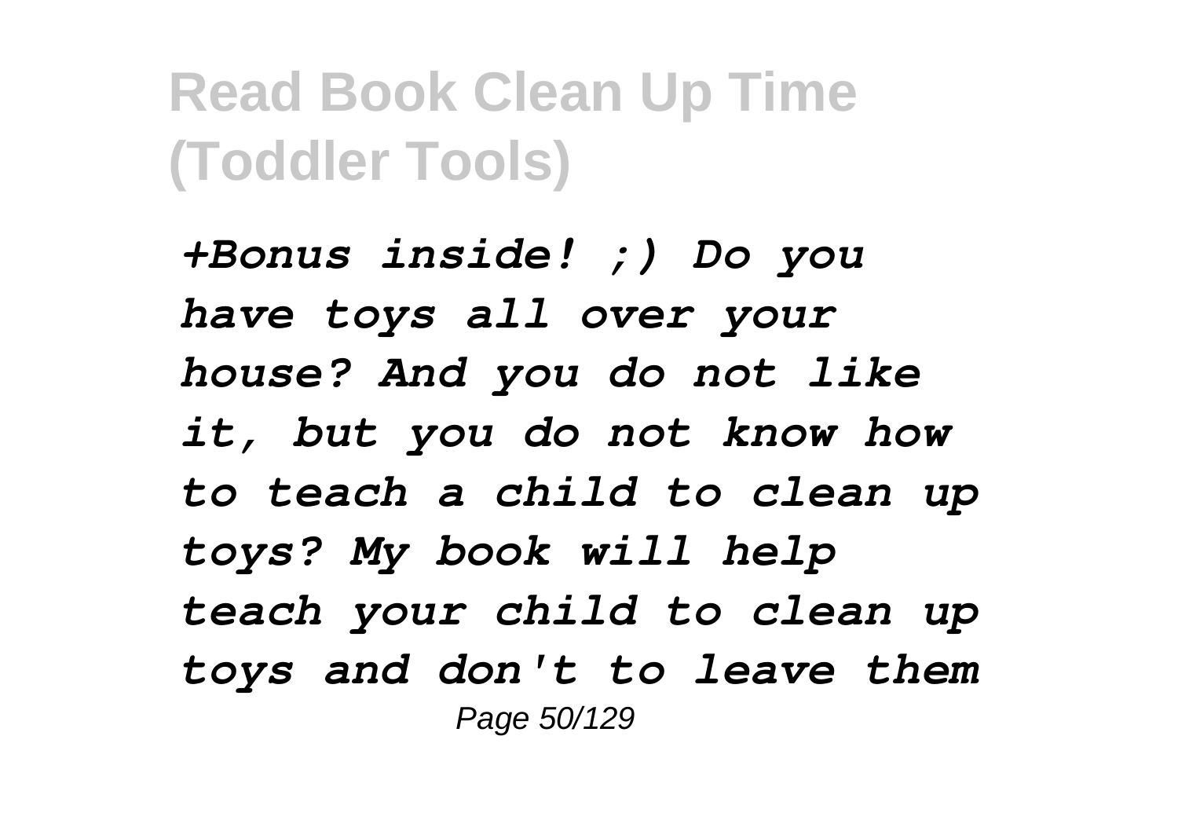***+Bonus inside! ;) Do you have toys all over your house? And you do not like it, but you do not know how to teach a child to clean up toys? My book will help teach your child to clean up toys and don't to leave them***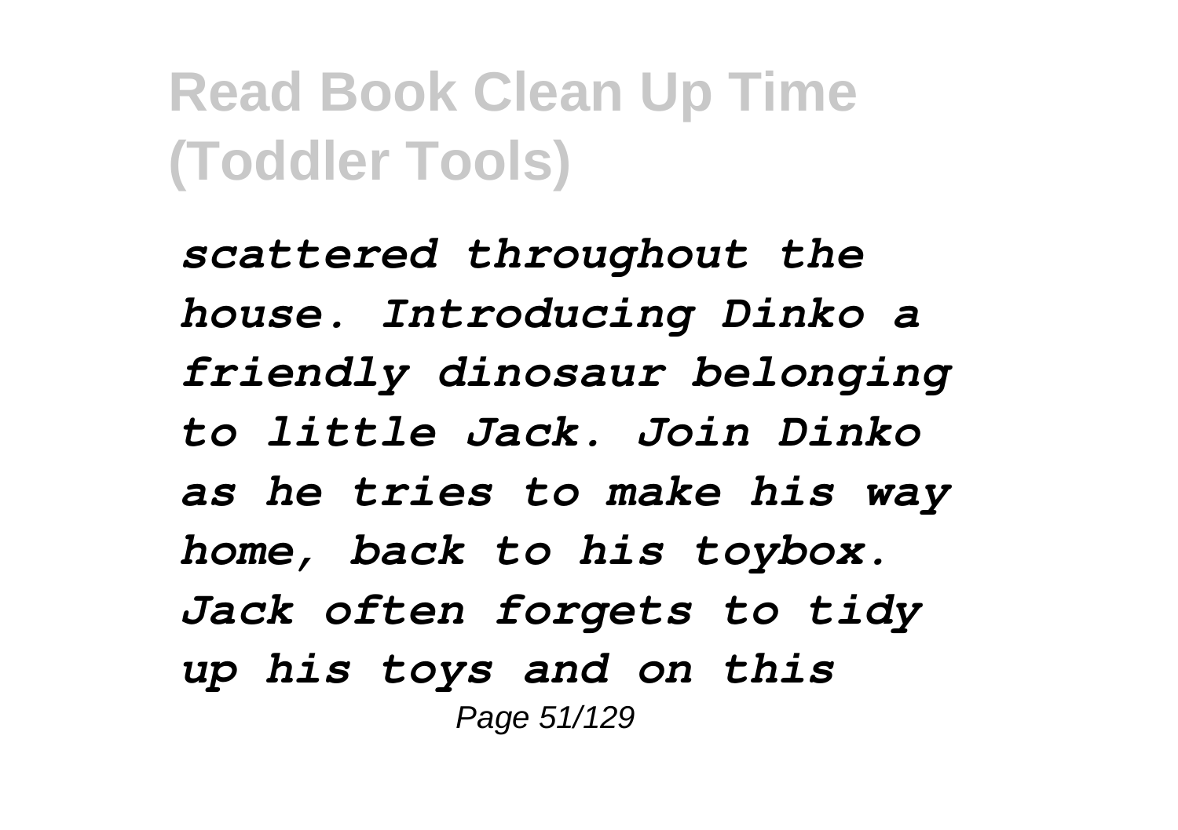*scattered throughout the house. Introducing Dinko a friendly dinosaur belonging to little Jack. Join Dinko as he tries to make his way home, back to his toybox. Jack often forgets to tidy up his toys and on this*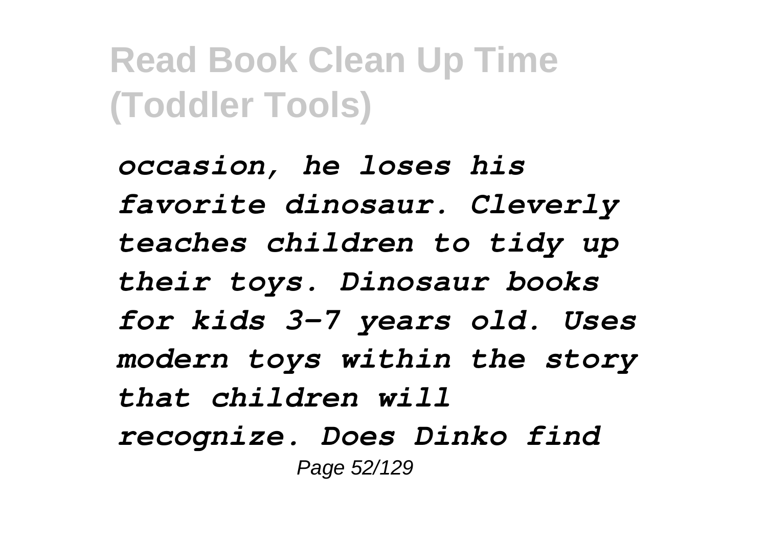*occasion, he loses his favorite dinosaur. Cleverly teaches children to tidy up their toys. Dinosaur books for kids 3-7 years old. Uses modern toys within the story that children will recognize. Does Dinko find*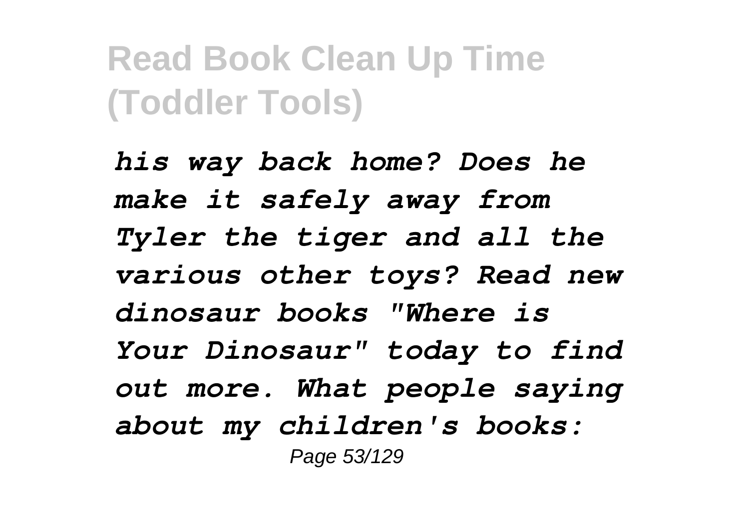*his way back home? Does he make it safely away from Tyler the tiger and all the various other toys? Read new dinosaur books "Where is Your Dinosaur" today to find out more. What people saying about my children's books:*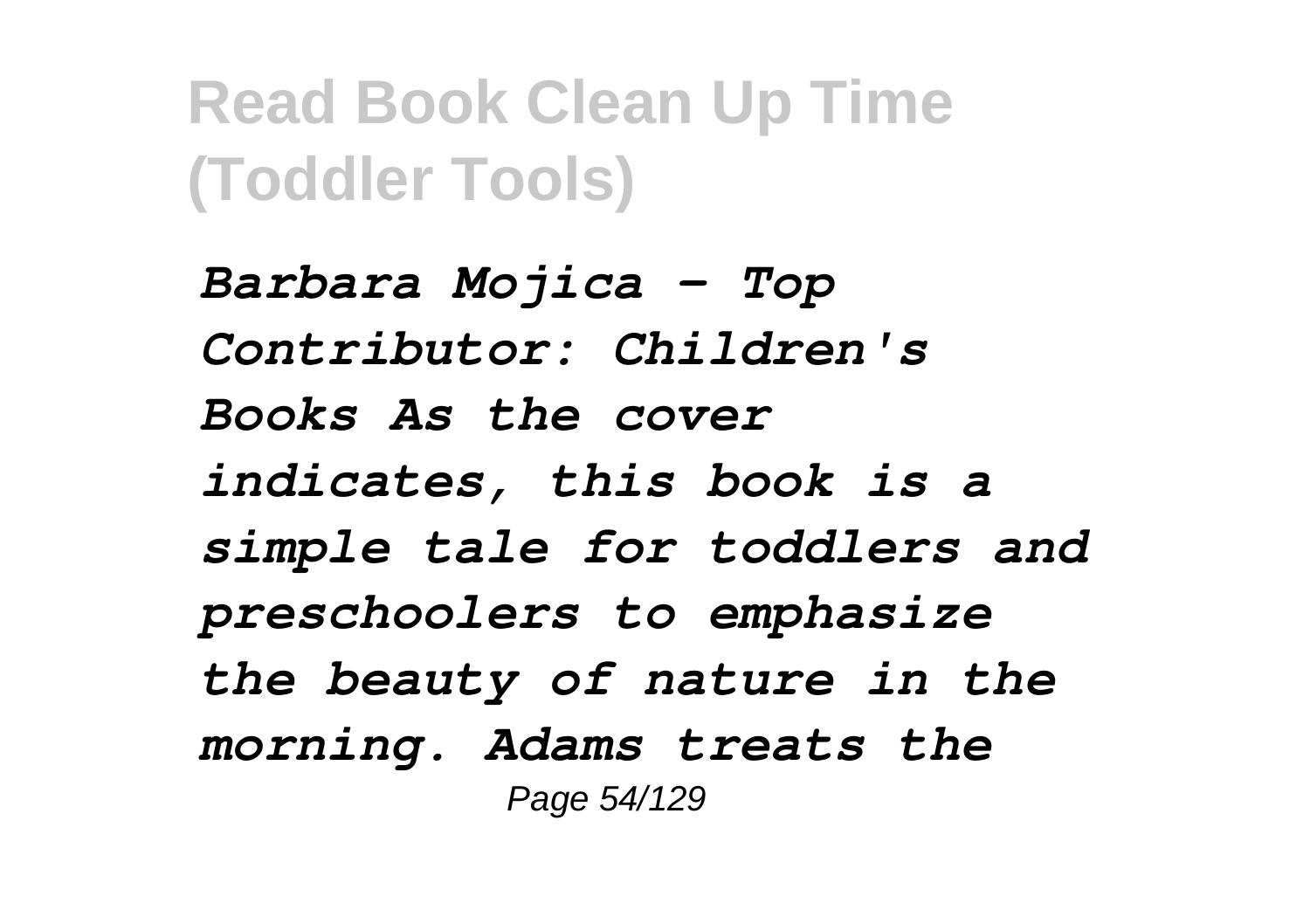*Barbara Mojica - Top Contributor: Children's Books As the cover indicates, this book is a simple tale for toddlers and preschoolers to emphasize the beauty of nature in the morning. Adams treats the*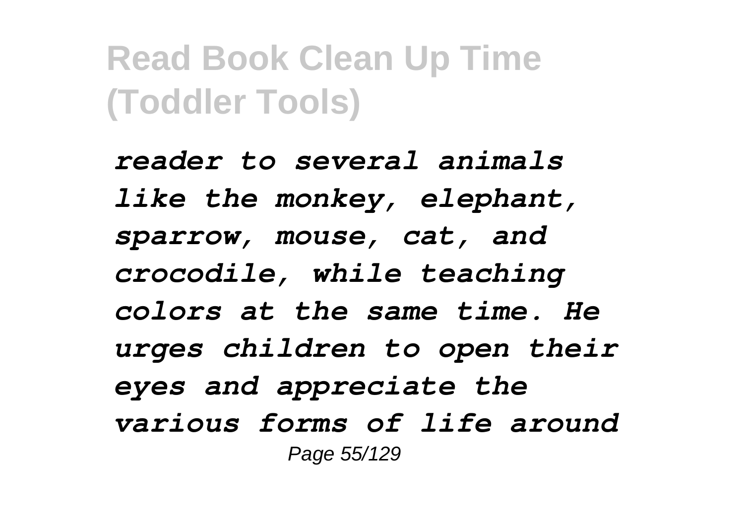*reader to several animals like the monkey, elephant, sparrow, mouse, cat, and crocodile, while teaching colors at the same time. He urges children to open their eyes and appreciate the various forms of life around*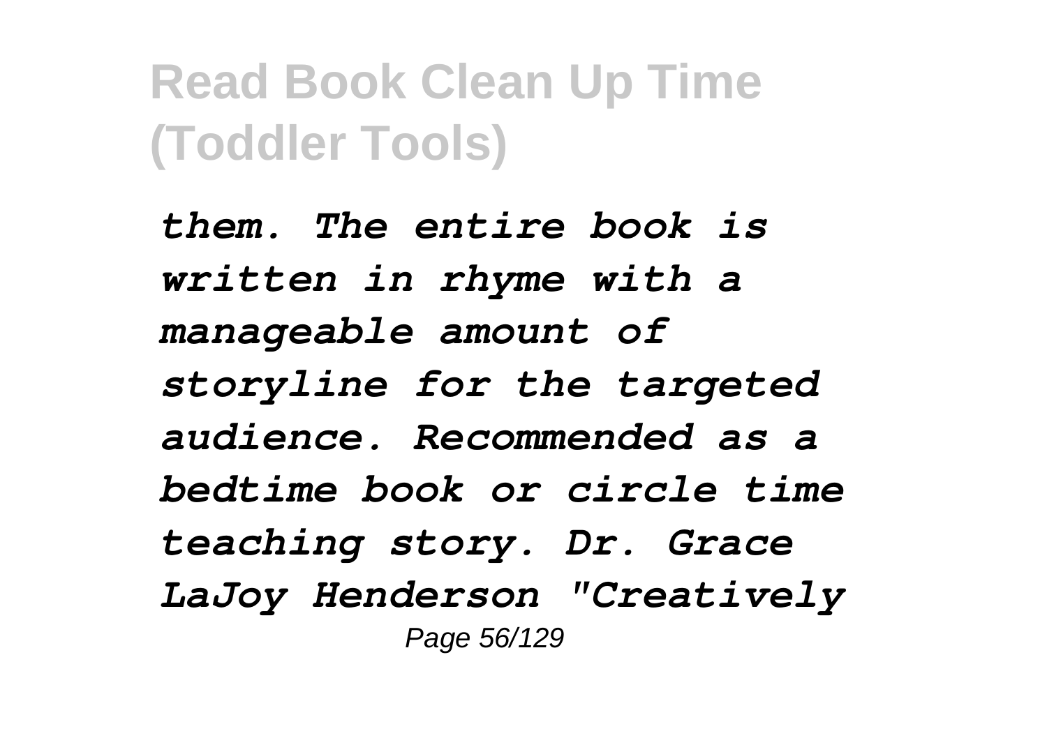*them. The entire book is written in rhyme with a manageable amount of storyline for the targeted audience. Recommended as a bedtime book or circle time teaching story. Dr. Grace LaJoy Henderson "Creatively*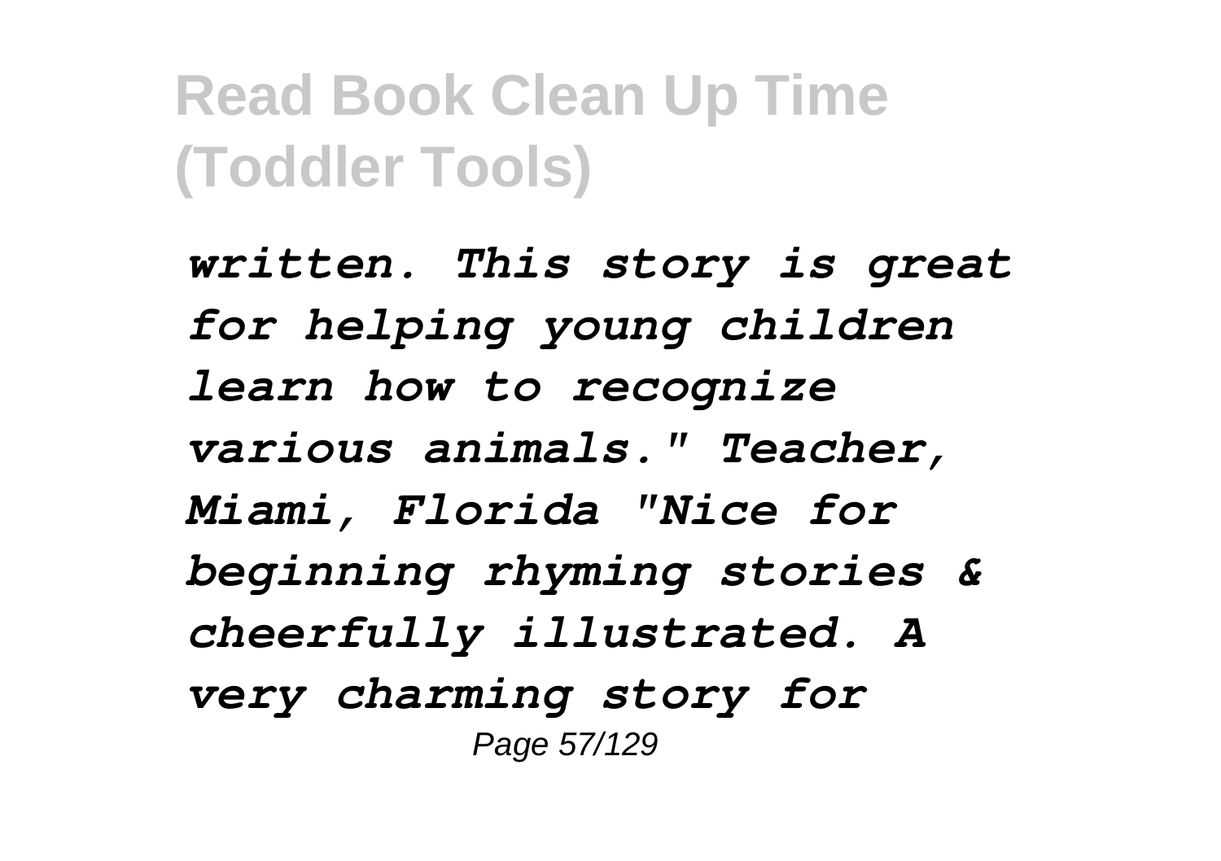*written. This story is great for helping young children learn how to recognize various animals." Teacher, Miami, Florida "Nice for beginning rhyming stories & cheerfully illustrated. A very charming story for*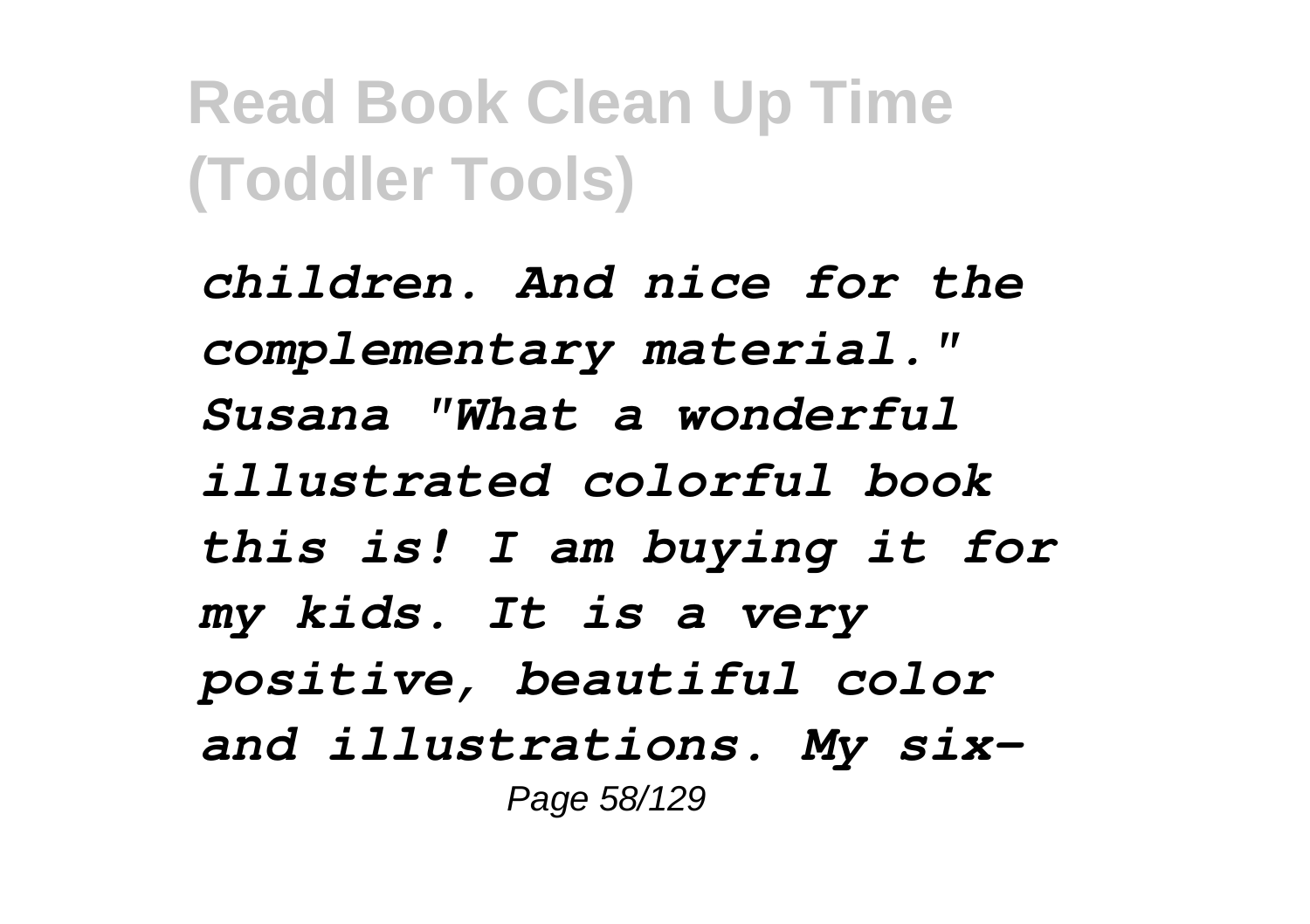*children. And nice for the complementary material." Susana "What a wonderful illustrated colorful book this is! I am buying it for my kids. It is a very positive, beautiful color and illustrations. My six-*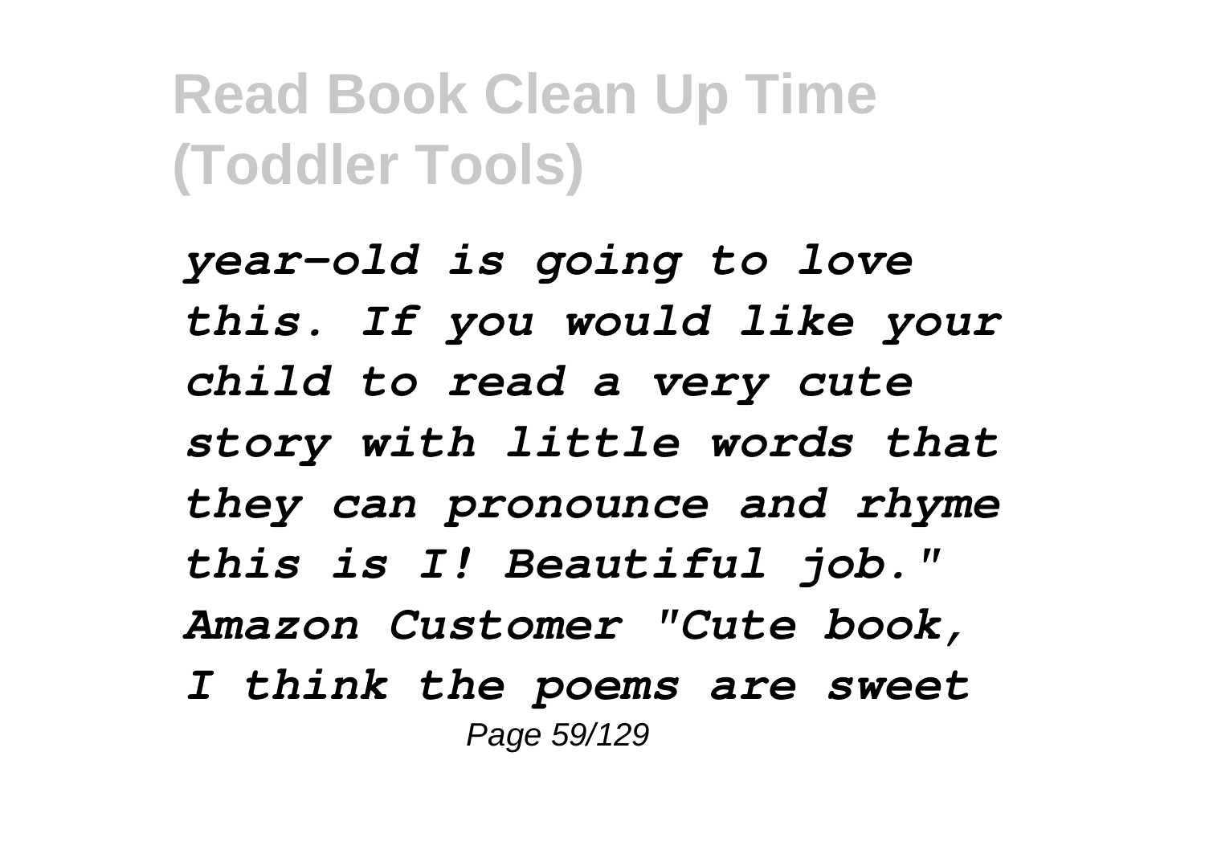*year-old is going to love this. If you would like your child to read a very cute story with little words that they can pronounce and rhyme this is I! Beautiful job." Amazon Customer "Cute book, I think the poems are sweet*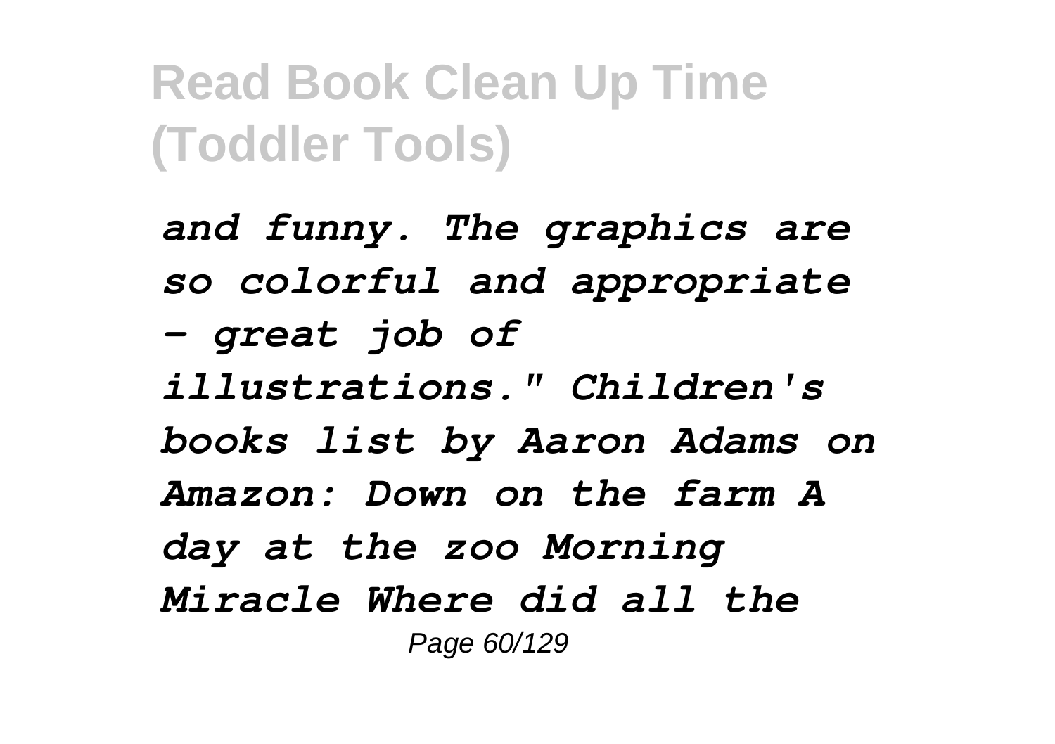*and funny. The graphics are so colorful and appropriate - great job of illustrations." Children's books list by Aaron Adams on Amazon: Down on the farm A day at the zoo Morning Miracle Where did all the*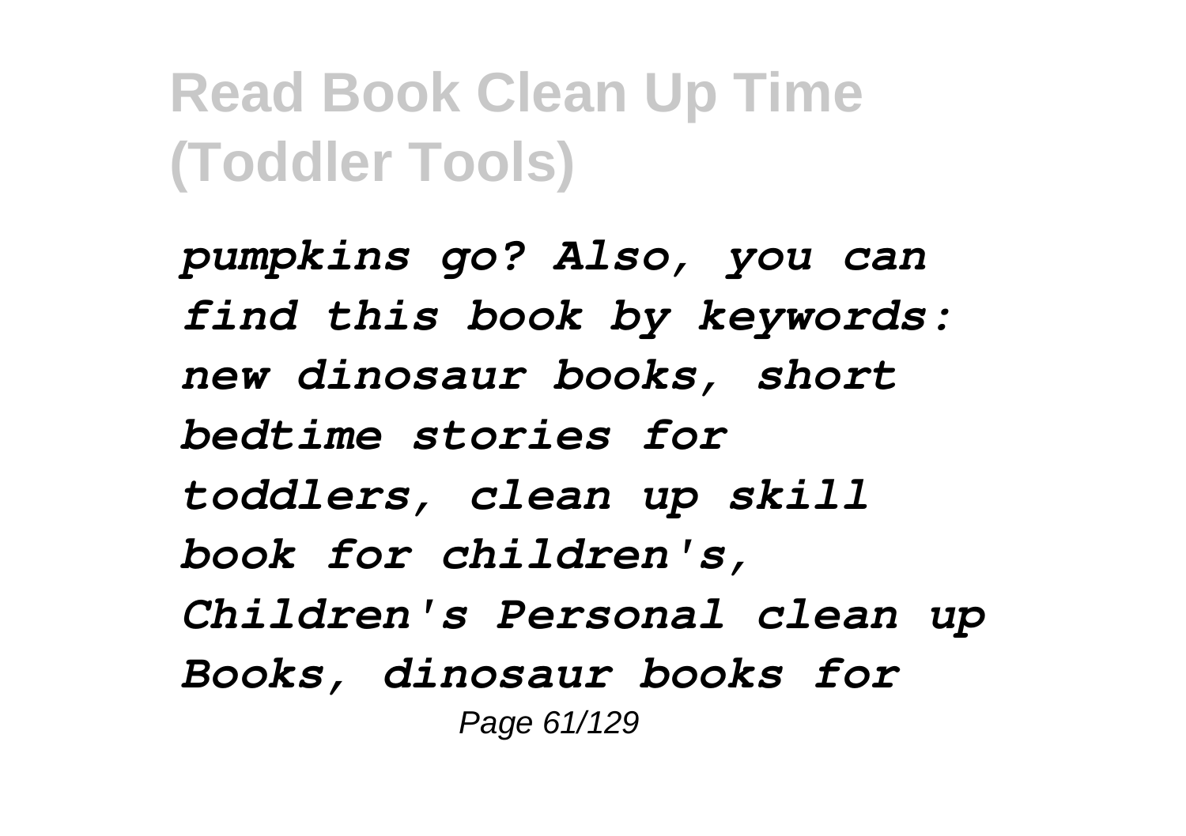*pumpkins go? Also, you can find this book by keywords: new dinosaur books, short bedtime stories for toddlers, clean up skill book for children's, Children's Personal clean up Books, dinosaur books for*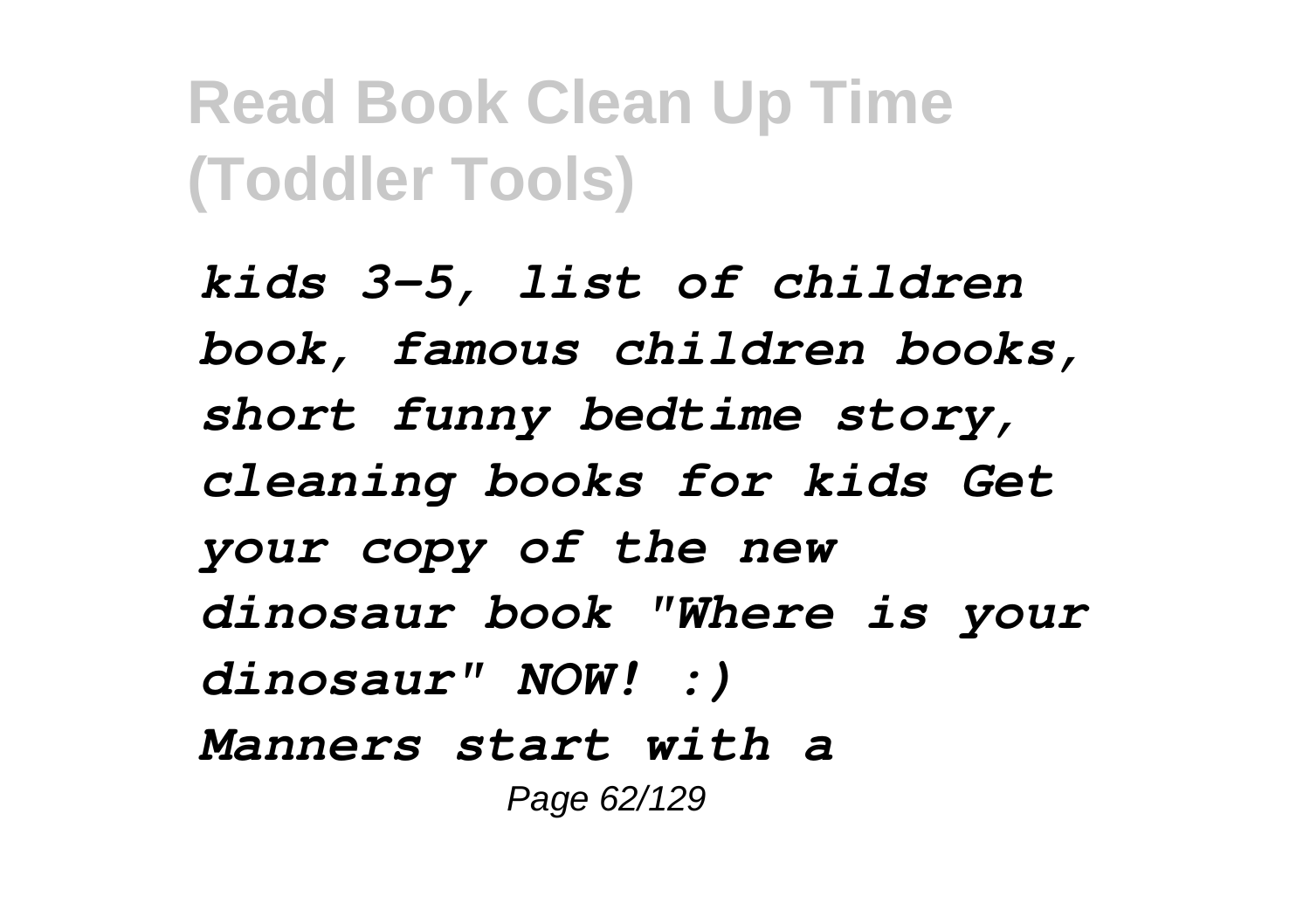*kids 3-5, list of children book, famous children books, short funny bedtime story, cleaning books for kids Get your copy of the new dinosaur book "Where is your dinosaur" NOW! :)*

*Manners start with a*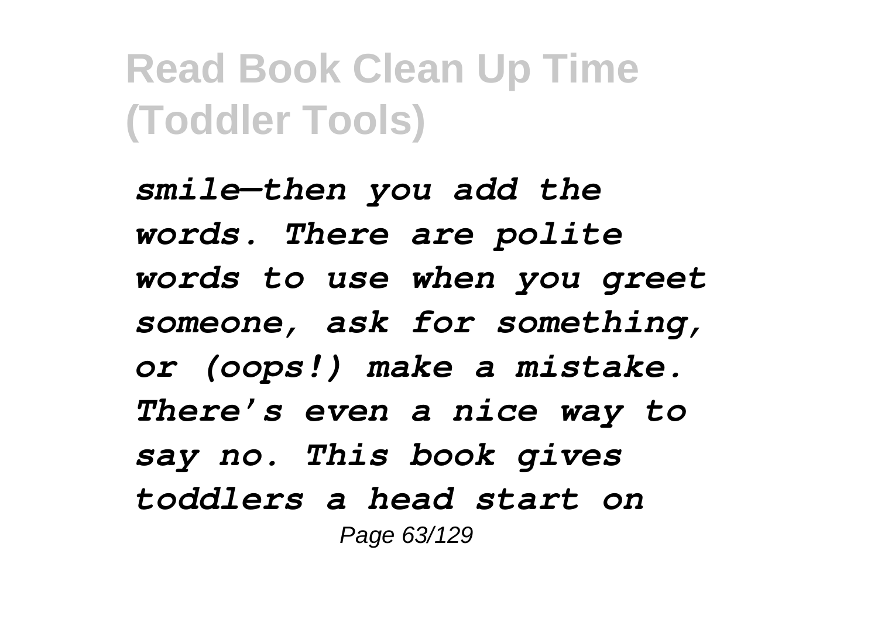*smile—then you add the words. There are polite words to use when you greet someone, ask for something, or (oops!) make a mistake. There's even a nice way to say no. This book gives toddlers a head start on*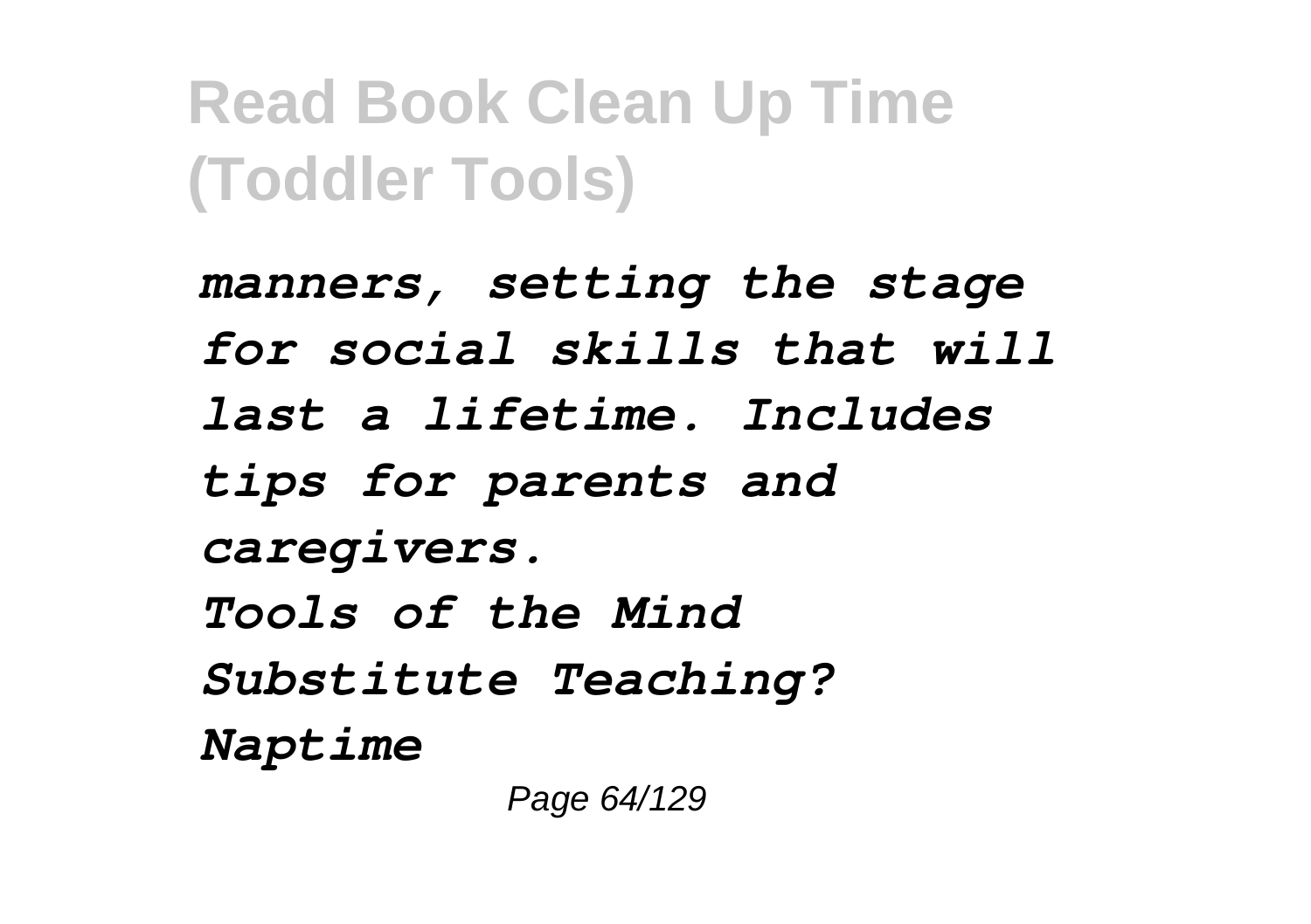*manners, setting the stage for social skills that will last a lifetime. Includes tips for parents and caregivers.*

*Tools of the Mind*

*Substitute Teaching?*

*Naptime*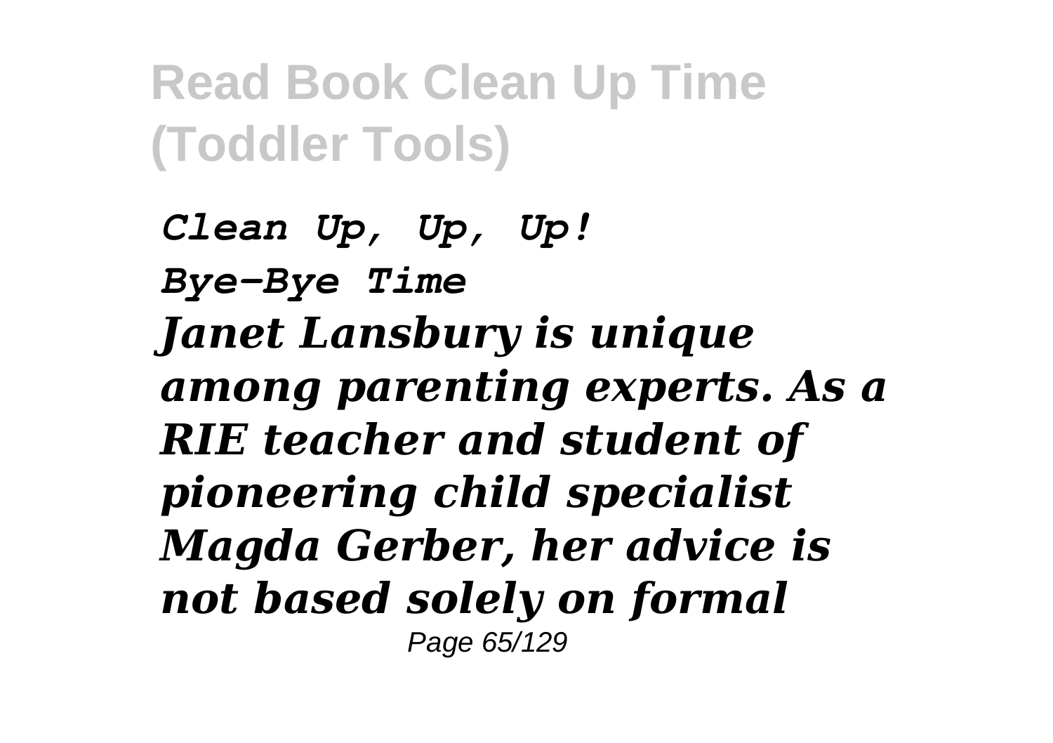*Clean Up, Up, Up!*
*Bye-Bye Time*
***Janet Lansbury is unique among parenting experts. As a RIE teacher and student of pioneering child specialist Magda Gerber, her advice is not based solely on formal***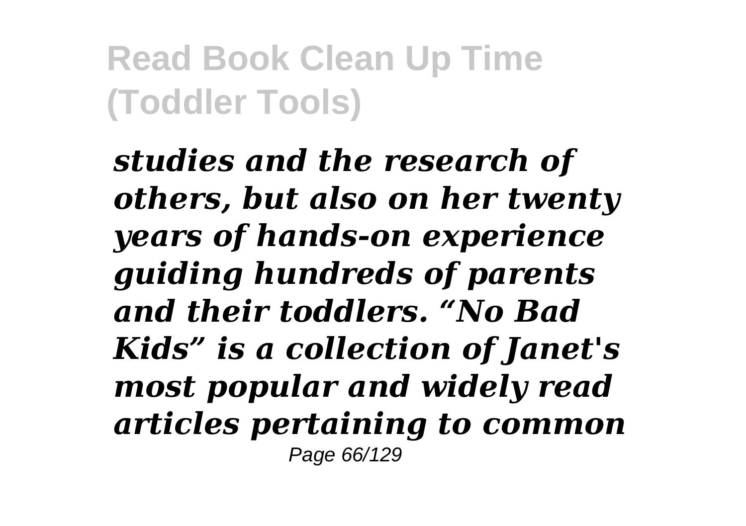*studies and the research of others, but also on her twenty years of hands-on experience guiding hundreds of parents and their toddlers. “No Bad Kids” is a collection of Janet's most popular and widely read articles pertaining to common*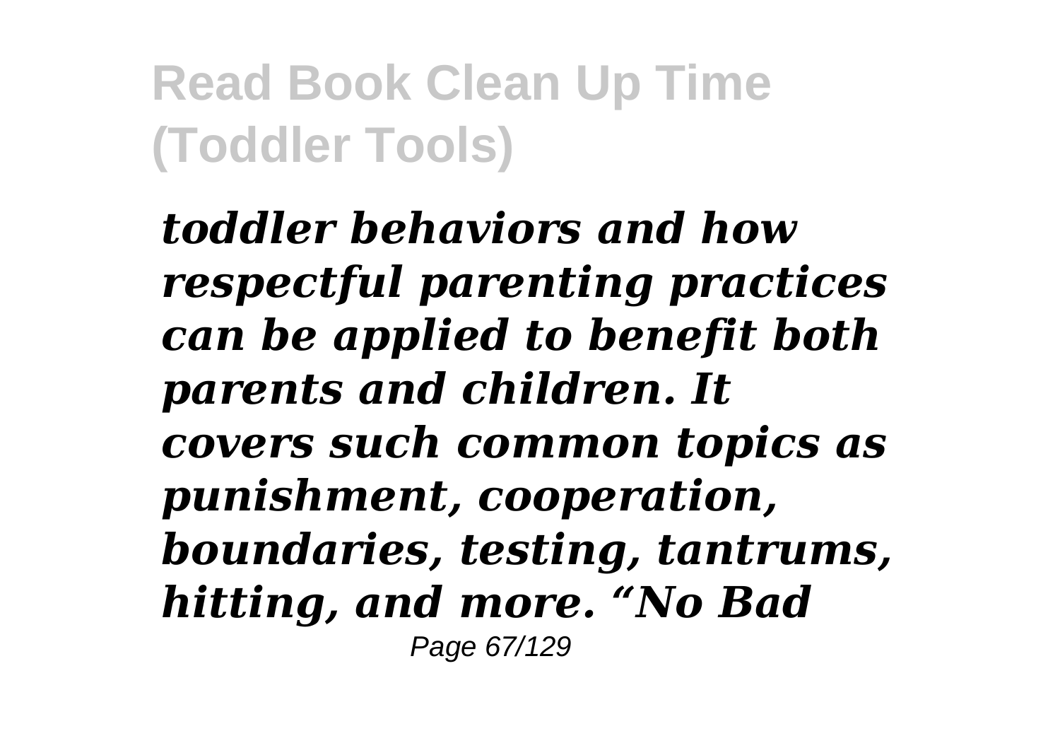*toddler behaviors and how respectful parenting practices can be applied to benefit both parents and children. It covers such common topics as punishment, cooperation, boundaries, testing, tantrums, hitting, and more. "No Bad*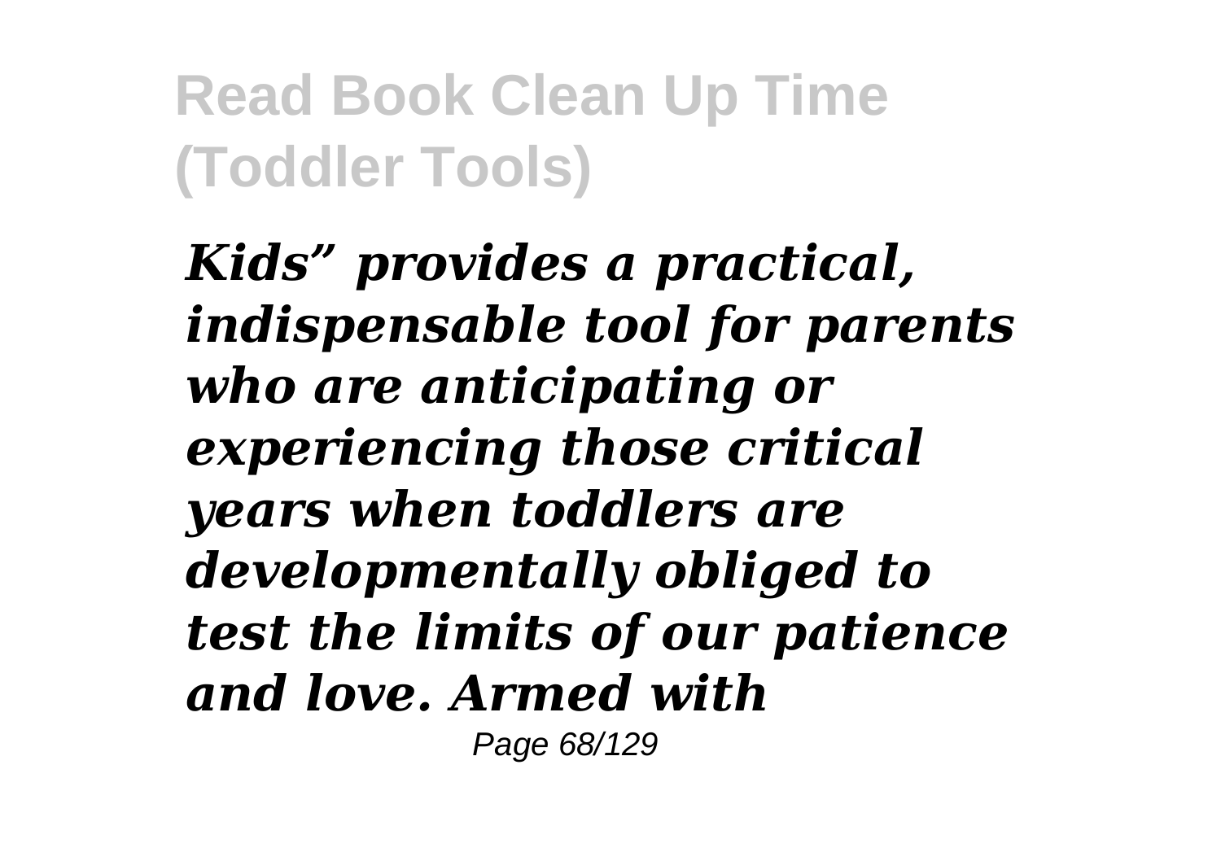*Kids" provides a practical, indispensable tool for parents who are anticipating or experiencing those critical years when toddlers are developmentally obliged to test the limits of our patience and love. Armed with*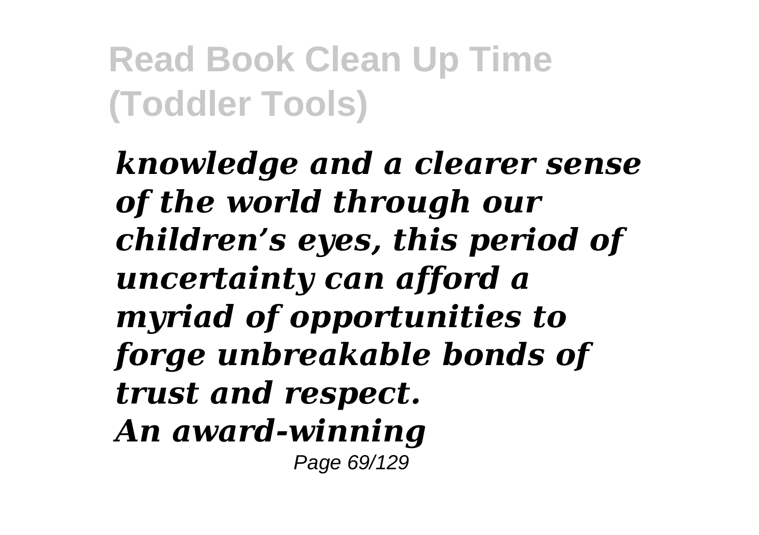*knowledge and a clearer sense of the world through our children's eyes, this period of uncertainty can afford a myriad of opportunities to forge unbreakable bonds of trust and respect.*

*An award-winning*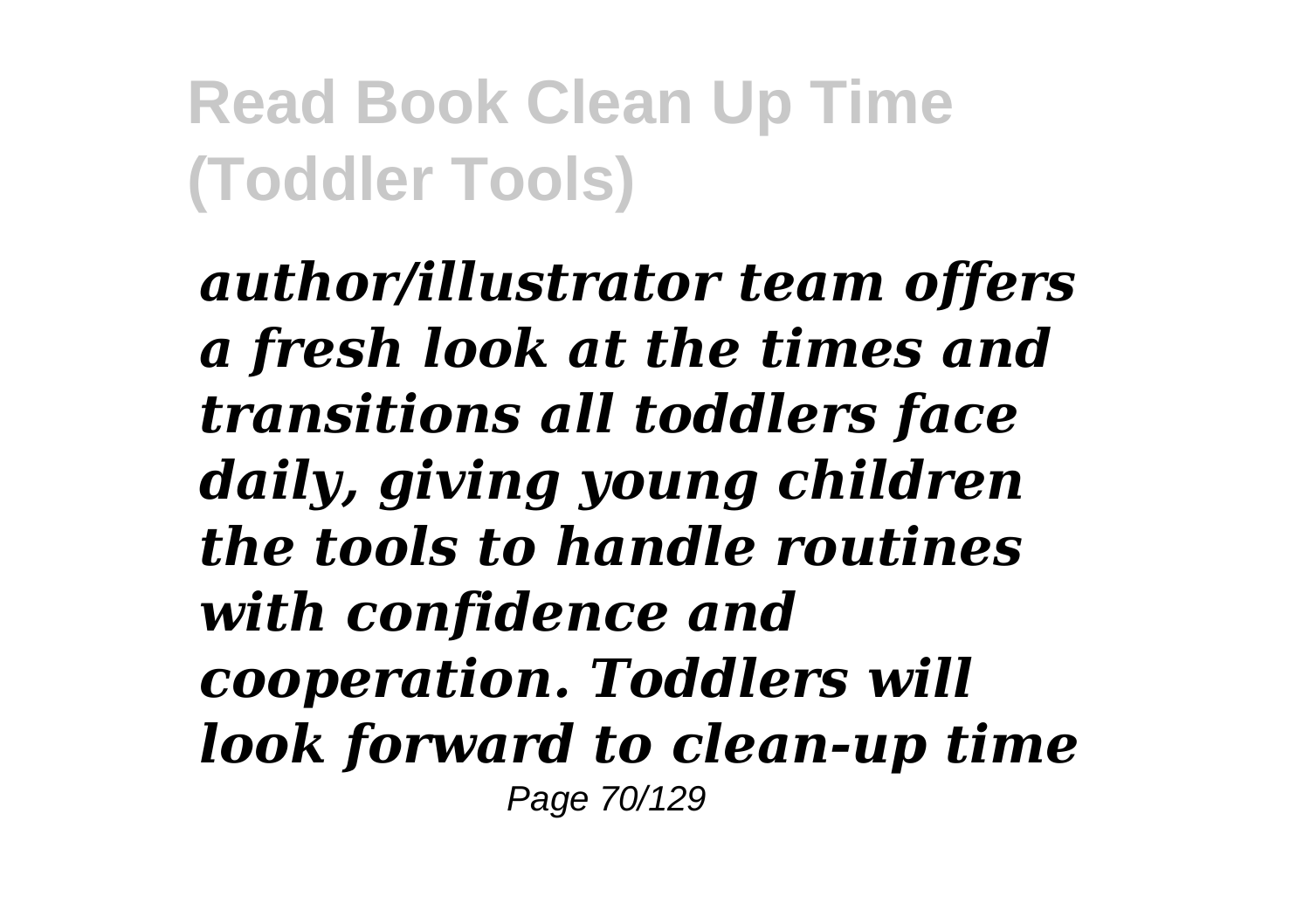*author/illustrator team offers a fresh look at the times and transitions all toddlers face daily, giving young children the tools to handle routines with confidence and cooperation. Toddlers will look forward to clean-up time*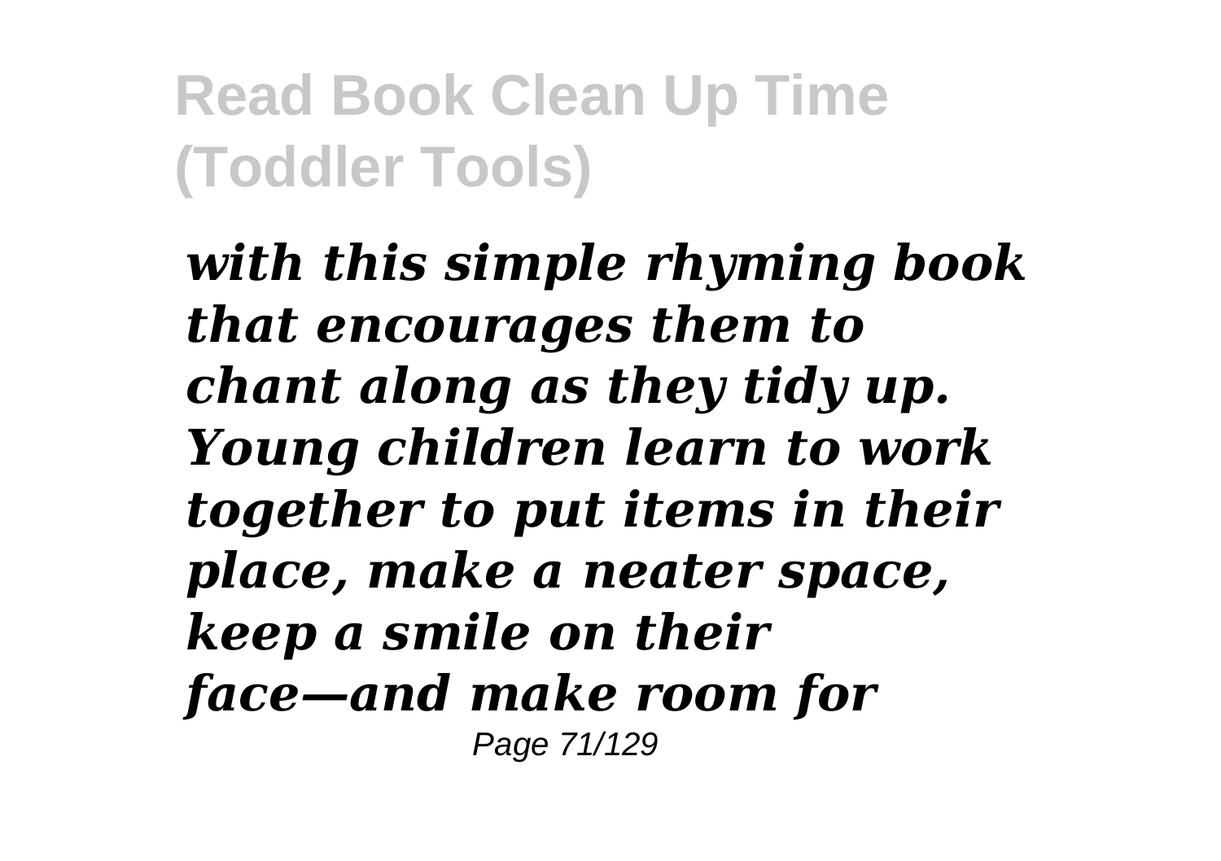*with this simple rhyming book that encourages them to chant along as they tidy up. Young children learn to work together to put items in their place, make a neater space, keep a smile on their face—and make room for*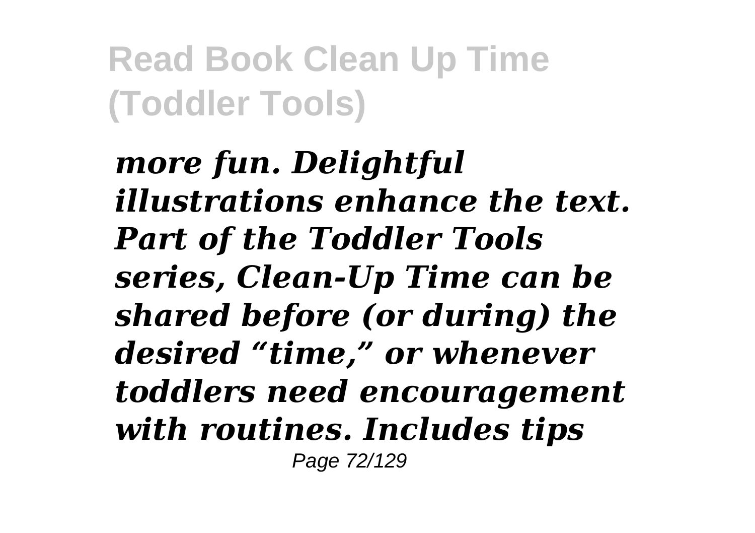*more fun. Delightful illustrations enhance the text. Part of the Toddler Tools series, Clean-Up Time can be shared before (or during) the desired "time," or whenever toddlers need encouragement with routines. Includes tips*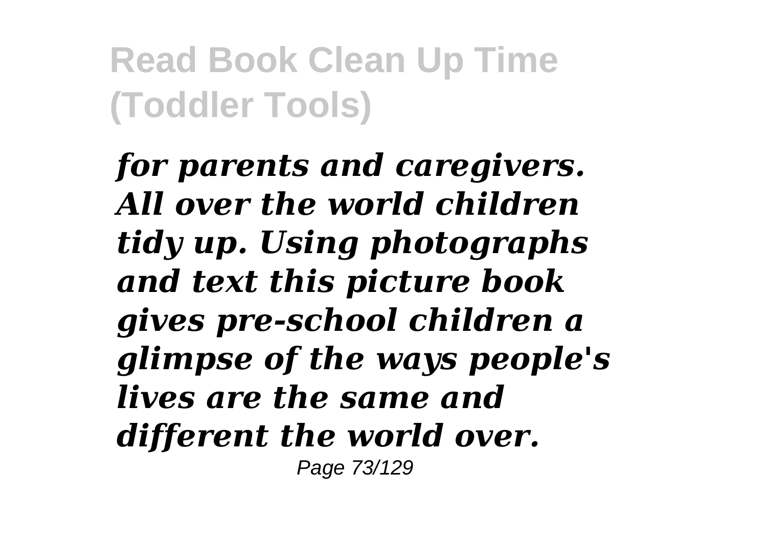*for parents and caregivers. All over the world children tidy up. Using photographs and text this picture book gives pre-school children a glimpse of the ways people's lives are the same and different the world over.*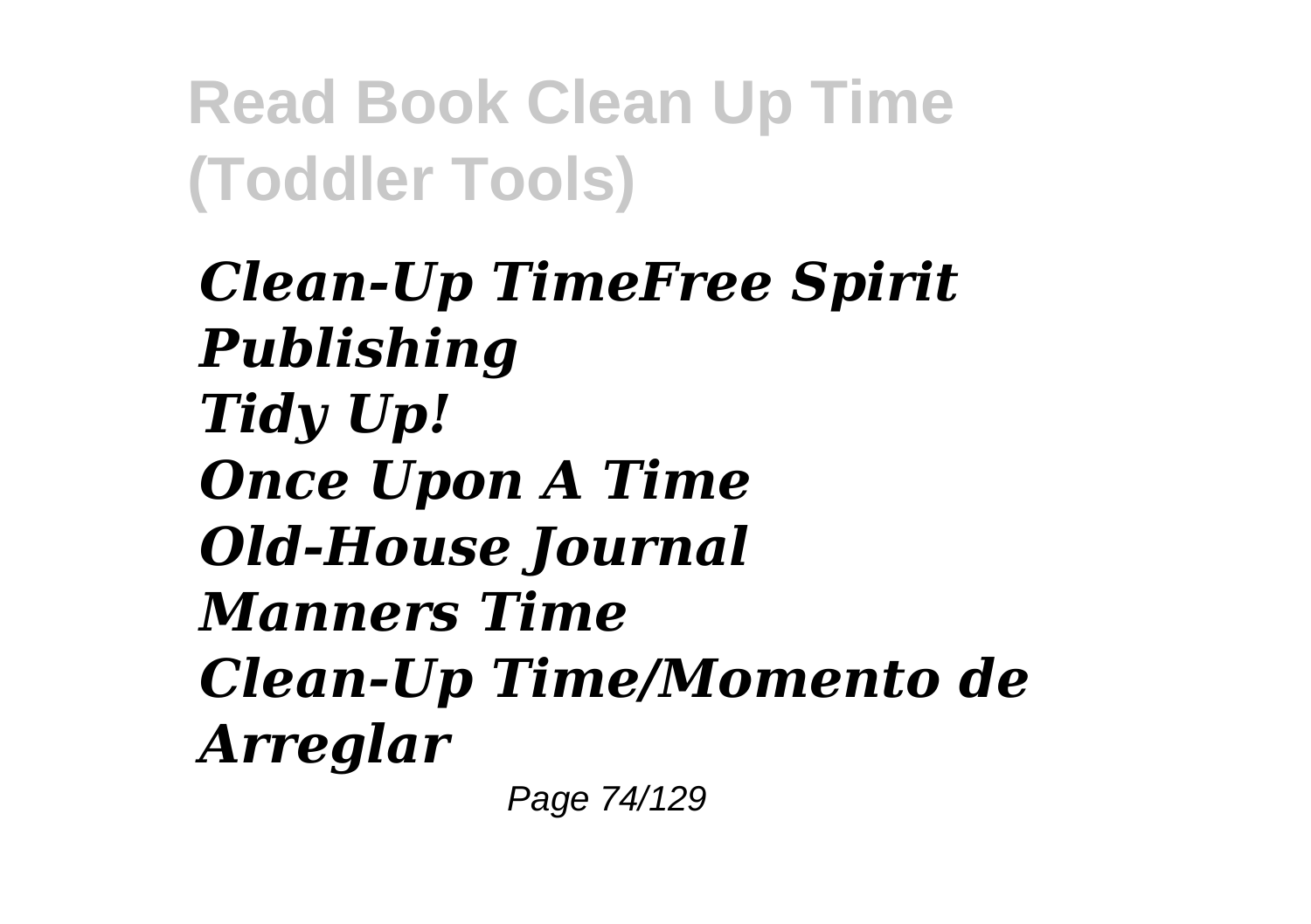*Clean-Up TimeFree Spirit Publishing*
*Tidy Up!*
*Once Upon A Time*
*Old-House Journal*
*Manners Time*
*Clean-Up Time/Momento de Arreglar*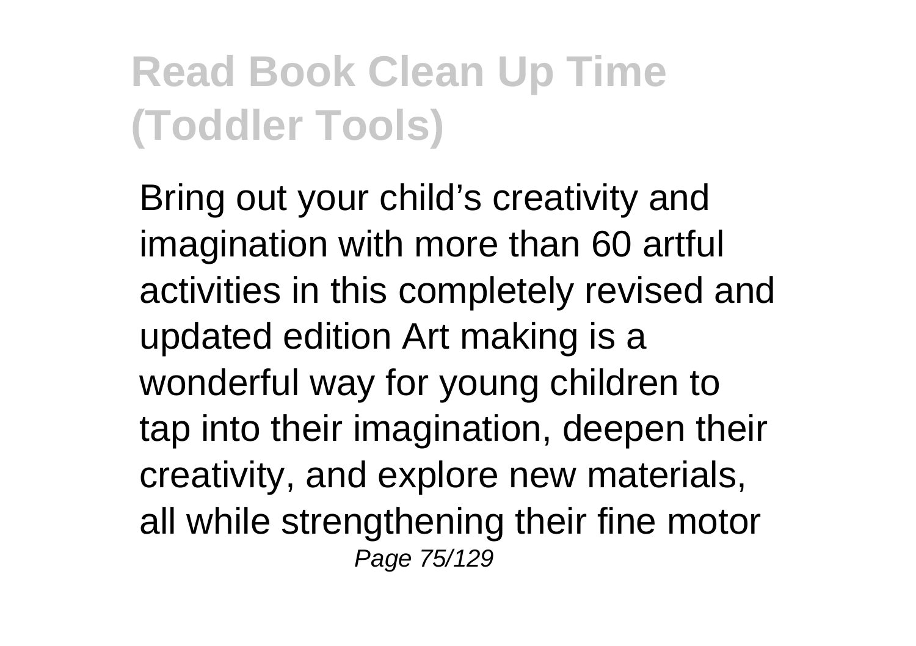## Read Book Clean Up Time (Toddler Tools)

Bring out your child's creativity and imagination with more than 60 artful activities in this completely revised and updated edition Art making is a wonderful way for young children to tap into their imagination, deepen their creativity, and explore new materials, all while strengthening their fine motor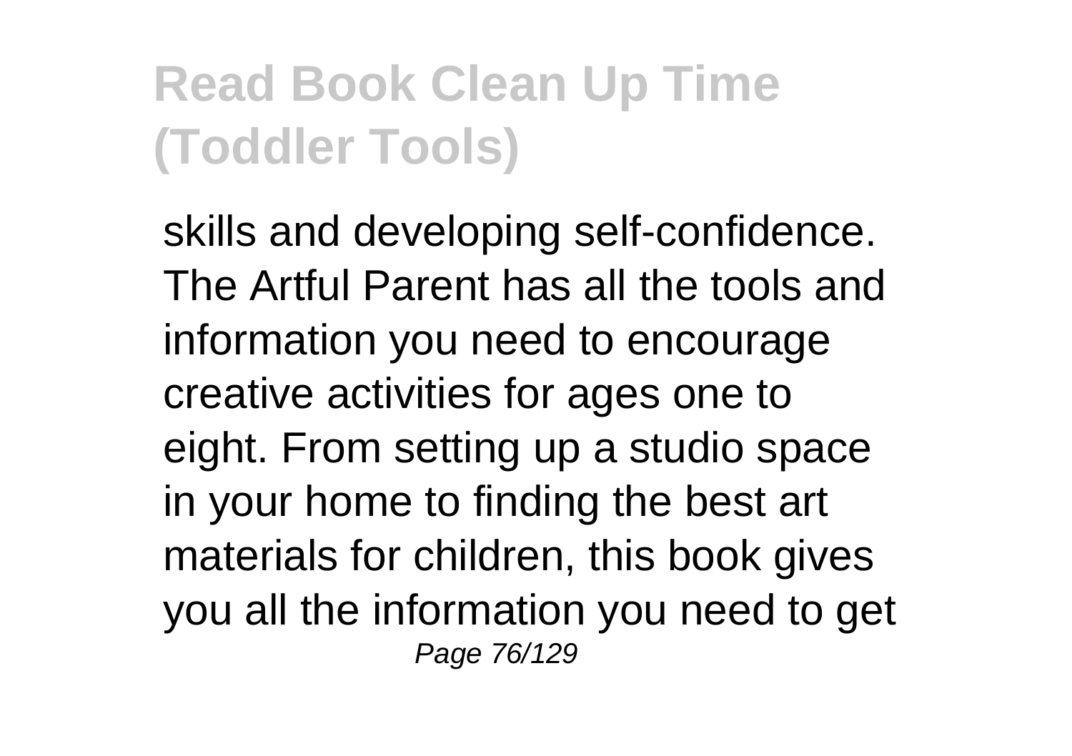skills and developing self-confidence. The Artful Parent has all the tools and information you need to encourage creative activities for ages one to eight. From setting up a studio space in your home to finding the best art materials for children, this book gives you all the information you need to get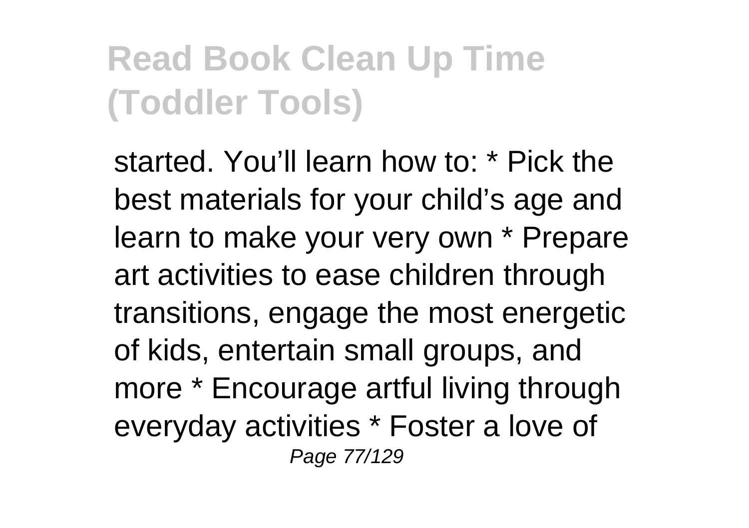started. You'll learn how to: * Pick the best materials for your child's age and learn to make your very own * Prepare art activities to ease children through transitions, engage the most energetic of kids, entertain small groups, and more * Encourage artful living through everyday activities * Foster a love of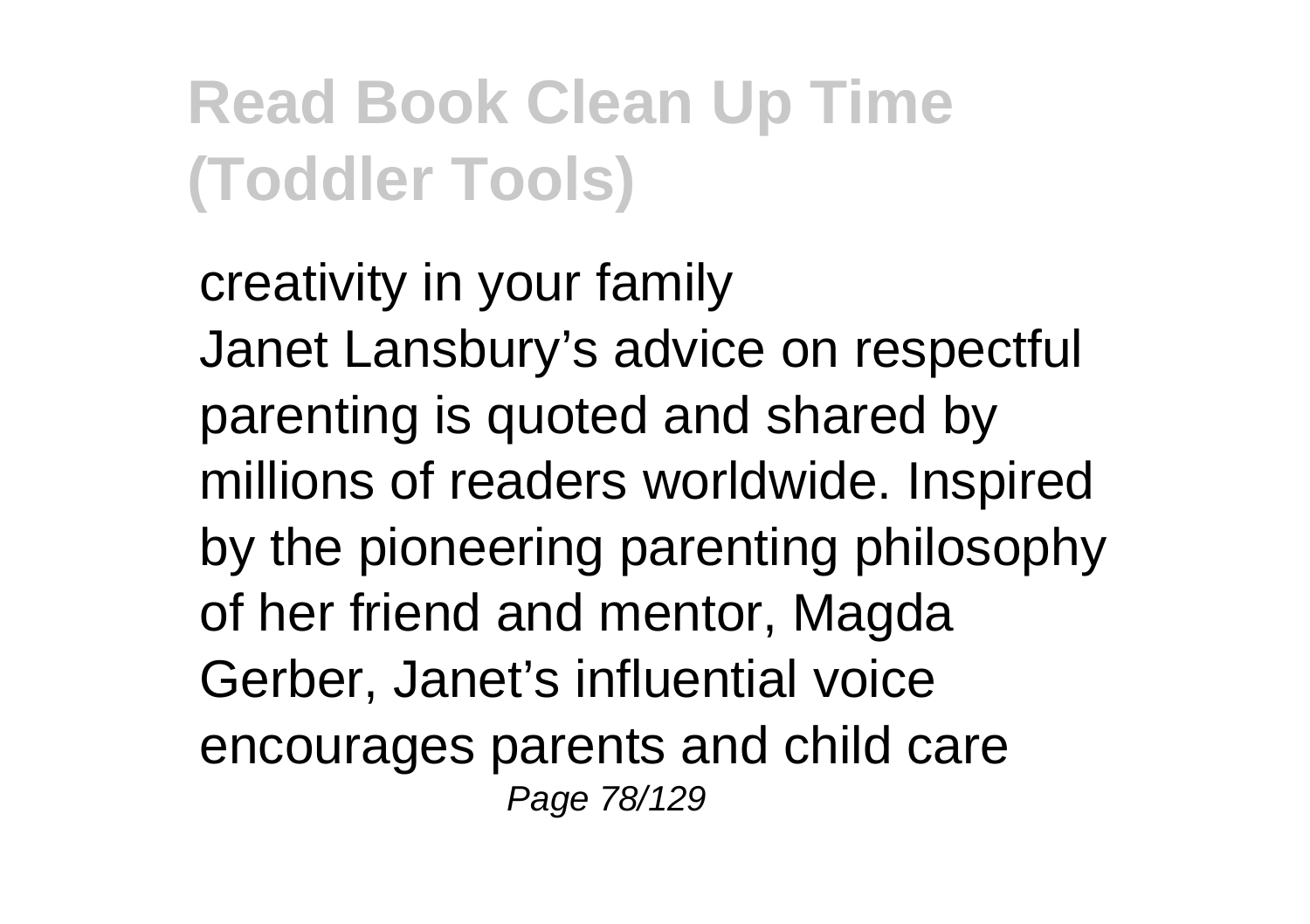creativity in your family
Janet Lansbury’s advice on respectful parenting is quoted and shared by millions of readers worldwide. Inspired by the pioneering parenting philosophy of her friend and mentor, Magda Gerber, Janet’s influential voice encourages parents and child care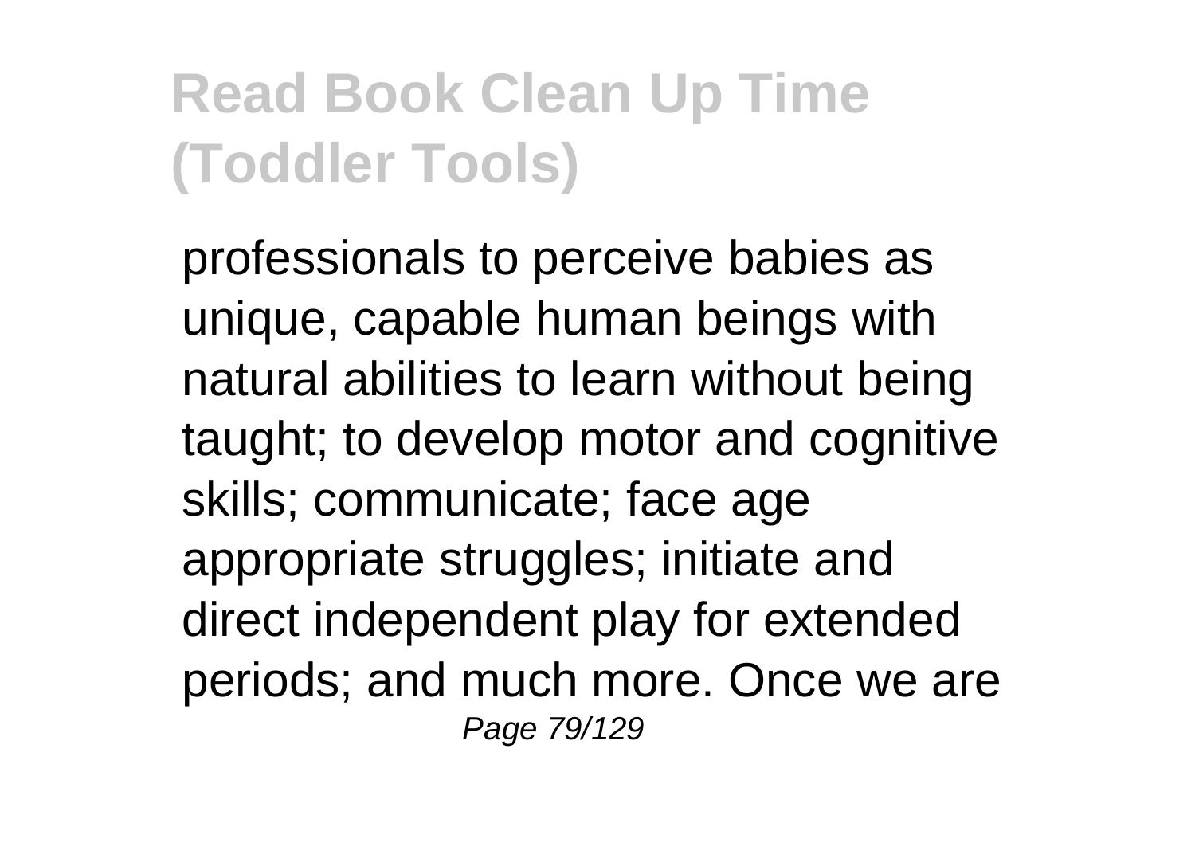professionals to perceive babies as unique, capable human beings with natural abilities to learn without being taught; to develop motor and cognitive skills; communicate; face age appropriate struggles; initiate and direct independent play for extended periods; and much more. Once we are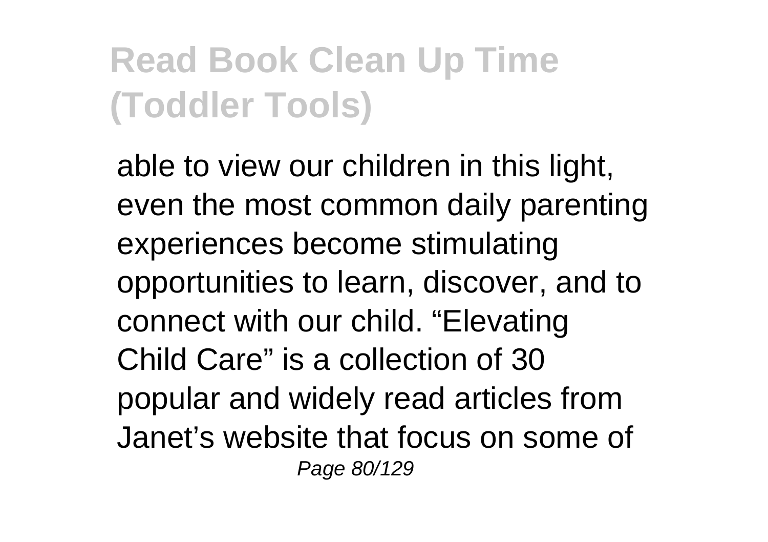able to view our children in this light, even the most common daily parenting experiences become stimulating opportunities to learn, discover, and to connect with our child. “Elevating Child Care” is a collection of 30 popular and widely read articles from Janet’s website that focus on some of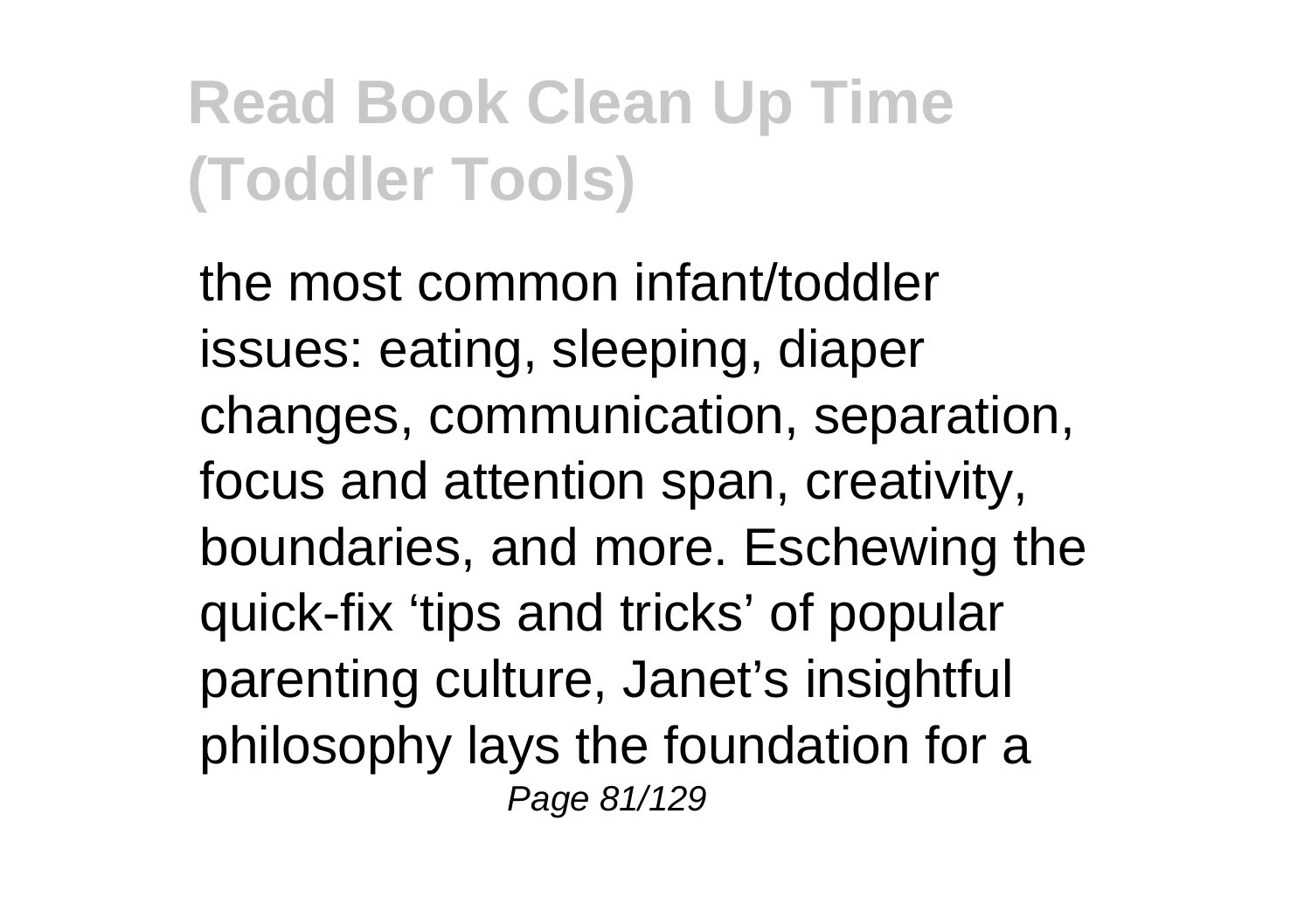the most common infant/toddler issues: eating, sleeping, diaper changes, communication, separation, focus and attention span, creativity, boundaries, and more. Eschewing the quick-fix ‘tips and tricks’ of popular parenting culture, Janet’s insightful philosophy lays the foundation for a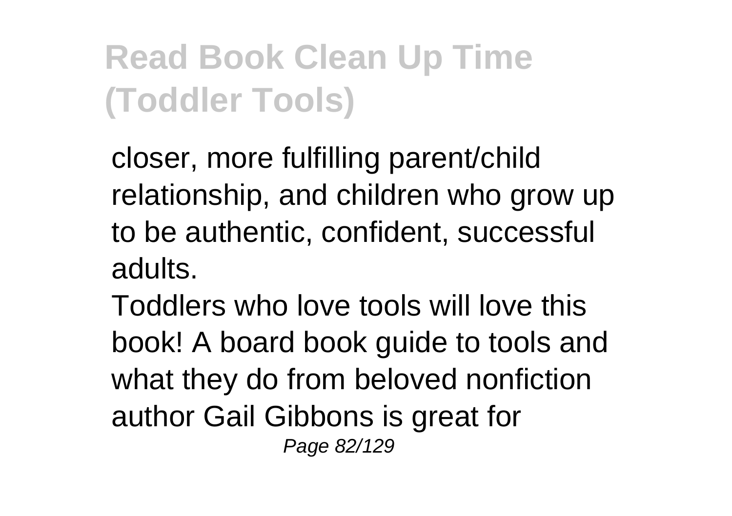closer, more fulfilling parent/child relationship, and children who grow up to be authentic, confident, successful adults.

Toddlers who love tools will love this book! A board book guide to tools and what they do from beloved nonfiction author Gail Gibbons is great for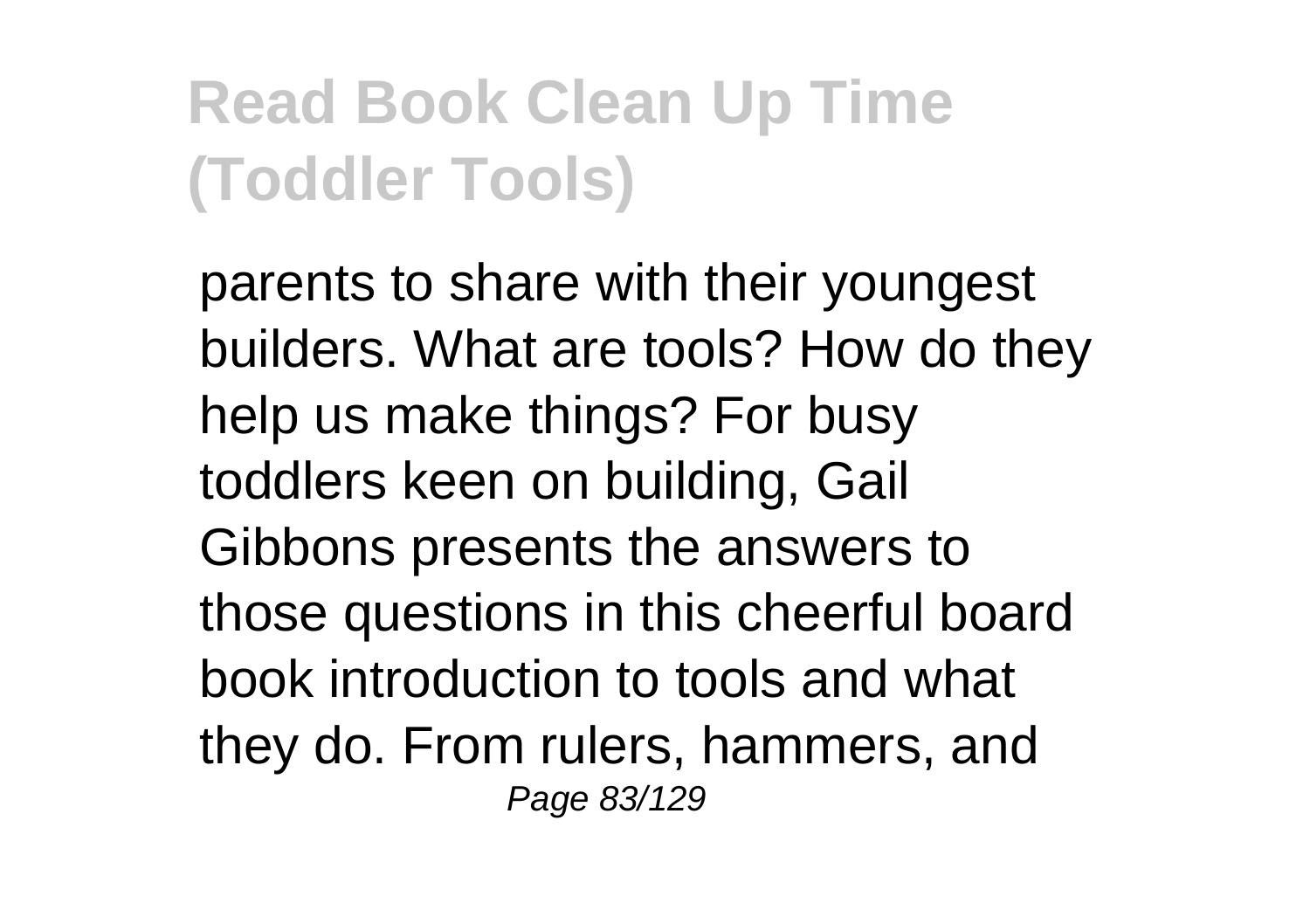parents to share with their youngest builders. What are tools? How do they help us make things? For busy toddlers keen on building, Gail Gibbons presents the answers to those questions in this cheerful board book introduction to tools and what they do. From rulers, hammers, and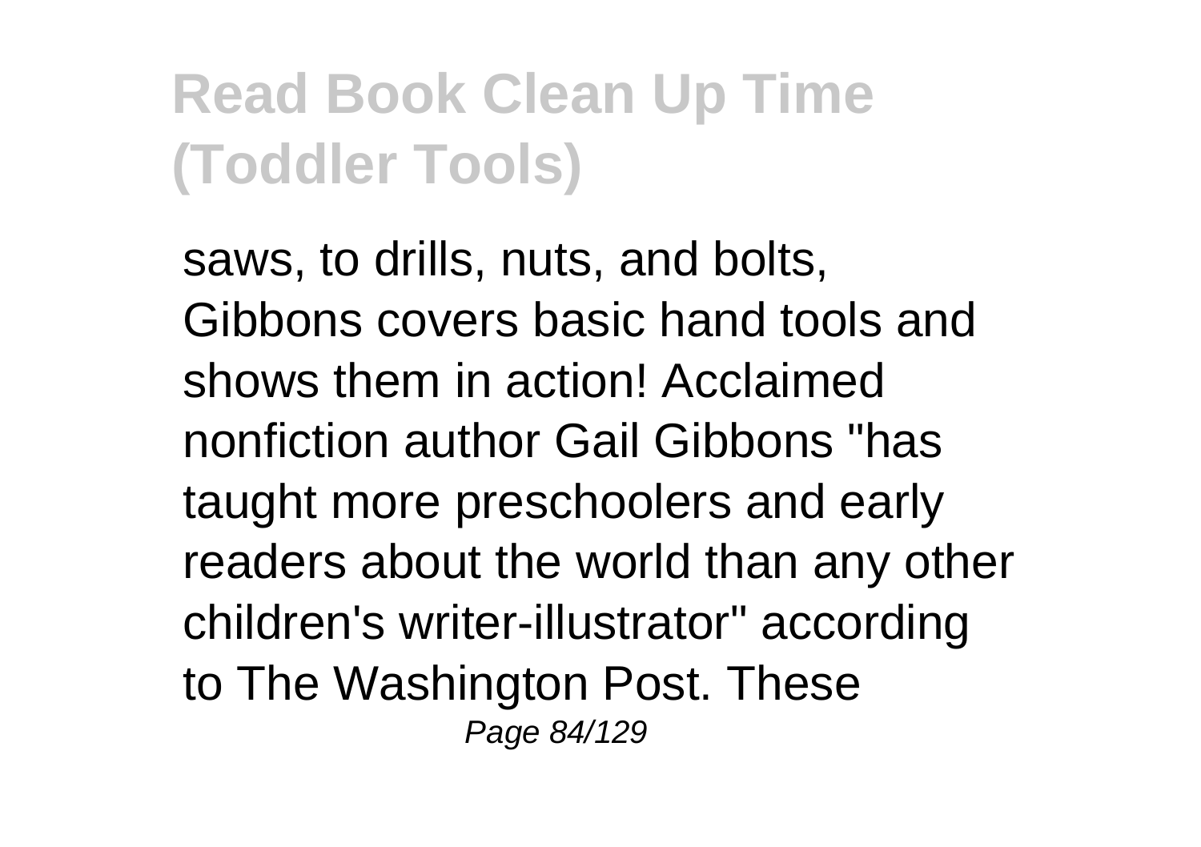saws, to drills, nuts, and bolts, Gibbons covers basic hand tools and shows them in action! Acclaimed nonfiction author Gail Gibbons "has taught more preschoolers and early readers about the world than any other children's writer-illustrator" according to The Washington Post. These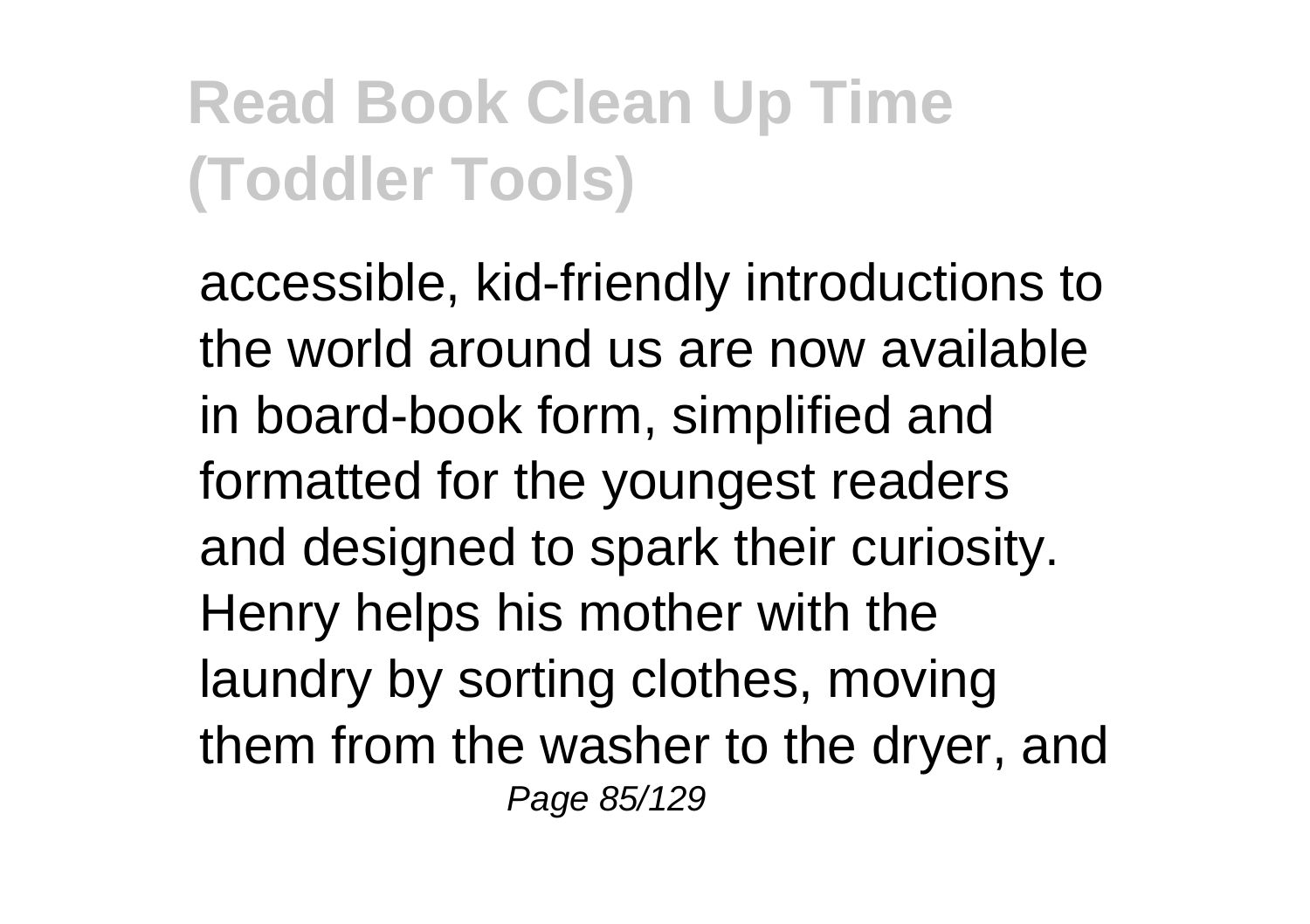accessible, kid-friendly introductions to the world around us are now available in board-book form, simplified and formatted for the youngest readers and designed to spark their curiosity. Henry helps his mother with the laundry by sorting clothes, moving them from the washer to the dryer, and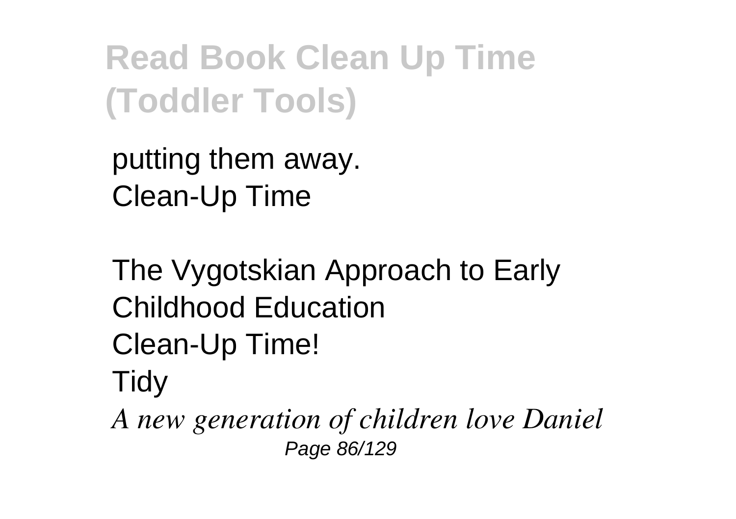putting them away.
Clean-Up Time

The Vygotskian Approach to Early Childhood Education
Clean-Up Time!
Tidy

*A new generation of children love Daniel*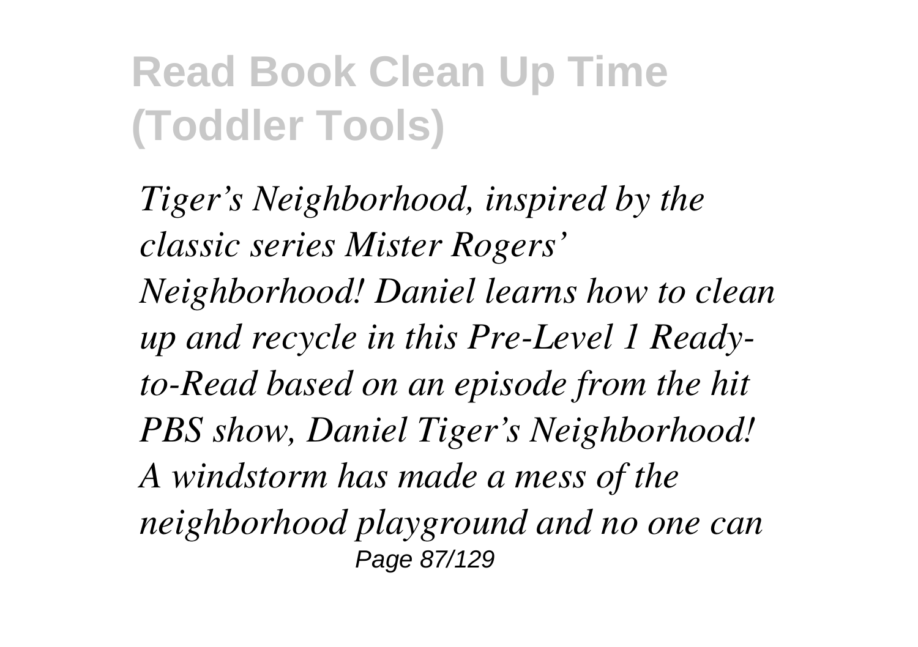# Read Book Clean Up Time (Toddler Tools)

*Tiger's Neighborhood, inspired by the classic series Mister Rogers' Neighborhood! Daniel learns how to clean up and recycle in this Pre-Level 1 Ready-to-Read based on an episode from the hit PBS show, Daniel Tiger's Neighborhood! A windstorm has made a mess of the neighborhood playground and no one can*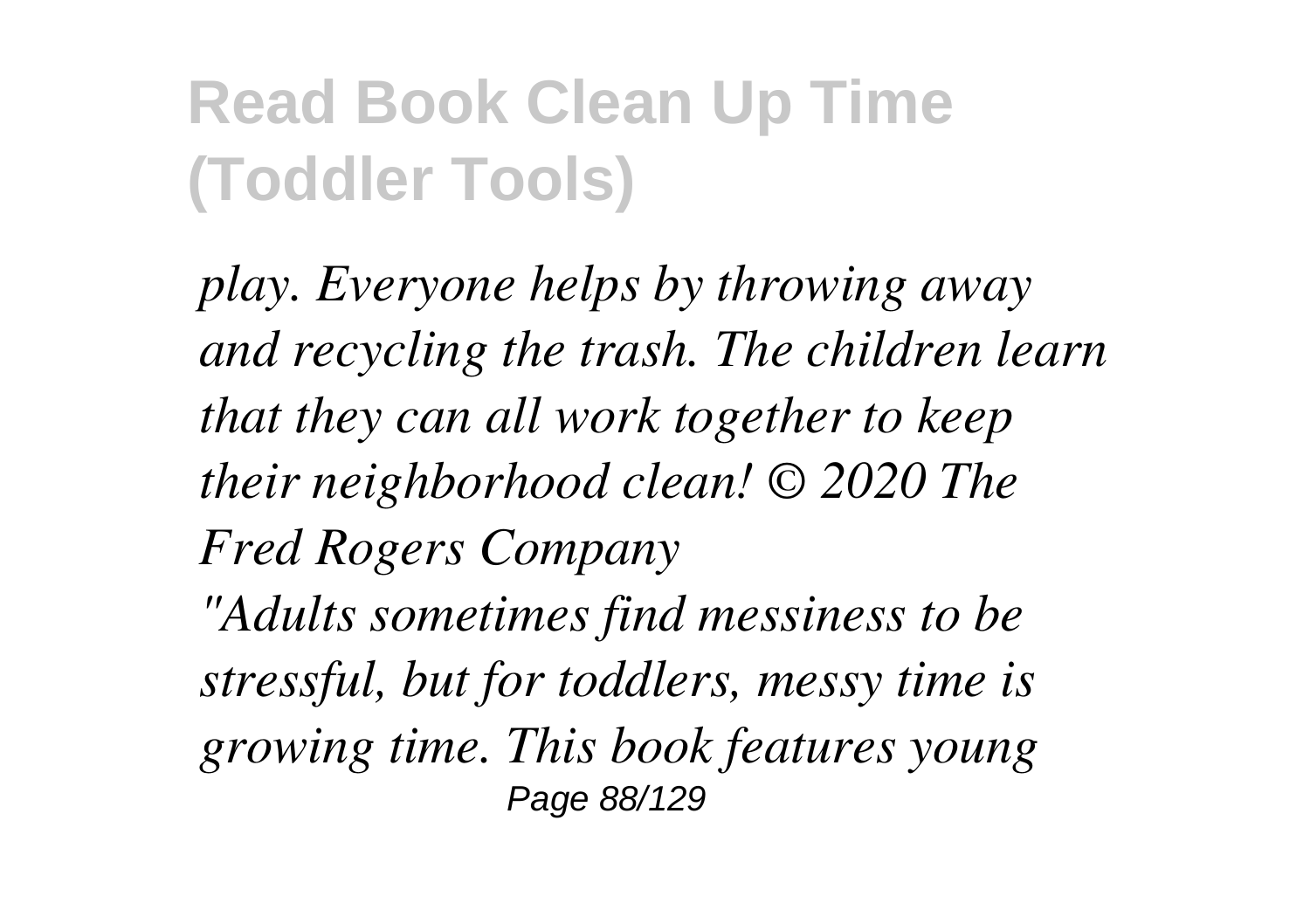*play. Everyone helps by throwing away and recycling the trash. The children learn that they can all work together to keep their neighborhood clean! © 2020 The Fred Rogers Company*

*"Adults sometimes find messiness to be stressful, but for toddlers, messy time is growing time. This book features young*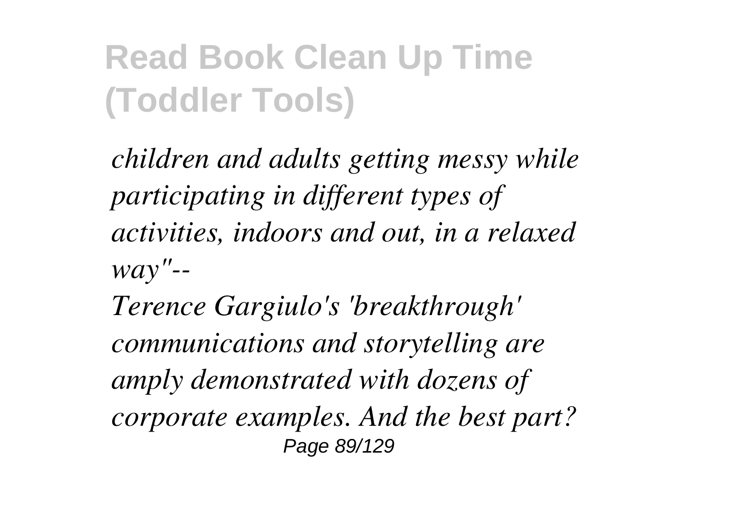*children and adults getting messy while participating in different types of activities, indoors and out, in a relaxed way"--*

*Terence Gargiulo's 'breakthrough' communications and storytelling are amply demonstrated with dozens of corporate examples. And the best part?*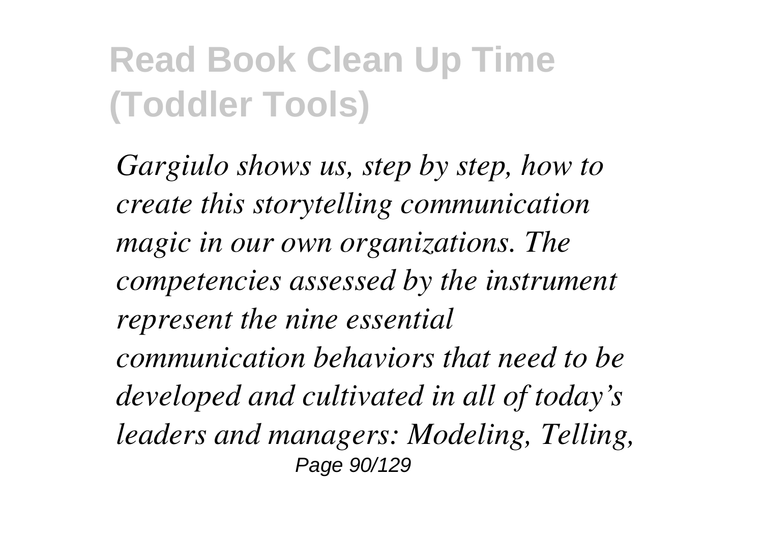# Read Book Clean Up Time (Toddler Tools)

*Gargiulo shows us, step by step, how to create this storytelling communication magic in our own organizations. The competencies assessed by the instrument represent the nine essential communication behaviors that need to be developed and cultivated in all of today's leaders and managers: Modeling, Telling,*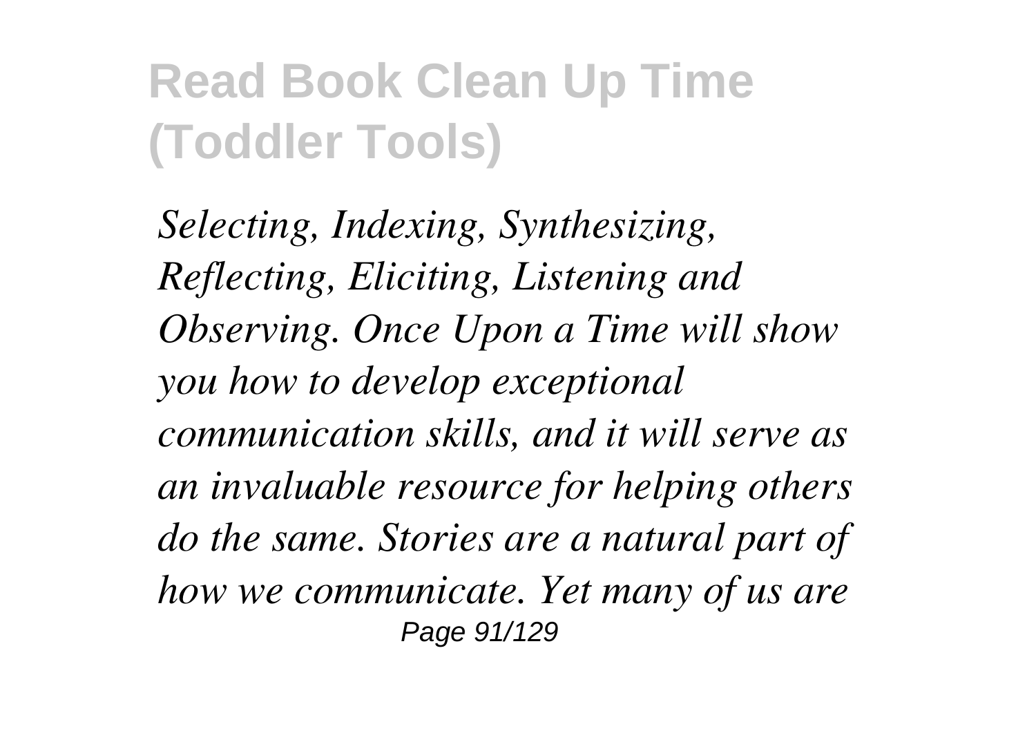*Selecting, Indexing, Synthesizing, Reflecting, Eliciting, Listening and Observing. Once Upon a Time will show you how to develop exceptional communication skills, and it will serve as an invaluable resource for helping others do the same. Stories are a natural part of how we communicate. Yet many of us are*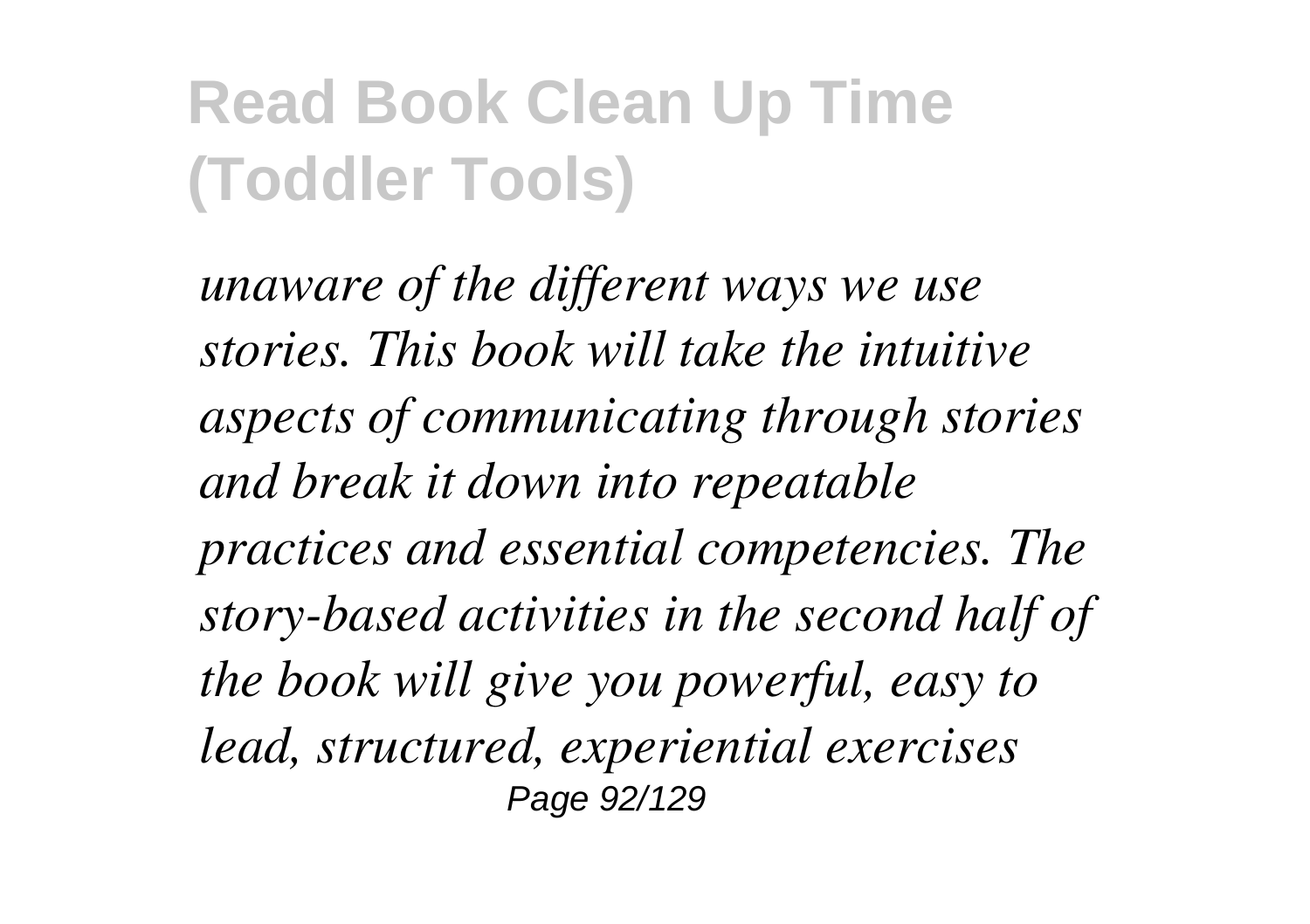*unaware of the different ways we use stories. This book will take the intuitive aspects of communicating through stories and break it down into repeatable practices and essential competencies. The story-based activities in the second half of the book will give you powerful, easy to lead, structured, experiential exercises*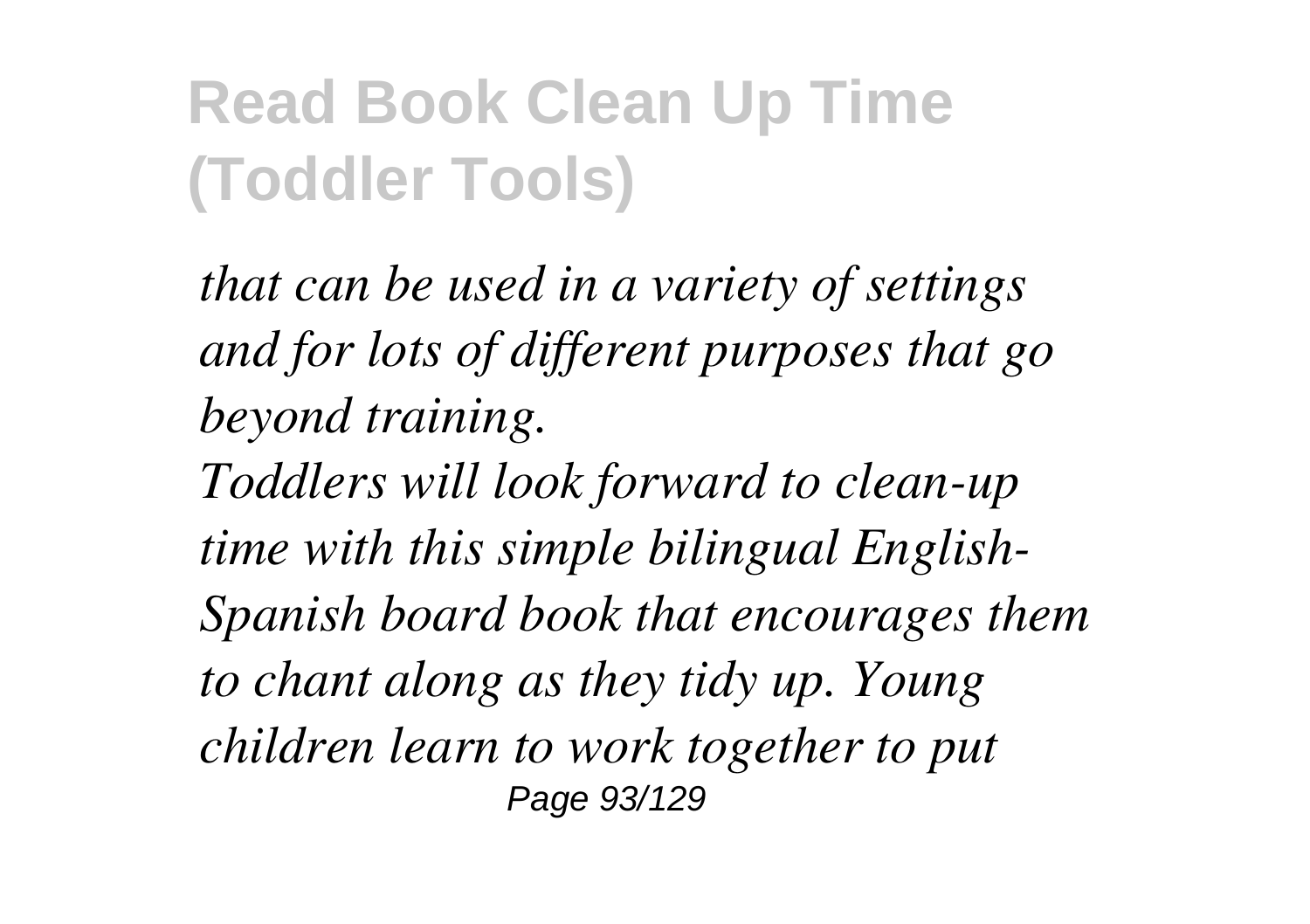# Read Book Clean Up Time (Toddler Tools)

*that can be used in a variety of settings and for lots of different purposes that go beyond training.*

*Toddlers will look forward to clean-up time with this simple bilingual English-Spanish board book that encourages them to chant along as they tidy up. Young children learn to work together to put*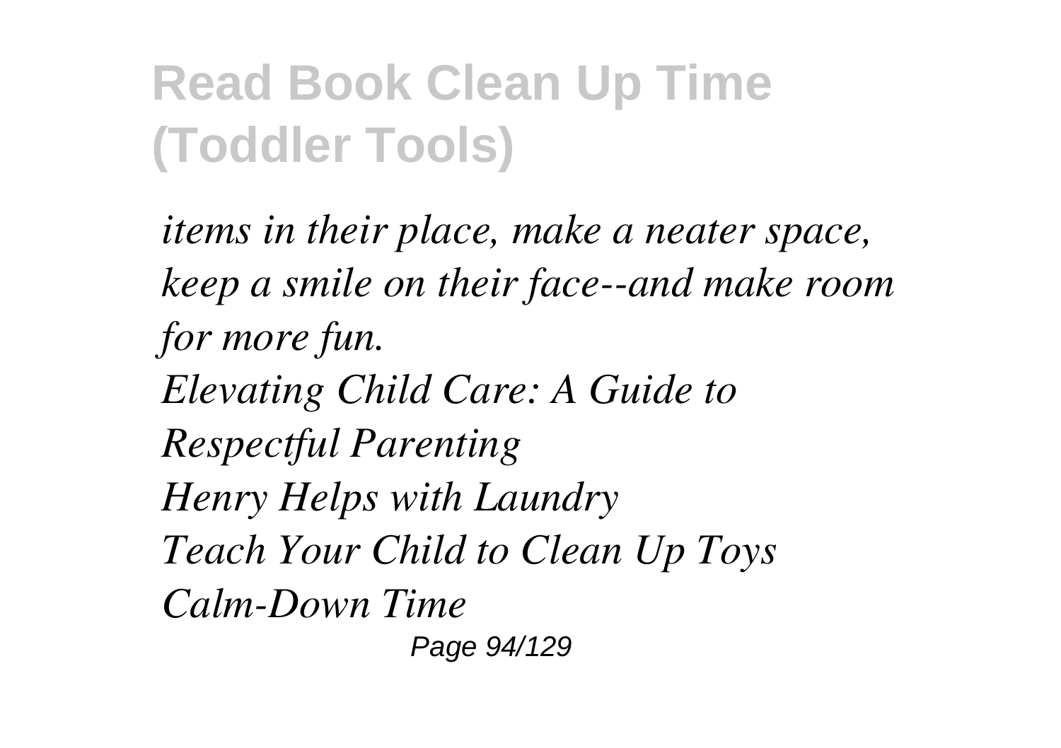*items in their place, make a neater space, keep a smile on their face--and make room for more fun.*

*Elevating Child Care: A Guide to Respectful Parenting*

*Henry Helps with Laundry*

*Teach Your Child to Clean Up Toys*

*Calm-Down Time*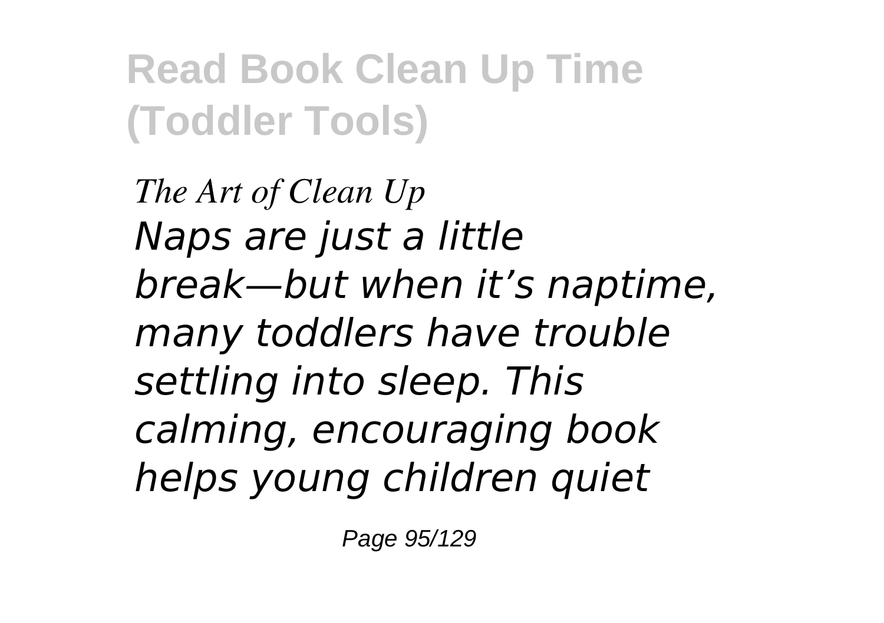*The Art of Clean Up*
*Naps are just a little break—but when it's naptime, many toddlers have trouble settling into sleep. This calming, encouraging book helps young children quiet*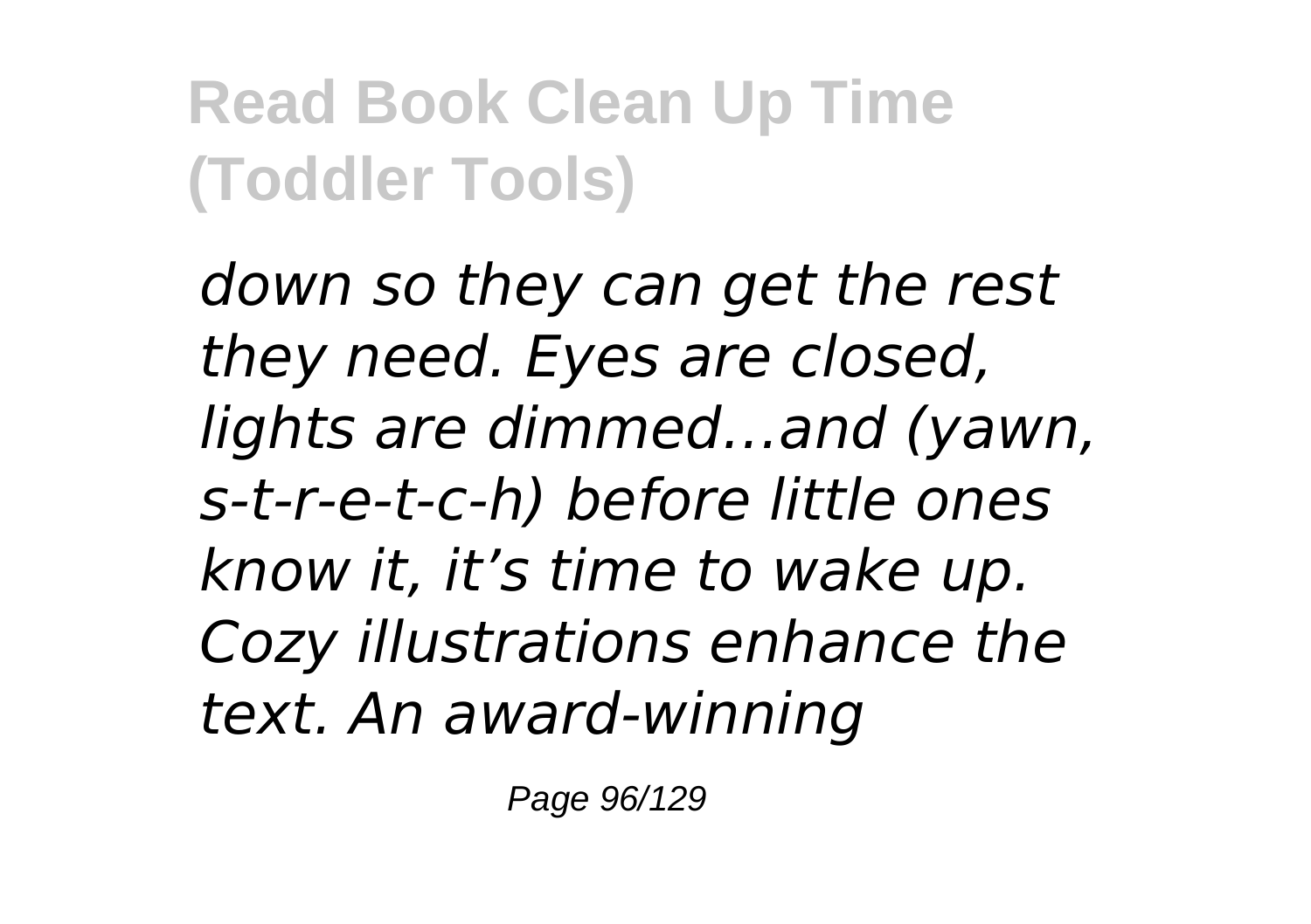*down so they can get the rest they need. Eyes are closed, lights are dimmed…and (yawn, s-t-r-e-t-c-h) before little ones know it, it's time to wake up. Cozy illustrations enhance the text. An award-winning*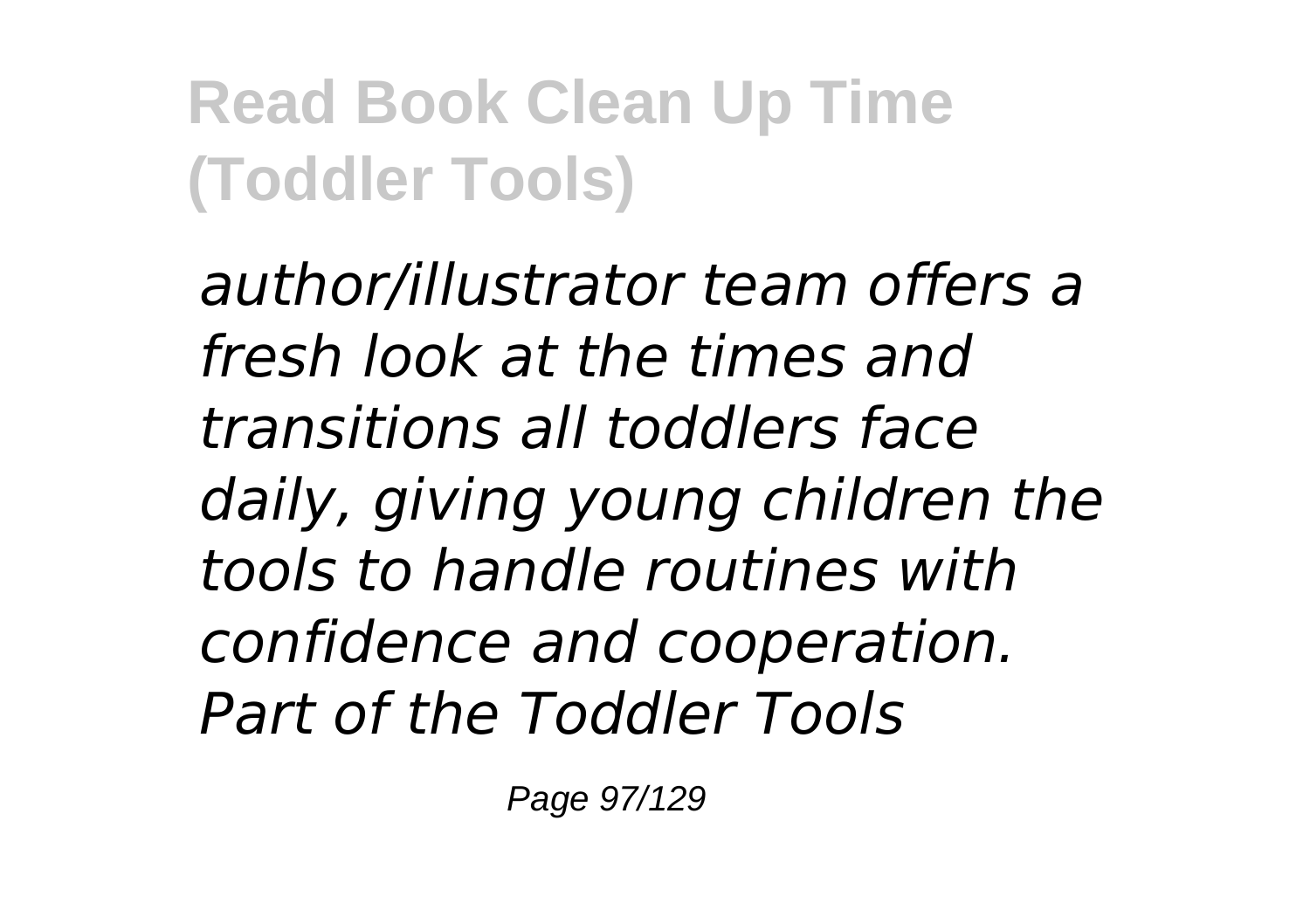*author/illustrator team offers a fresh look at the times and transitions all toddlers face daily, giving young children the tools to handle routines with confidence and cooperation. Part of the Toddler Tools*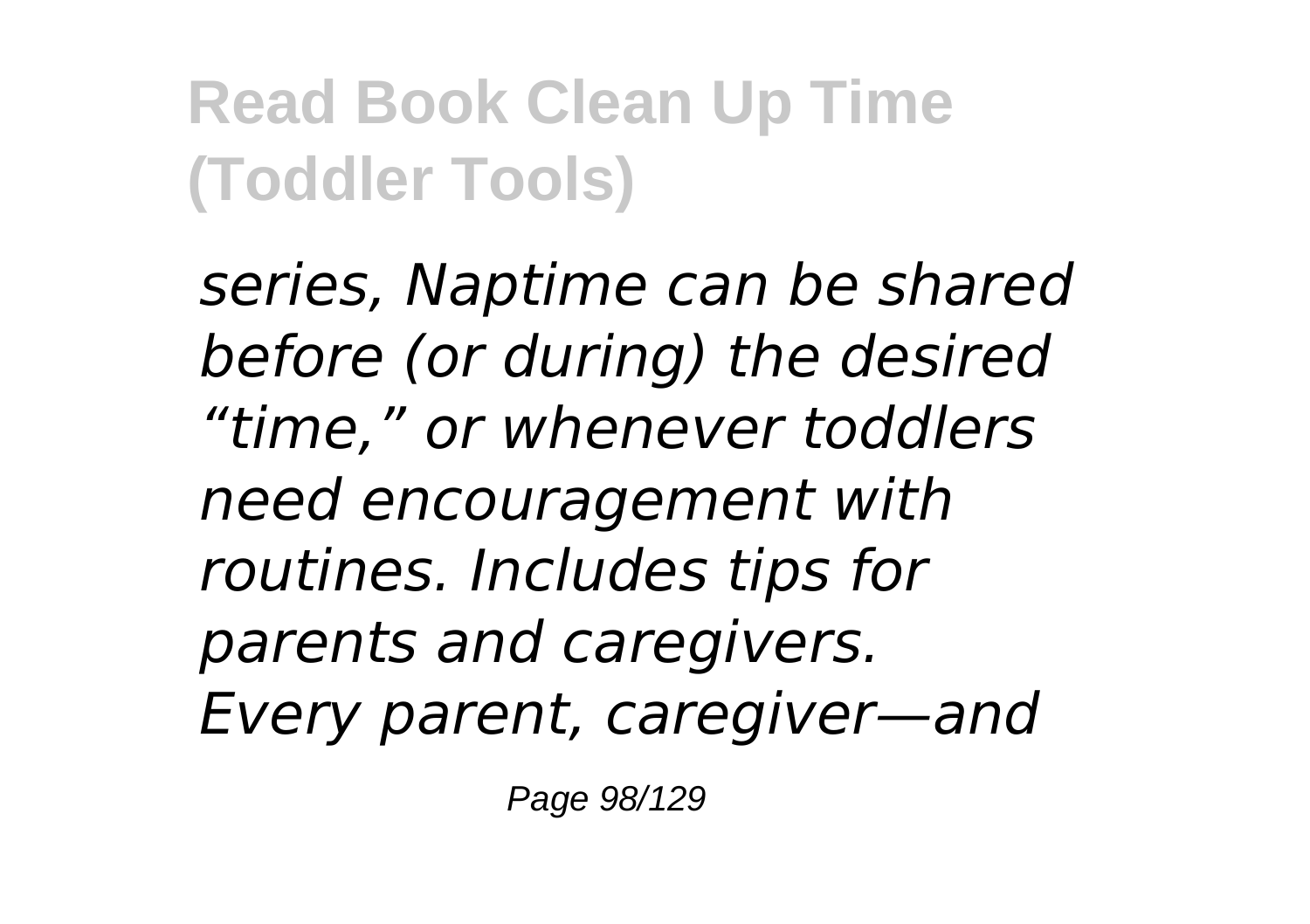*series, Naptime can be shared before (or during) the desired “time,” or whenever toddlers need encouragement with routines. Includes tips for parents and caregivers. Every parent, caregiver—and*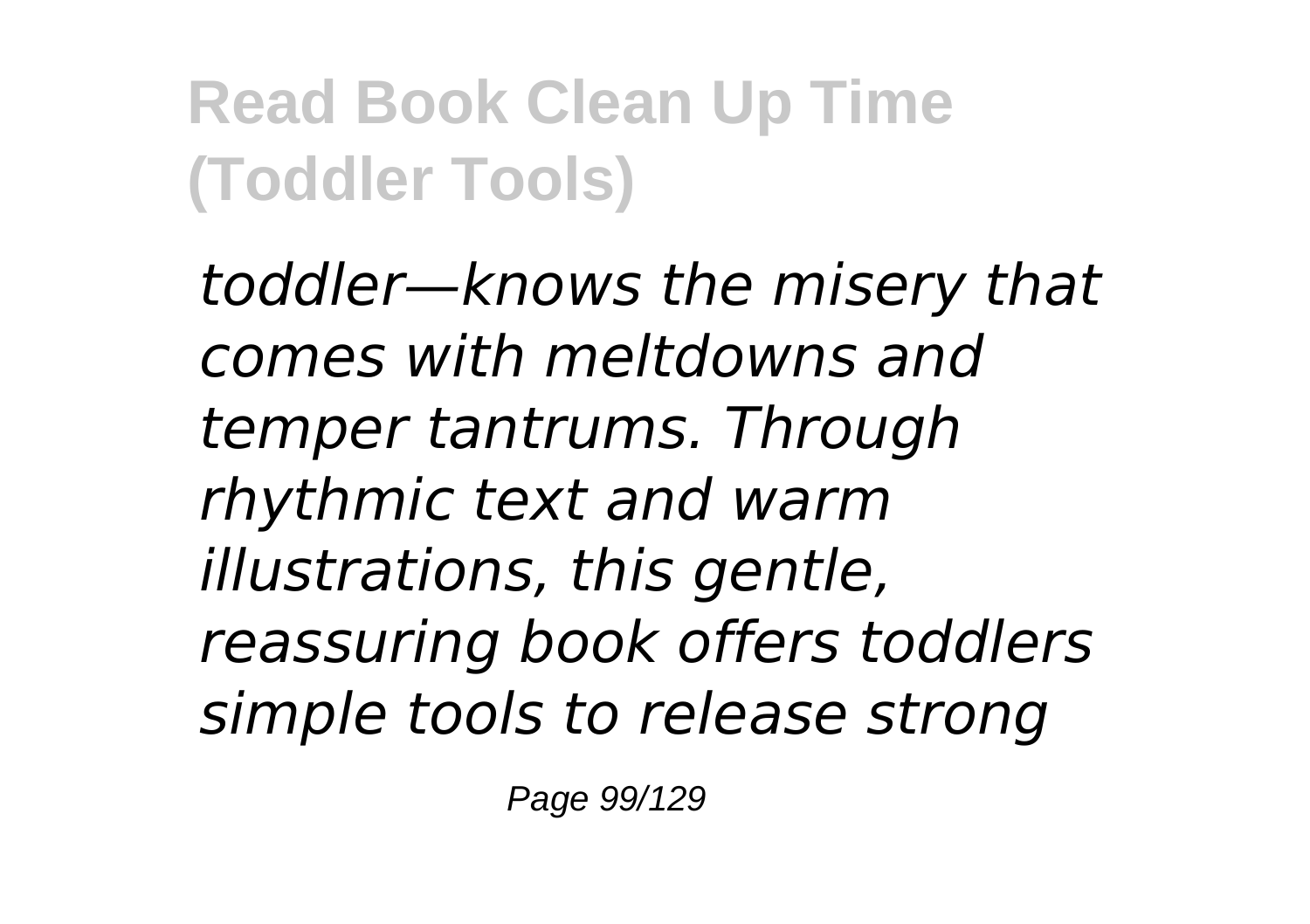*toddler—knows the misery that comes with meltdowns and temper tantrums. Through rhythmic text and warm illustrations, this gentle, reassuring book offers toddlers simple tools to release strong*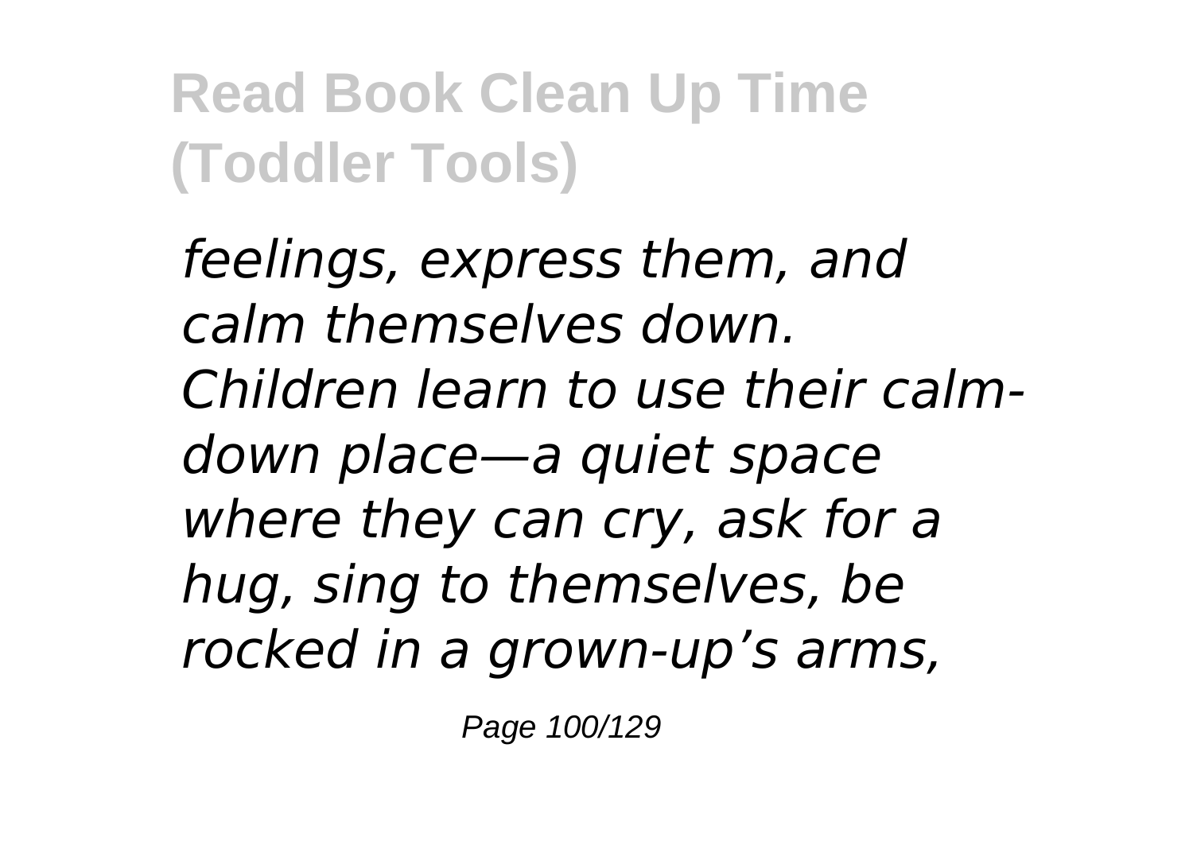*feelings, express them, and calm themselves down. Children learn to use their calm-down place—a quiet space where they can cry, ask for a hug, sing to themselves, be rocked in a grown-up's arms,*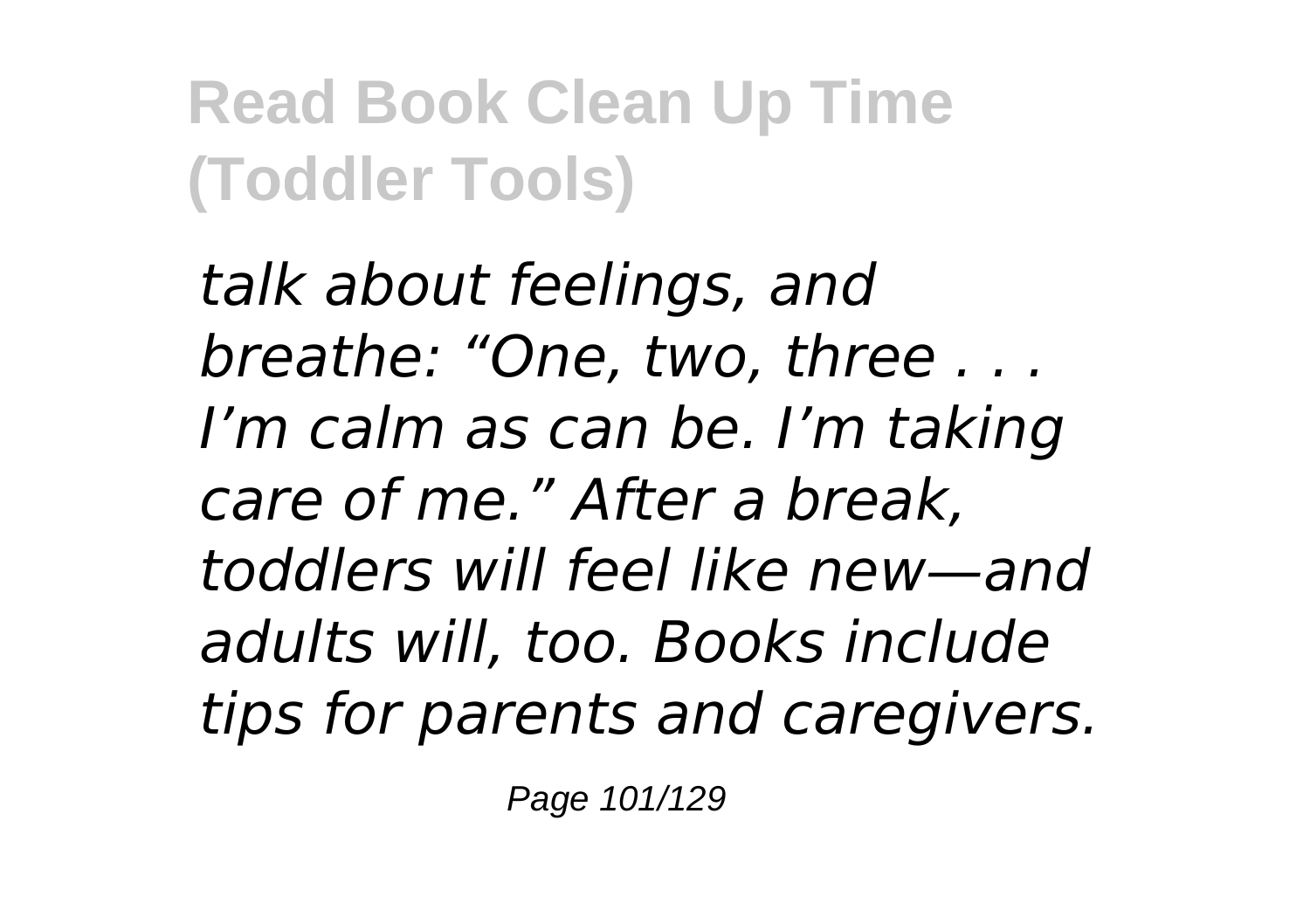*talk about feelings, and breathe: “One, two, three . . . I’m calm as can be. I’m taking care of me.” After a break, toddlers will feel like new—and adults will, too. Books include tips for parents and caregivers.*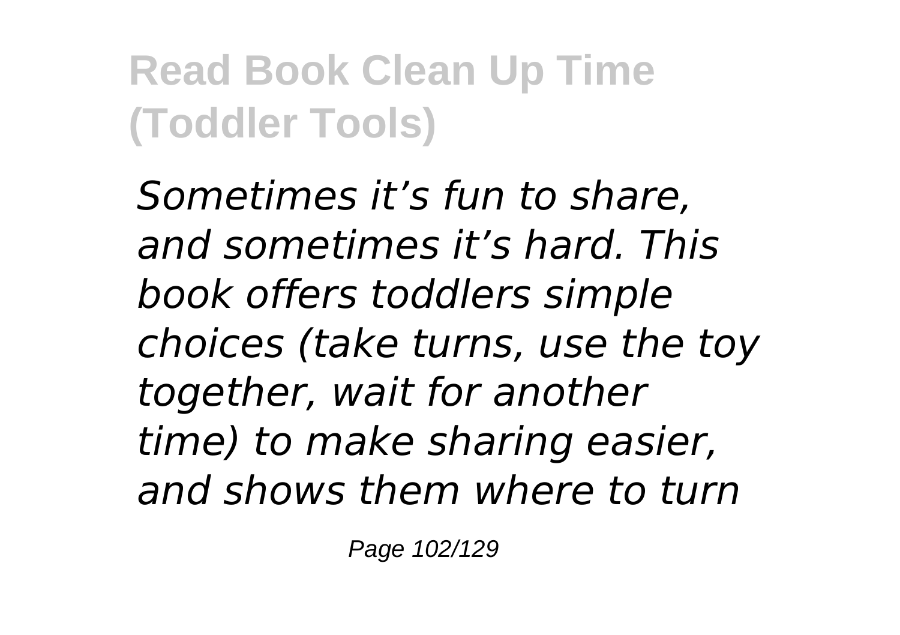*Sometimes it’s fun to share, and sometimes it’s hard. This book offers toddlers simple choices (take turns, use the toy together, wait for another time) to make sharing easier, and shows them where to turn*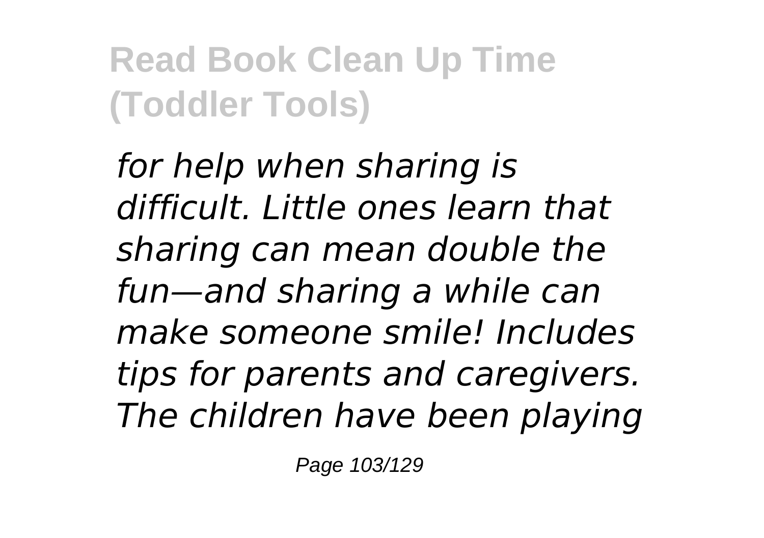*for help when sharing is difficult. Little ones learn that sharing can mean double the fun—and sharing a while can make someone smile! Includes tips for parents and caregivers. The children have been playing*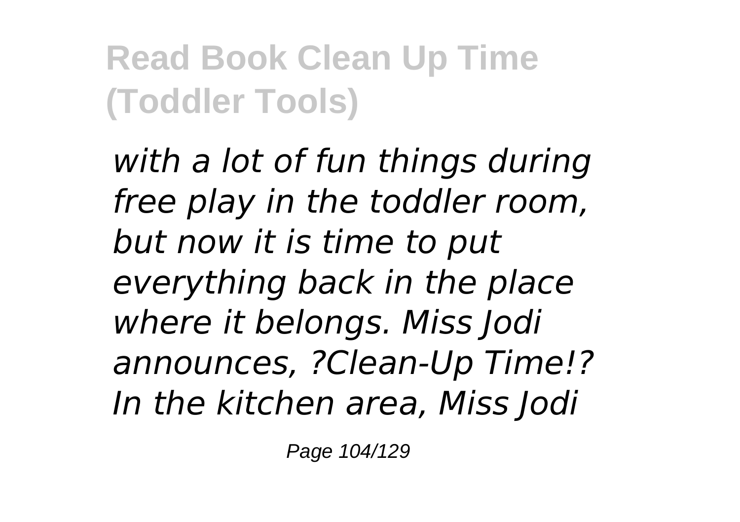*with a lot of fun things during free play in the toddler room, but now it is time to put everything back in the place where it belongs. Miss Jodi announces, ?Clean-Up Time!? In the kitchen area, Miss Jodi*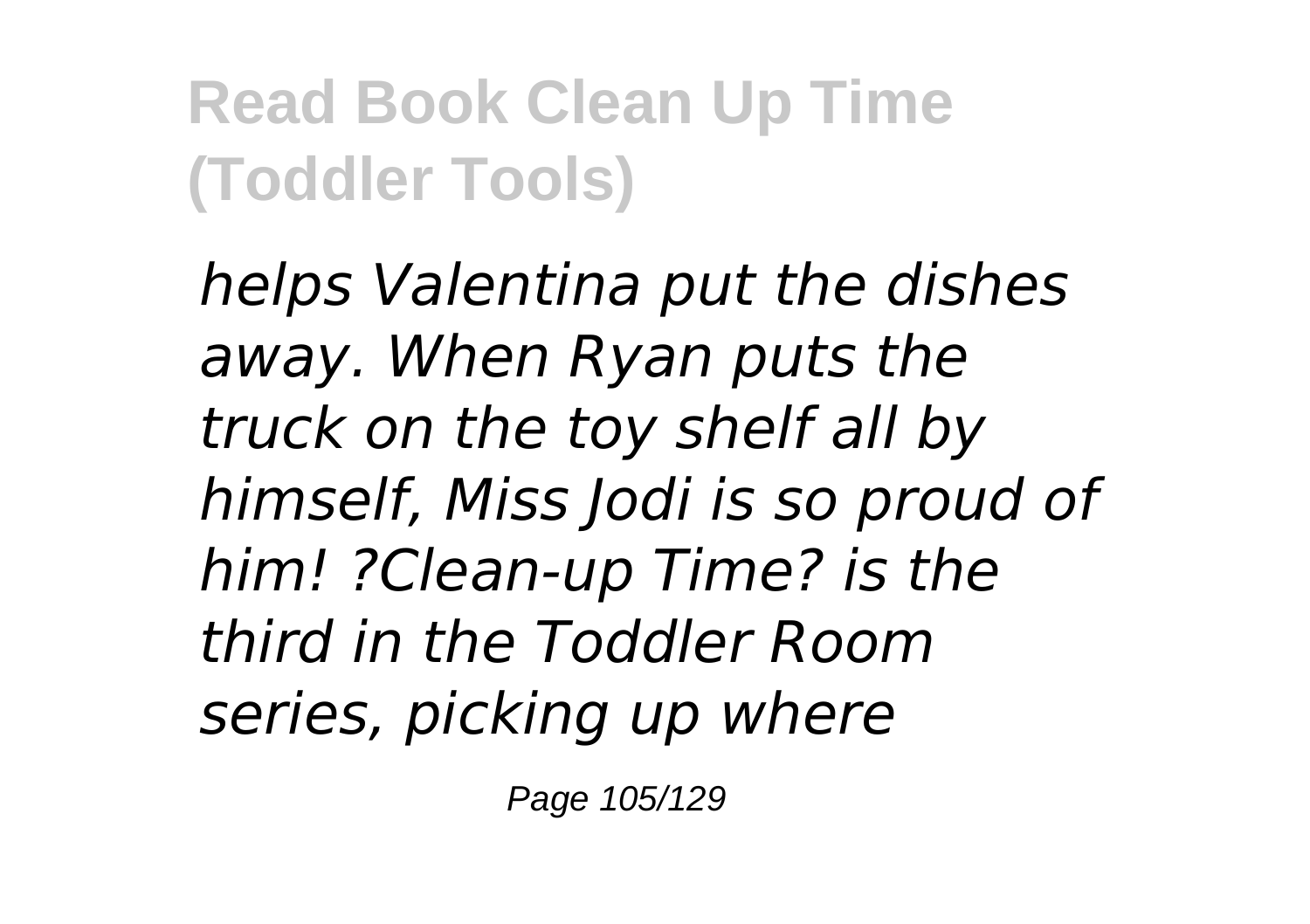*helps Valentina put the dishes away. When Ryan puts the truck on the toy shelf all by himself, Miss Jodi is so proud of him! ?Clean-up Time? is the third in the Toddler Room series, picking up where*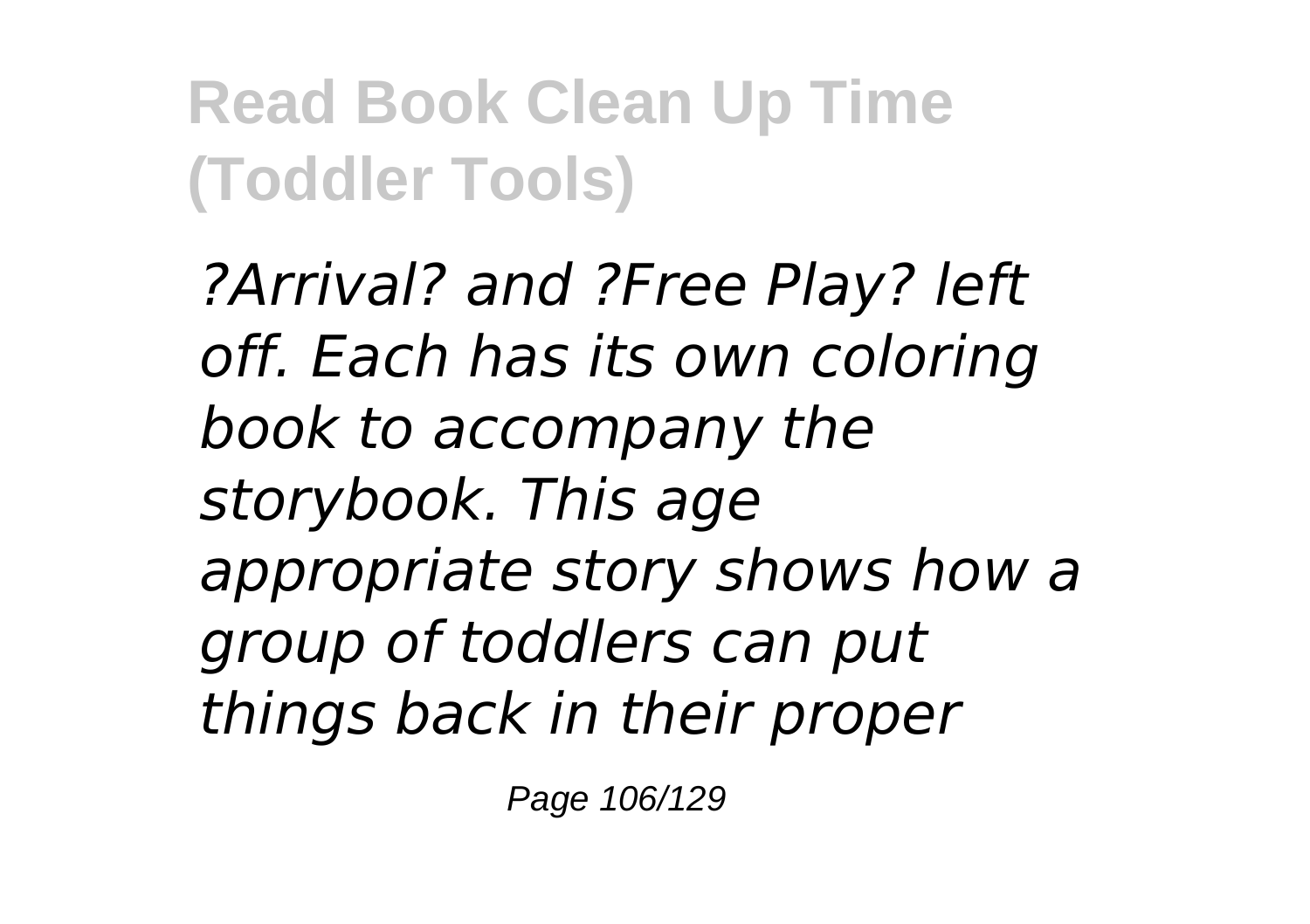*?Arrival? and ?Free Play? left off. Each has its own coloring book to accompany the storybook. This age appropriate story shows how a group of toddlers can put things back in their proper*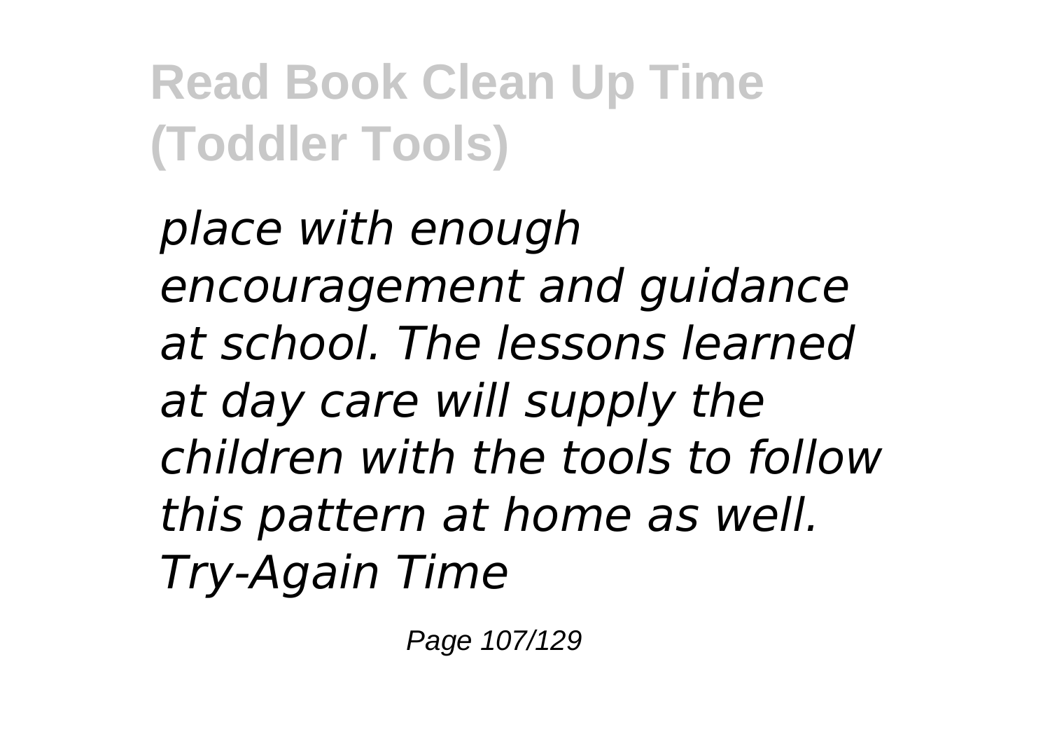*place with enough encouragement and guidance at school. The lessons learned at day care will supply the children with the tools to follow this pattern at home as well. Try-Again Time*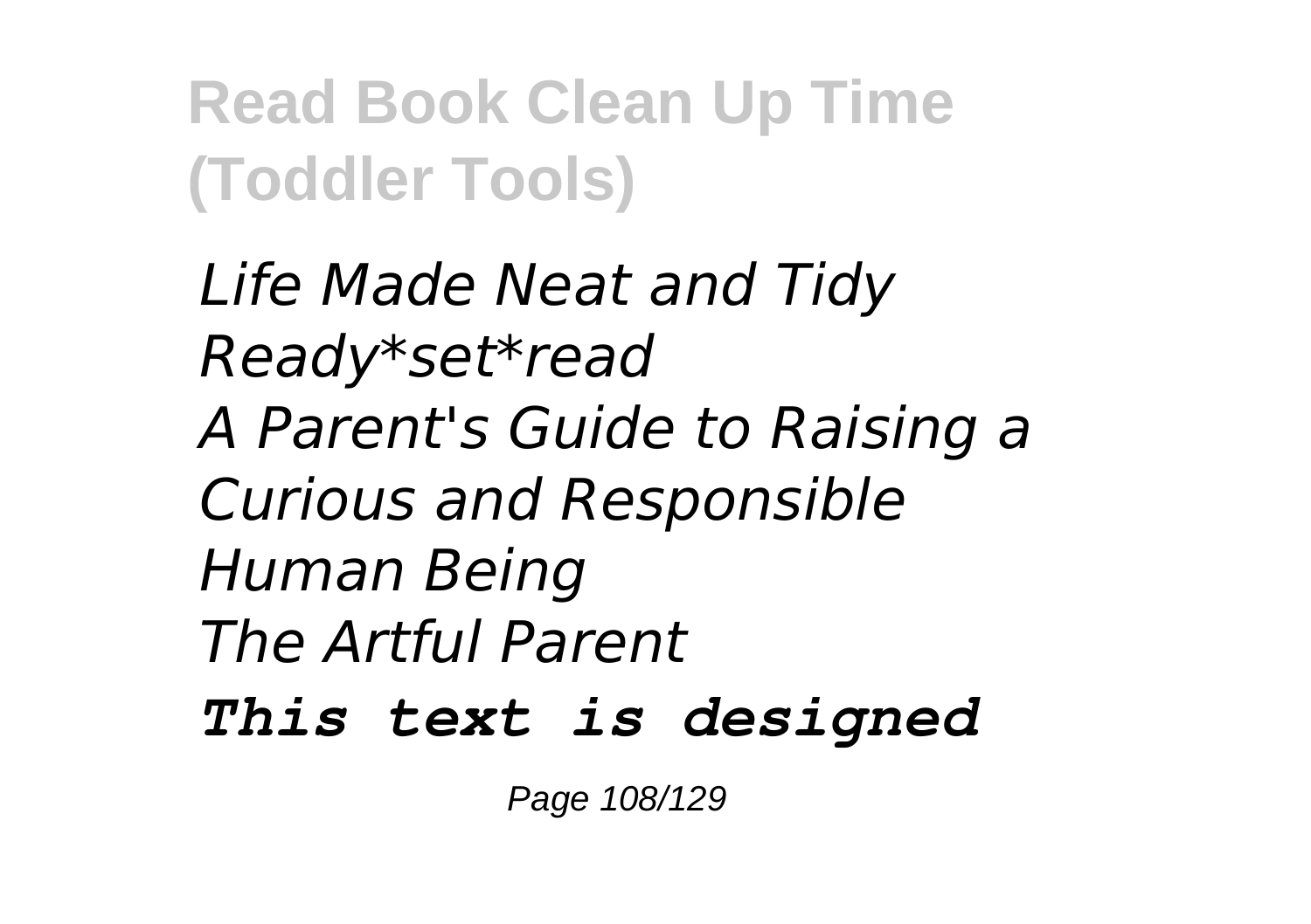*Life Made Neat and Tidy*
*Ready*set*read*
*A Parent's Guide to Raising a Curious and Responsible Human Being*
*The Artful Parent*

***This text is designed***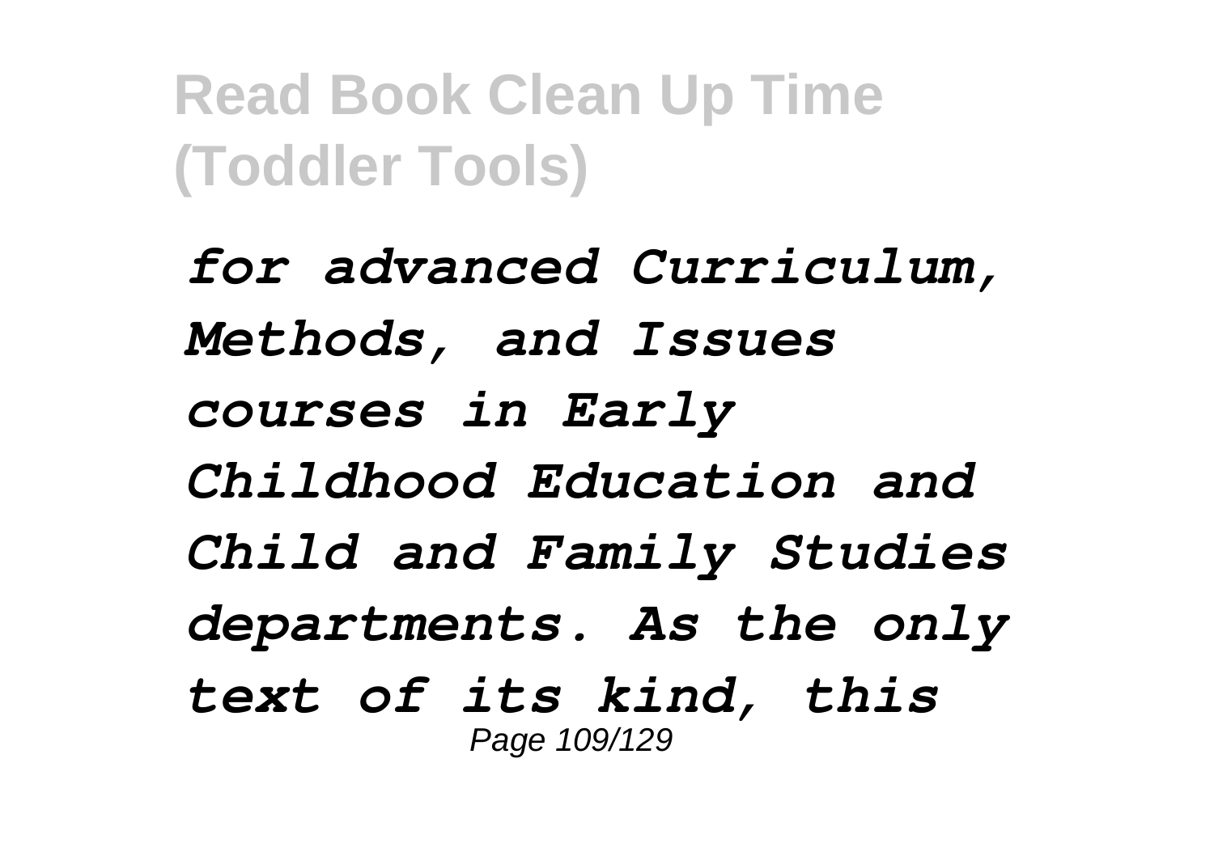*for advanced Curriculum, Methods, and Issues courses in Early Childhood Education and Child and Family Studies departments. As the only text of its kind, this*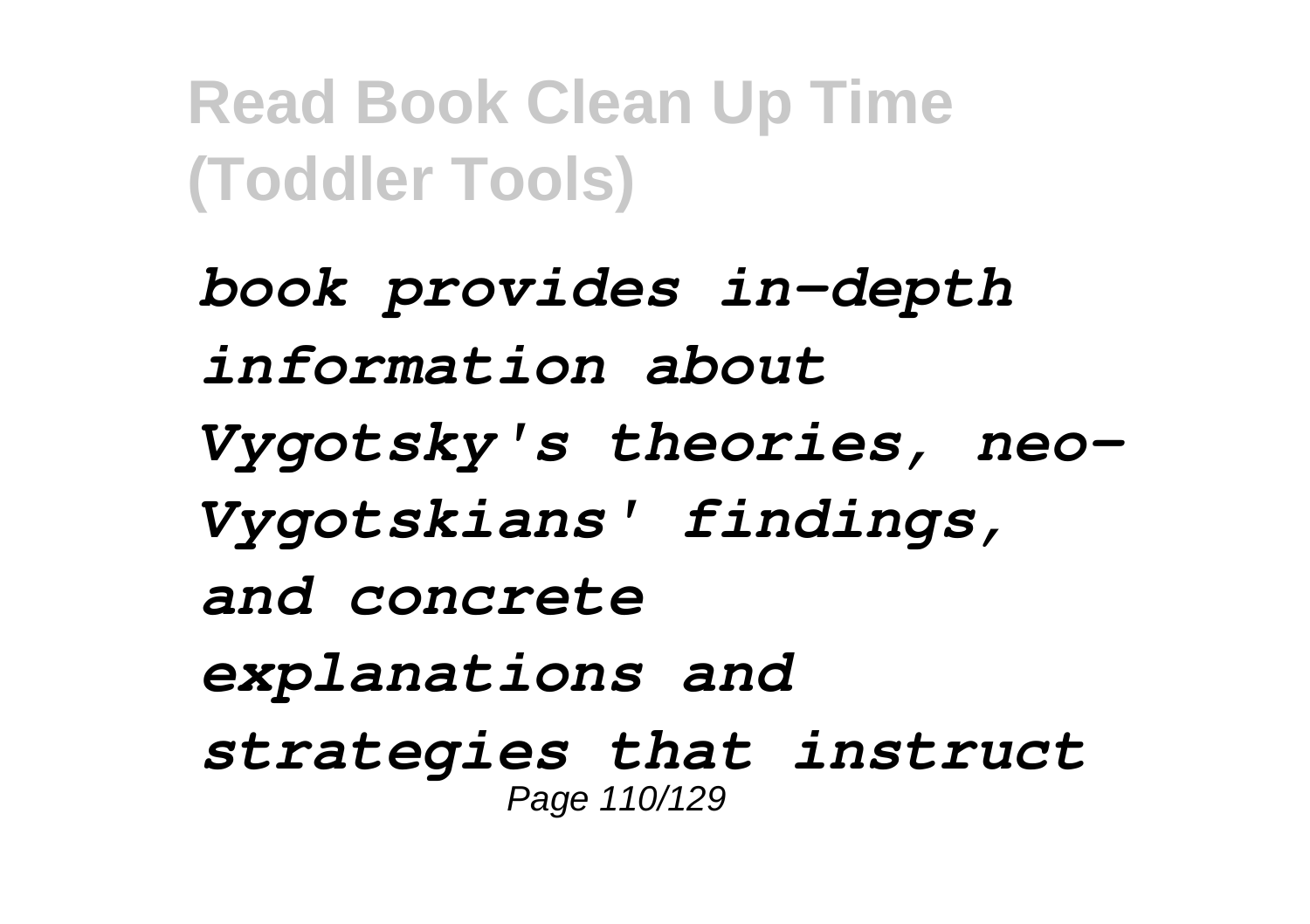*book provides in-depth information about Vygotsky's theories, neo-Vygotskians' findings, and concrete explanations and strategies that instruct*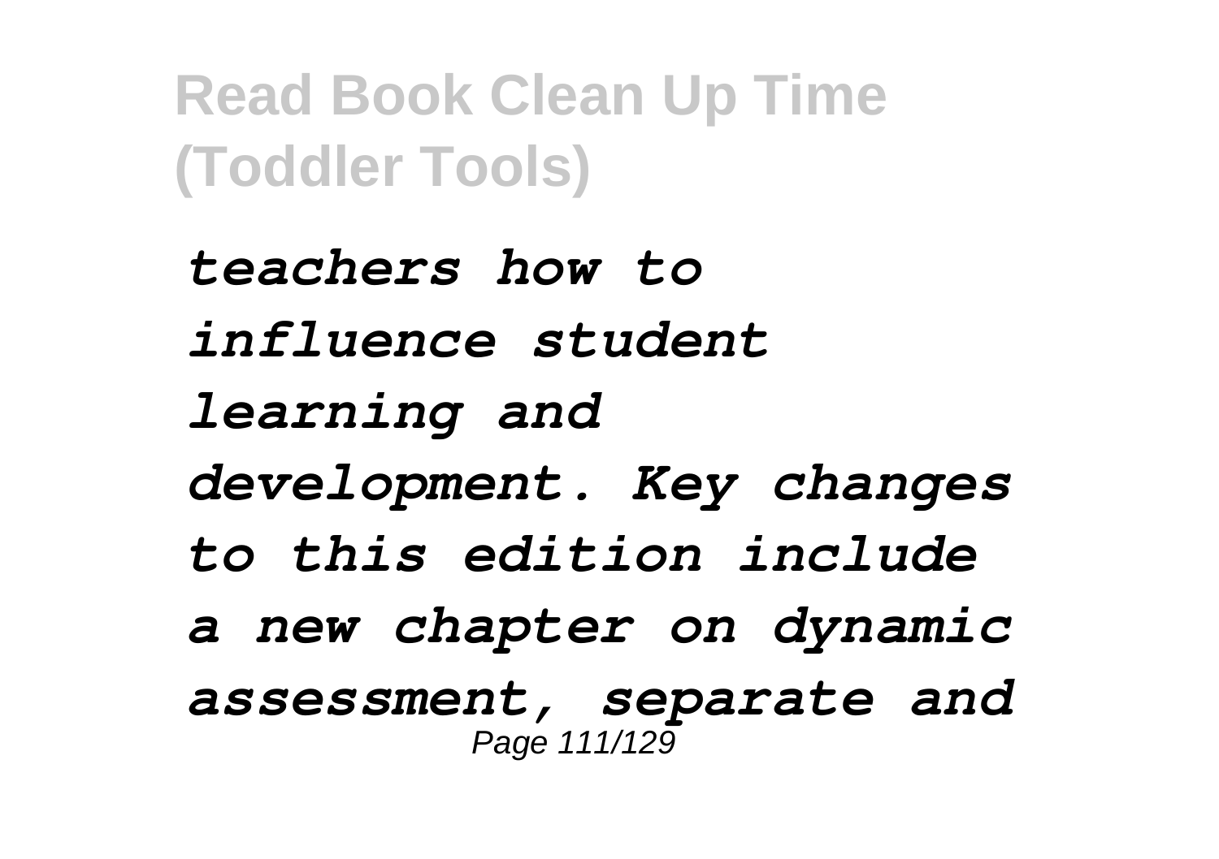*teachers how to influence student learning and development. Key changes to this edition include a new chapter on dynamic assessment, separate and*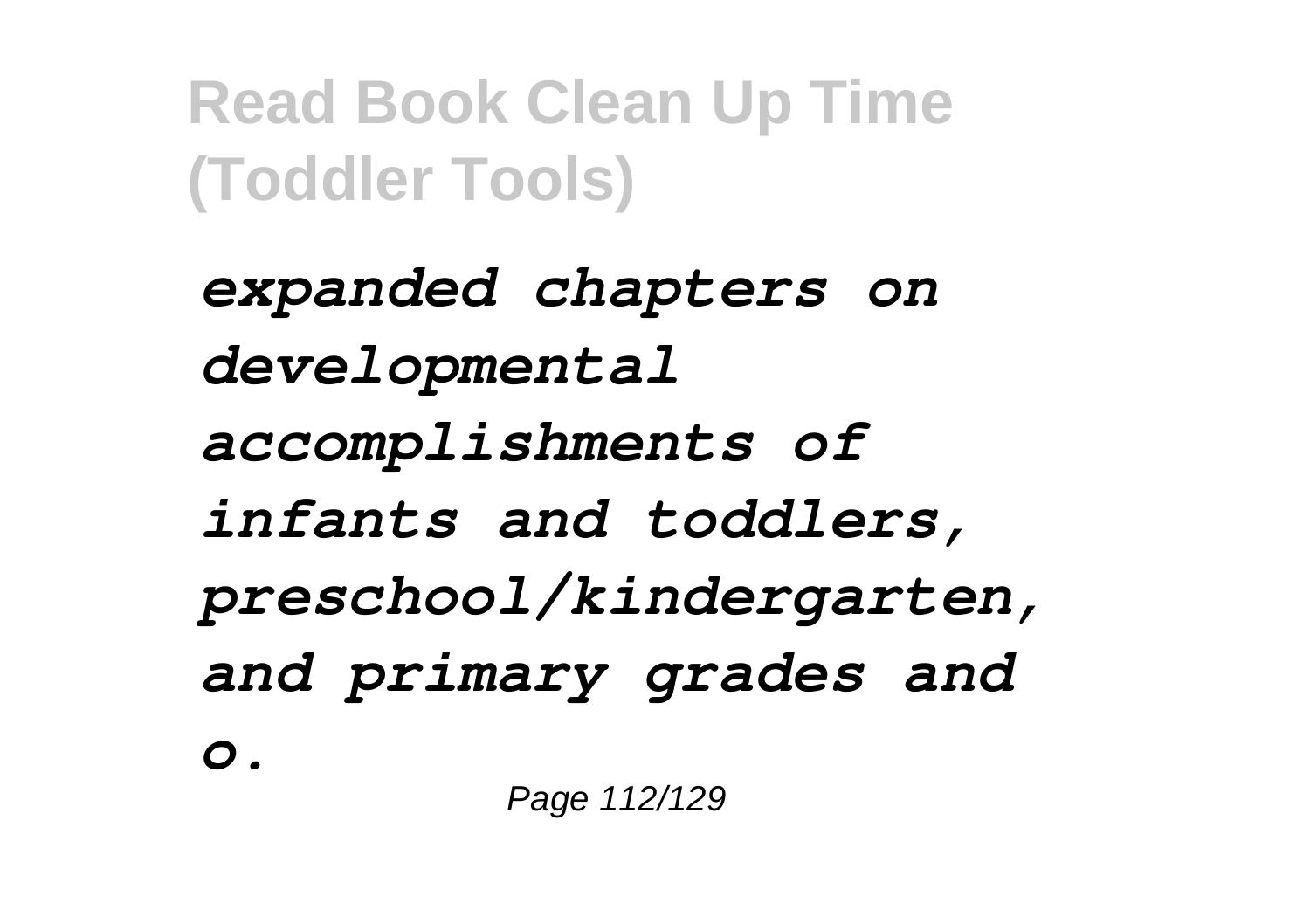*expanded chapters on developmental accomplishments of infants and toddlers, preschool/kindergarten, and primary grades and o.*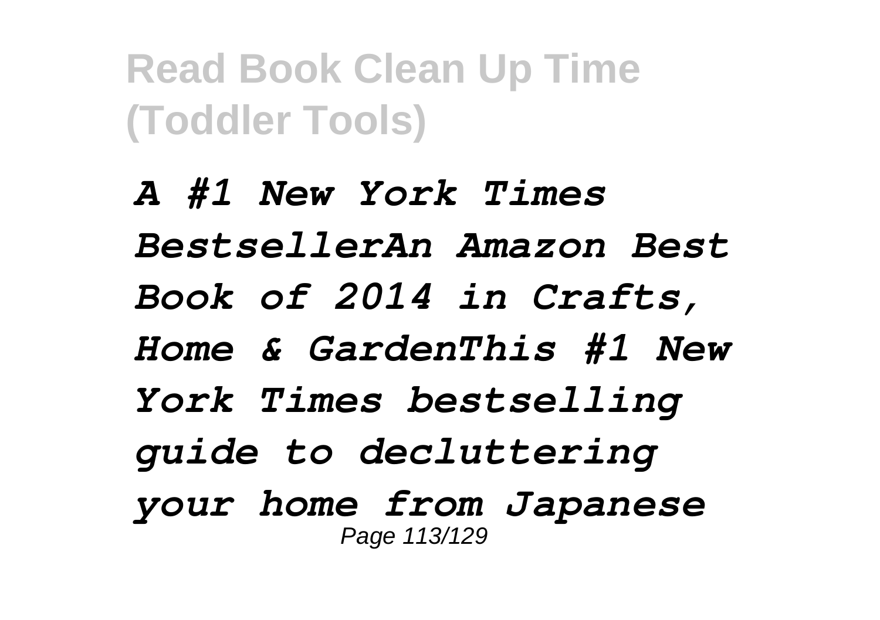*A #1 New York Times BestsellerAn Amazon Best Book of 2014 in Crafts, Home & GardenThis #1 New York Times bestselling guide to decluttering your home from Japanese*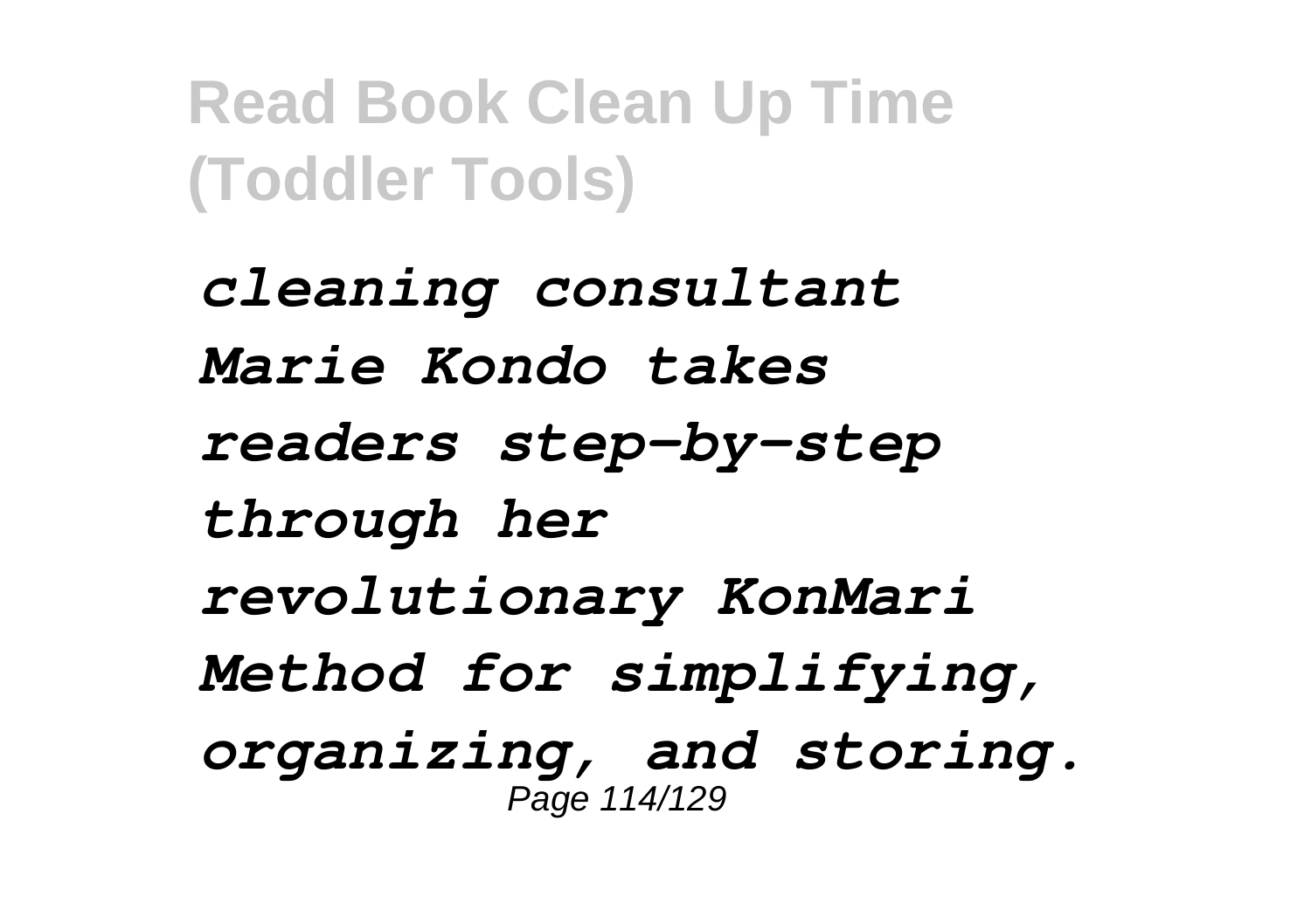*cleaning consultant Marie Kondo takes readers step-by-step through her revolutionary KonMari Method for simplifying, organizing, and storing.*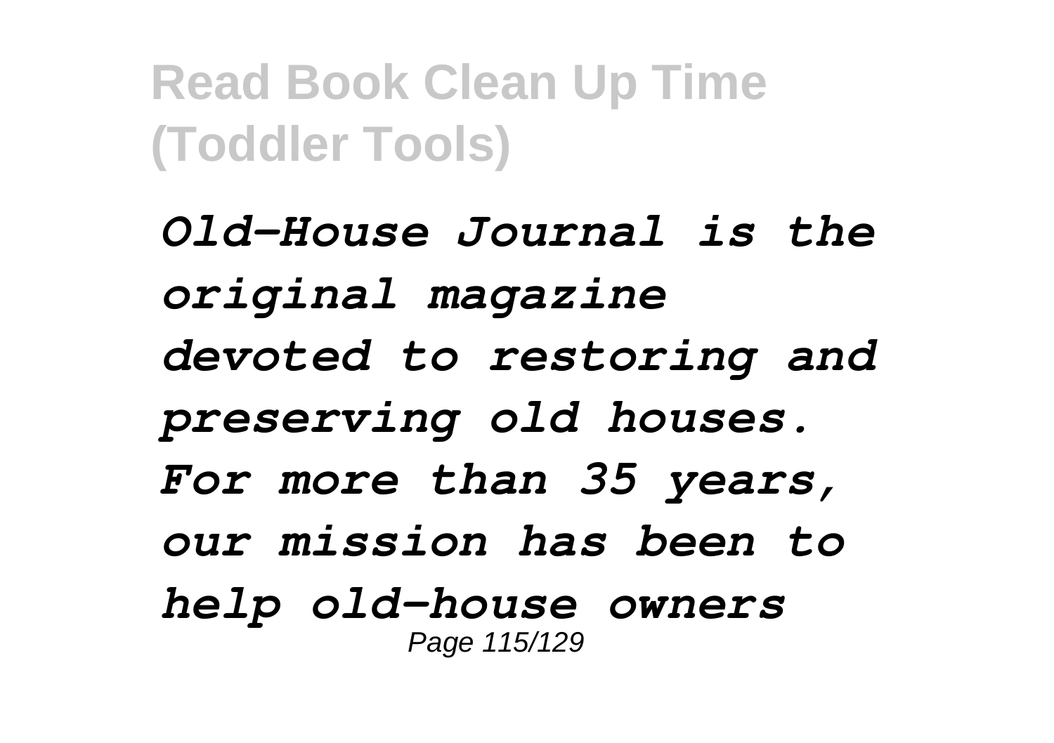*Old-House Journal is the original magazine devoted to restoring and preserving old houses. For more than 35 years, our mission has been to help old-house owners*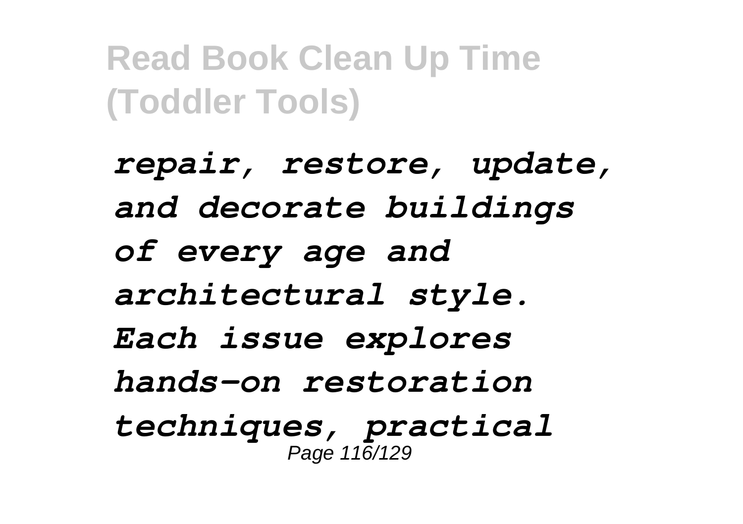*repair, restore, update, and decorate buildings of every age and architectural style. Each issue explores hands-on restoration techniques, practical*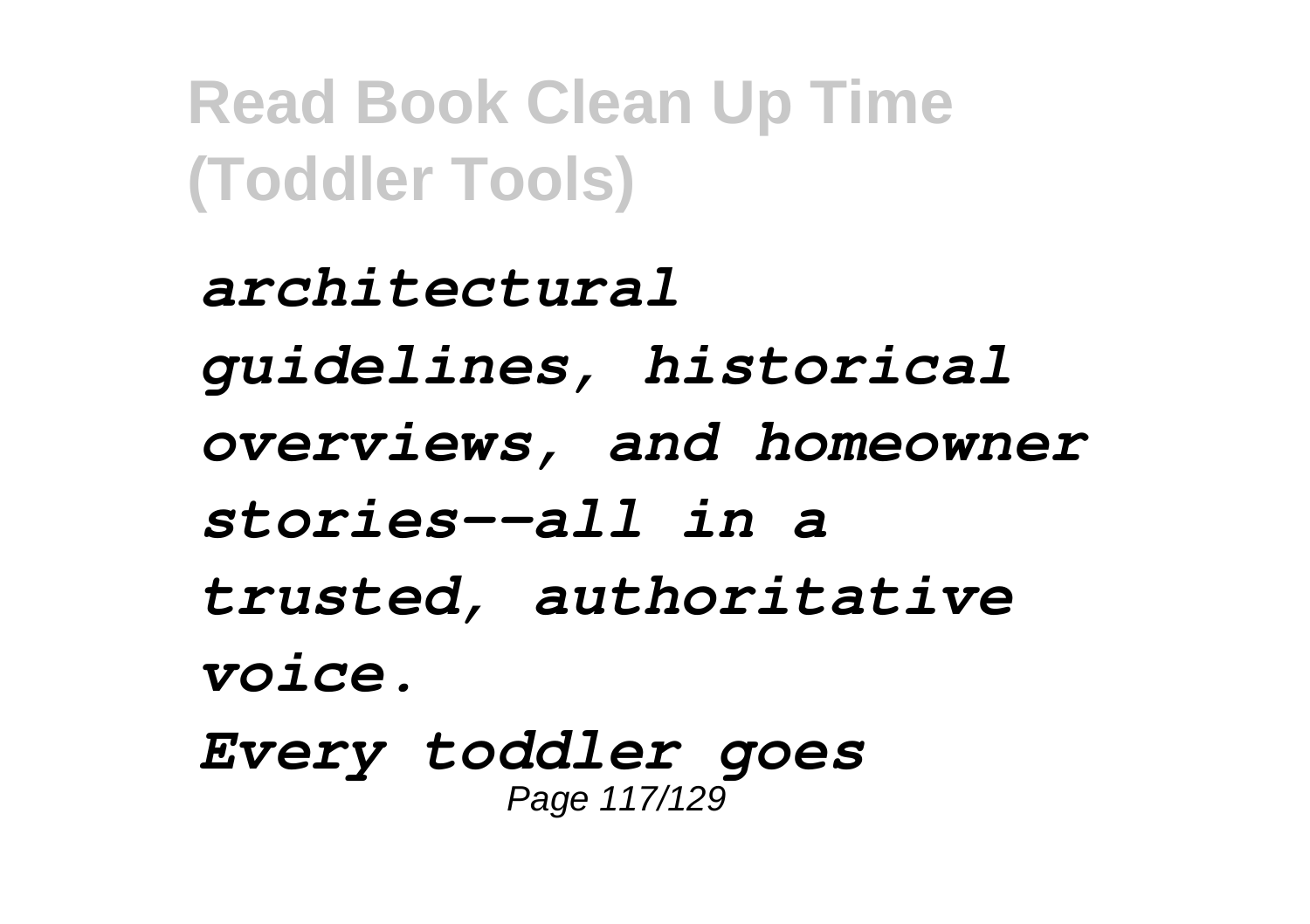*architectural guidelines, historical overviews, and homeowner stories--all in a trusted, authoritative voice.*

*Every toddler goes*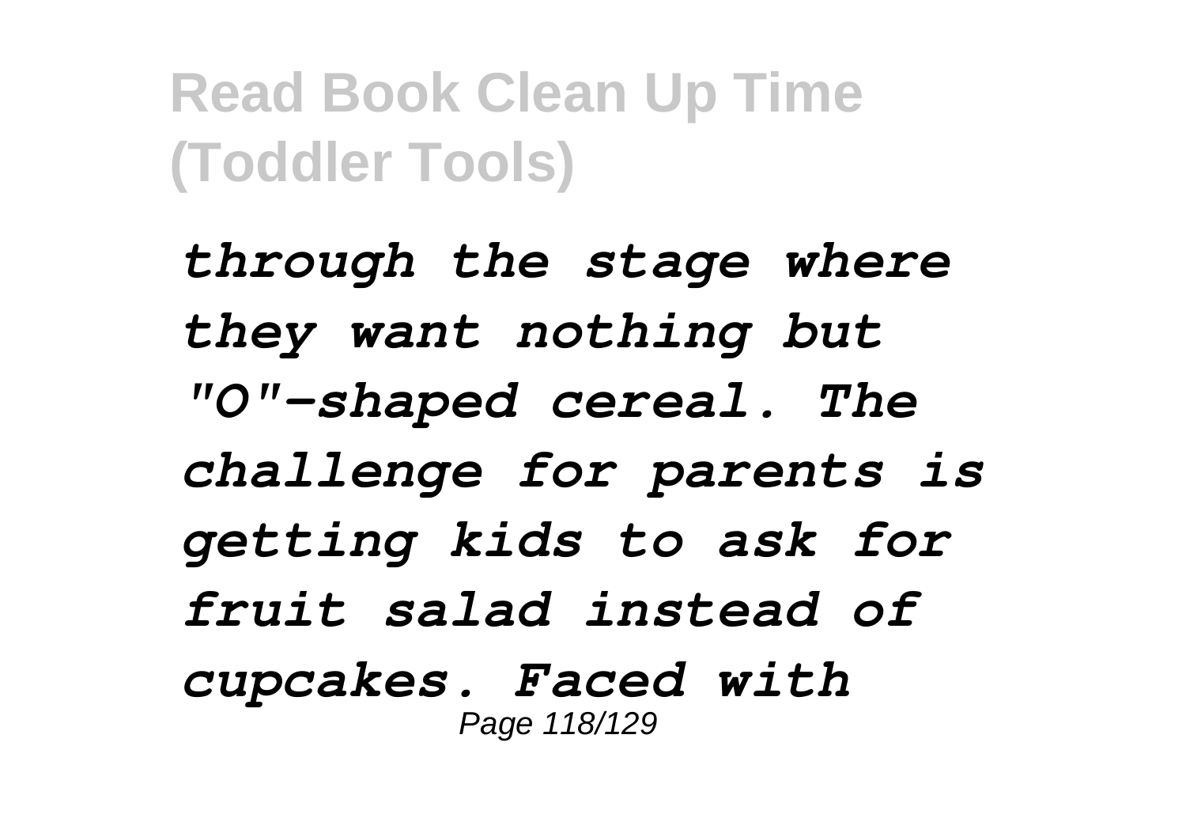*through the stage where they want nothing but "O"-shaped cereal. The challenge for parents is getting kids to ask for fruit salad instead of cupcakes. Faced with*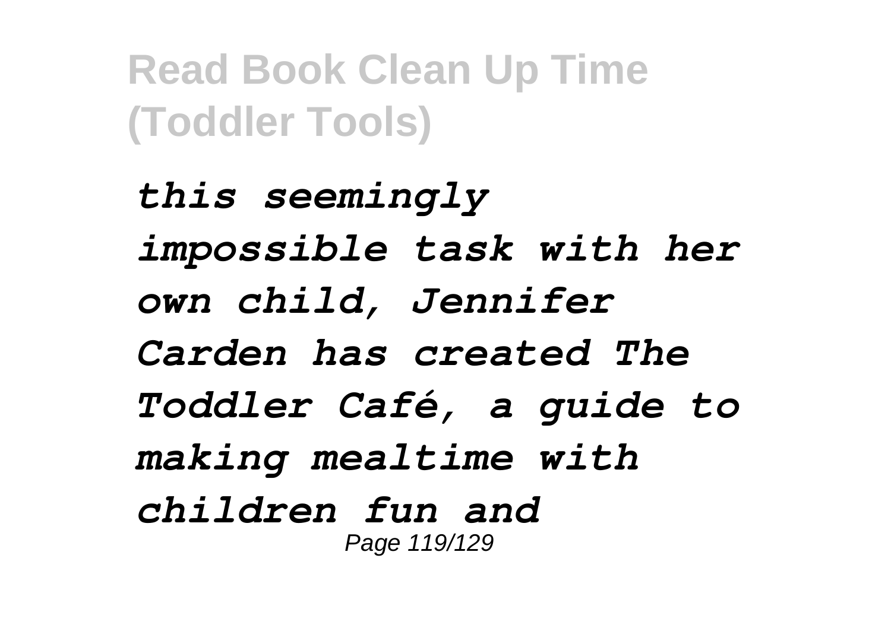*this seemingly impossible task with her own child, Jennifer Carden has created The Toddler Café, a guide to making mealtime with children fun and*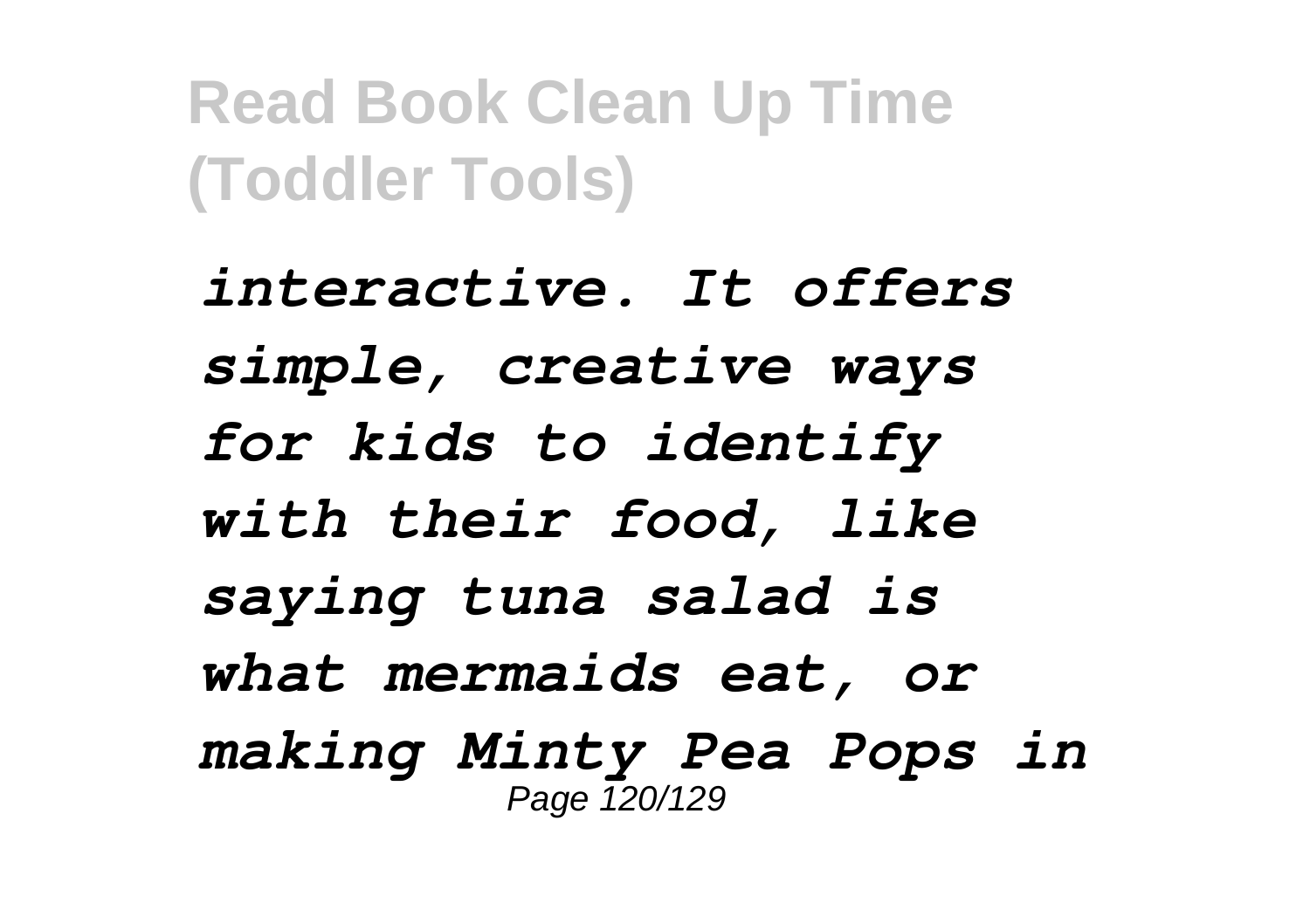*interactive. It offers simple, creative ways for kids to identify with their food, like saying tuna salad is what mermaids eat, or making Minty Pea Pops in*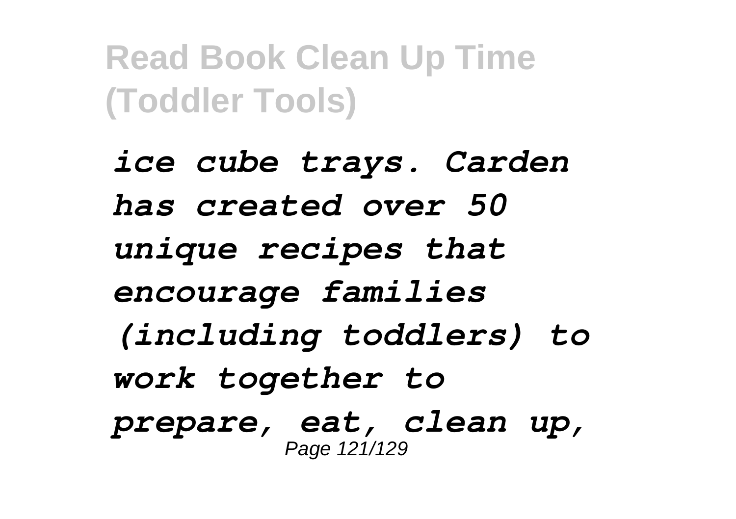*ice cube trays. Carden has created over 50 unique recipes that encourage families (including toddlers) to work together to prepare, eat, clean up,*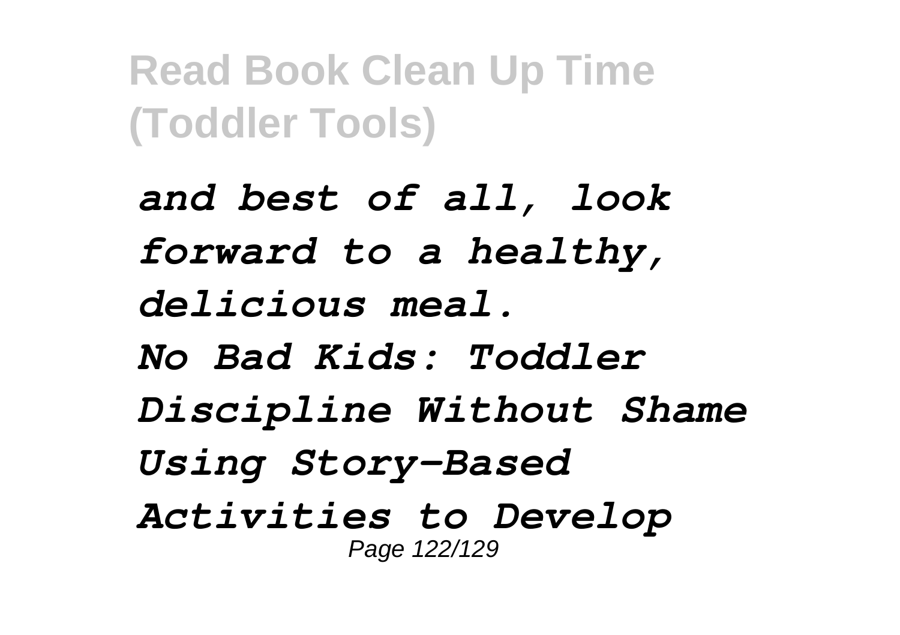*and best of all, look forward to a healthy, delicious meal.*

*No Bad Kids: Toddler Discipline Without Shame*

*Using Story-Based Activities to Develop*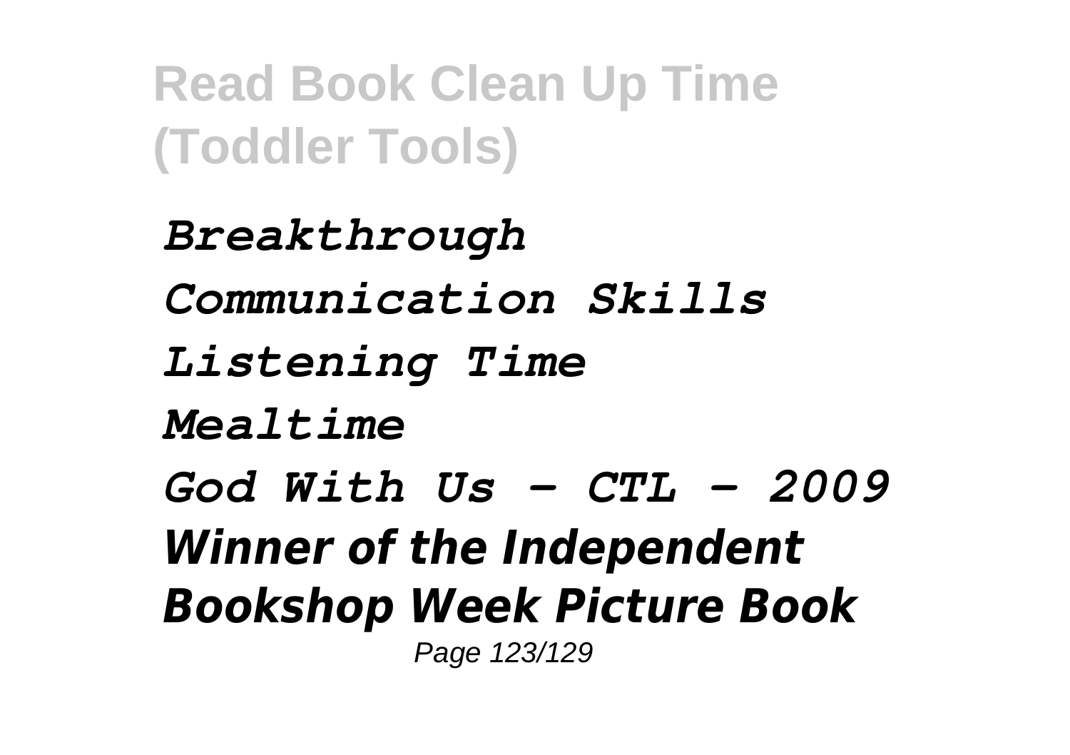*Breakthrough*

*Communication Skills*

*Listening Time*

*Mealtime*

*God With Us - CTL - 2009*

***Winner of the Independent Bookshop Week Picture Book***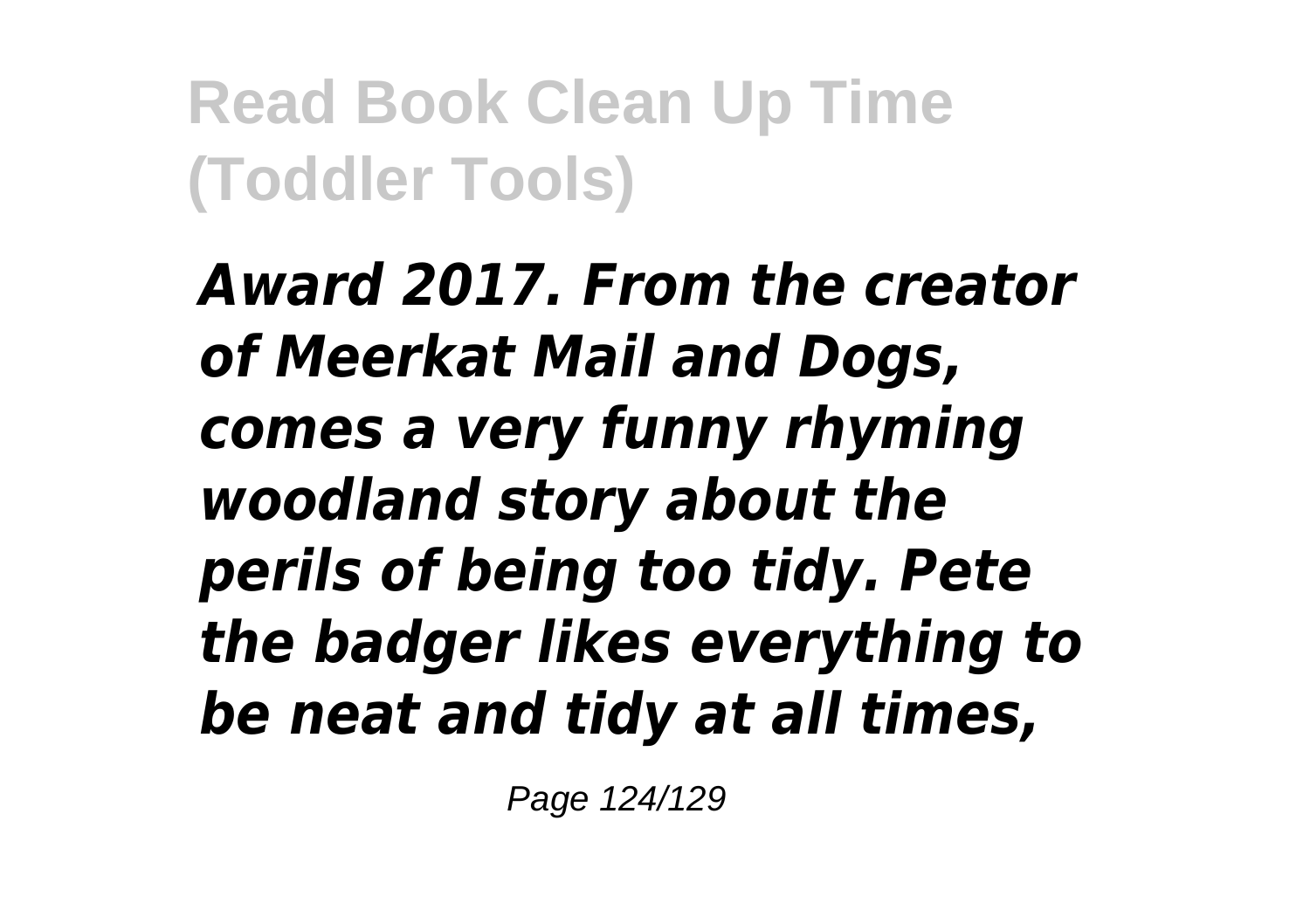*Award 2017. From the creator of Meerkat Mail and Dogs, comes a very funny rhyming woodland story about the perils of being too tidy. Pete the badger likes everything to be neat and tidy at all times,*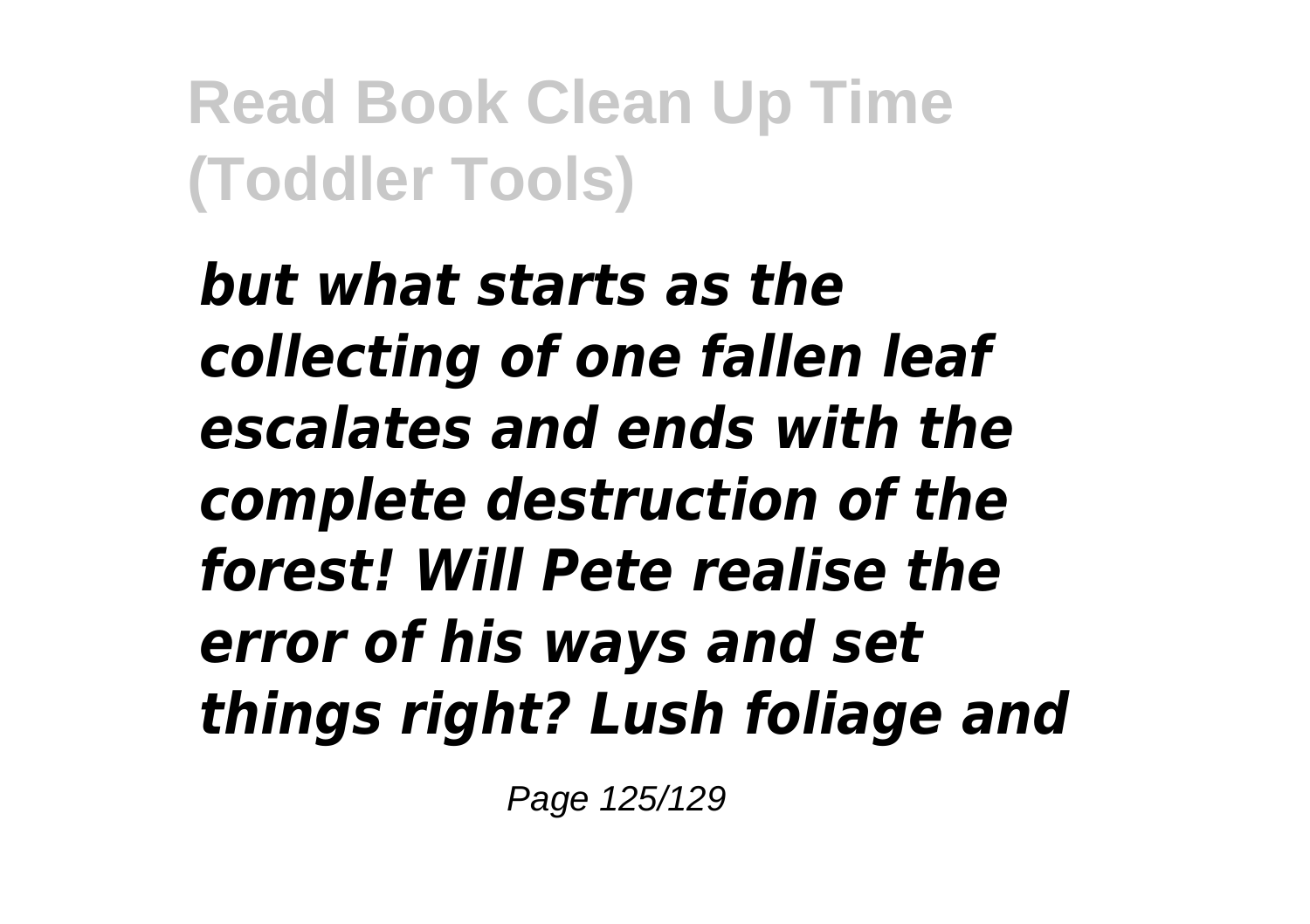*but what starts as the collecting of one fallen leaf escalates and ends with the complete destruction of the forest! Will Pete realise the error of his ways and set things right? Lush foliage and*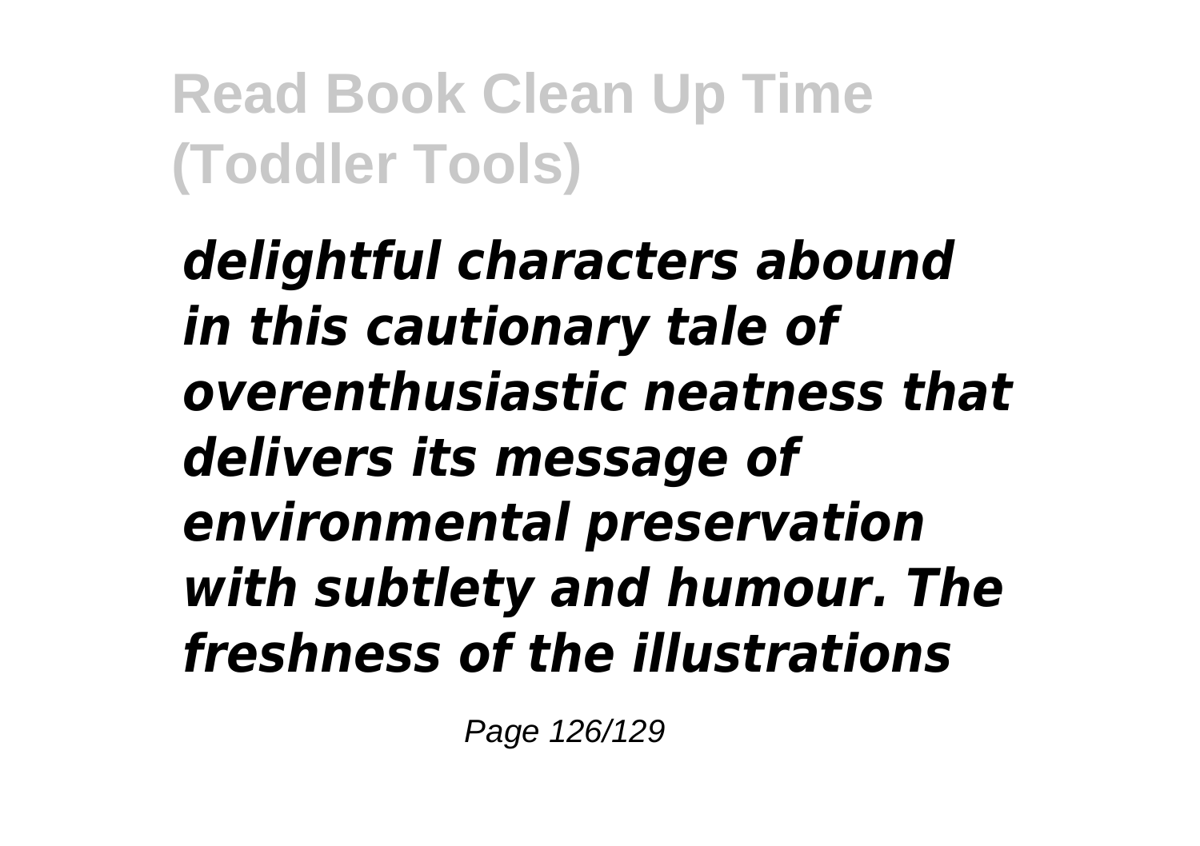*delightful characters abound in this cautionary tale of overenthusiastic neatness that delivers its message of environmental preservation with subtlety and humour. The freshness of the illustrations*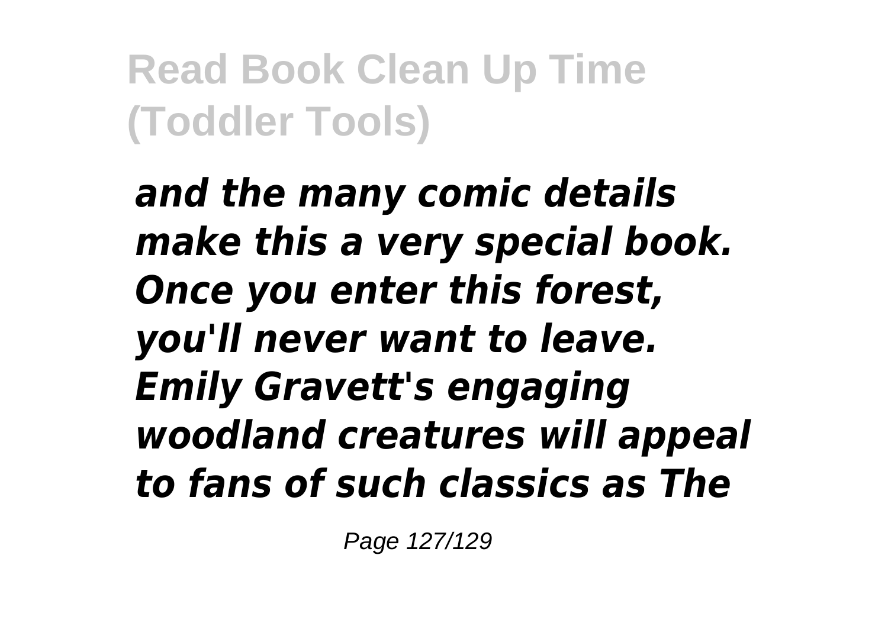*and the many comic details make this a very special book. Once you enter this forest, you'll never want to leave. Emily Gravett's engaging woodland creatures will appeal to fans of such classics as The*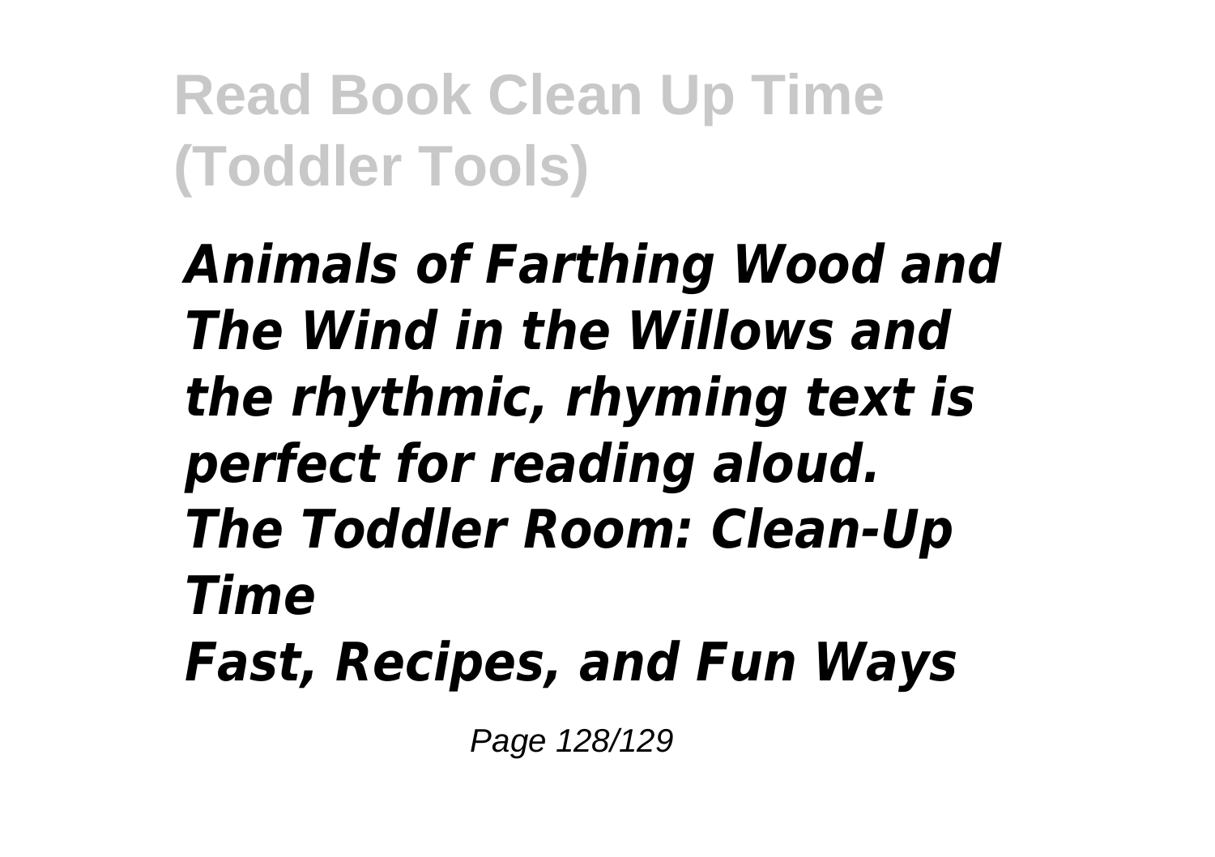*Animals of Farthing Wood and The Wind in the Willows and the rhythmic, rhyming text is perfect for reading aloud.*
***The Toddler Room: Clean-Up Time***
***Fast, Recipes, and Fun Ways***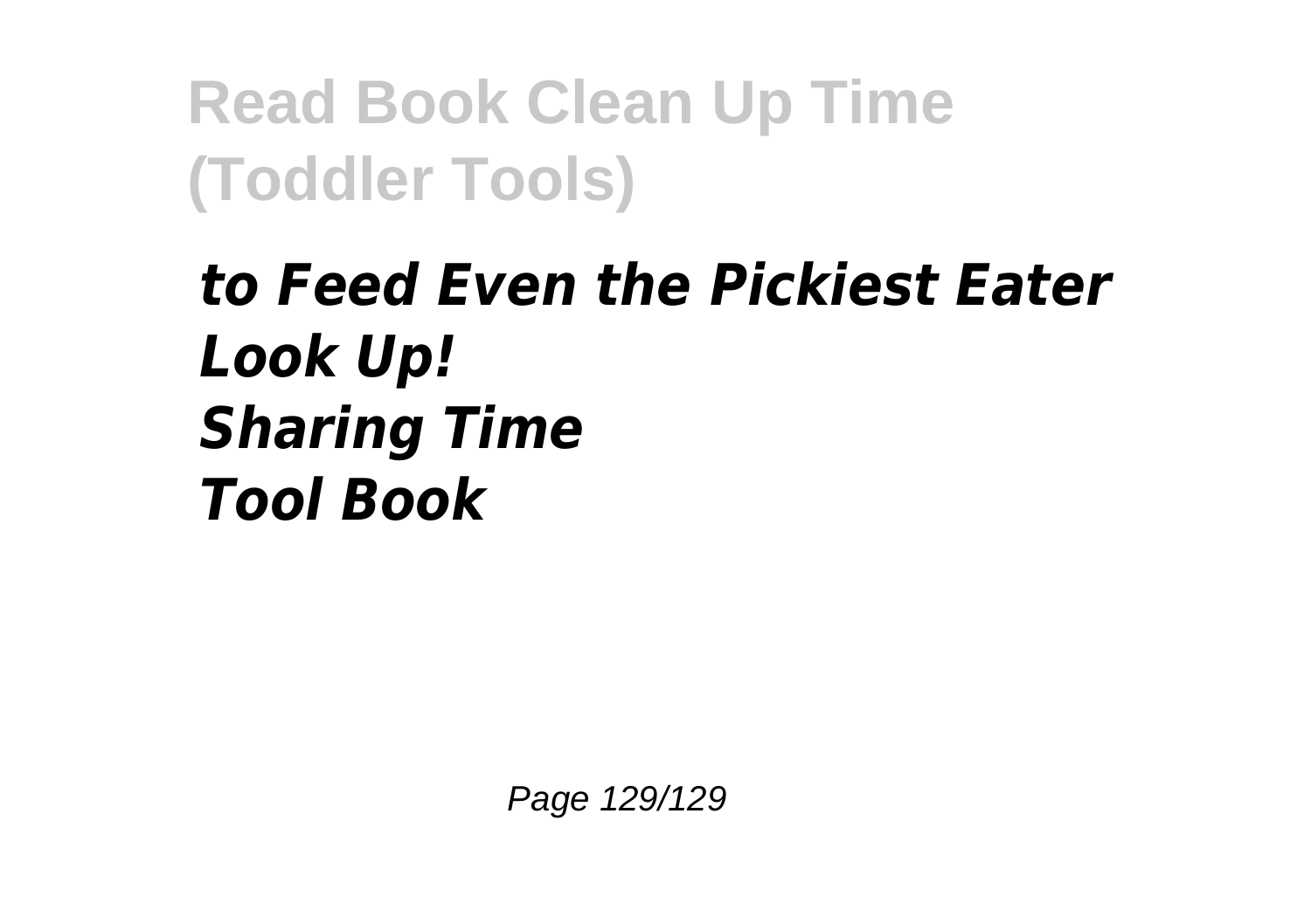***to Feed Even the Pickiest Eater***
***Look Up!***
***Sharing Time***
***Tool Book***